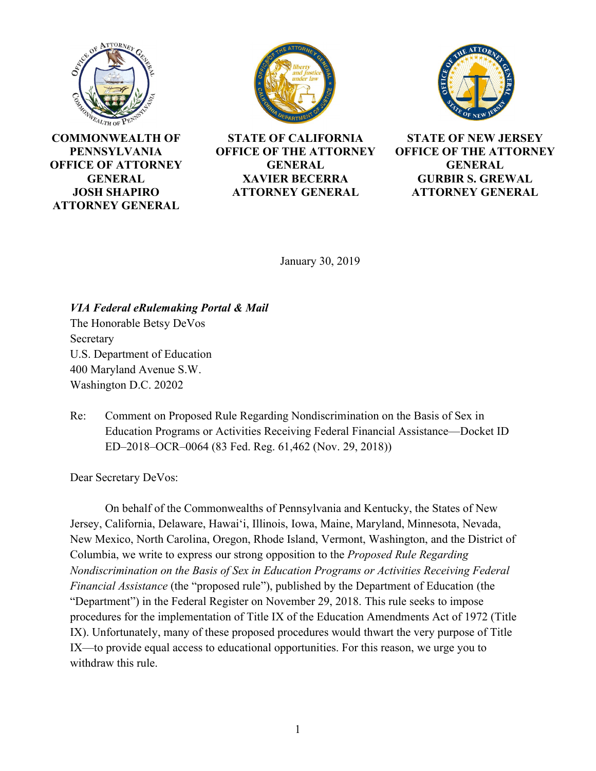**COMMONWEALTH OF PENNSYLVANIA OFFICE OF ATTORNEY GENERAL JOSH SHAPIRO ATTORNEY GENERAL**

**STATE OF CALIFORNIA OFFICE OF THE ATTORNEY GENERAL XAVIER BECERRA ATTORNEY GENERAL**

**STATE OF NEW JERSEY OFFICE OF THE ATTORNEY GENERAL GURBIR S. GREWAL ATTORNEY GENERAL**

January 30, 2019

***VIA Federal eRulemaking Portal & Mail***
The Honorable Betsy DeVos
Secretary
U.S. Department of Education
400 Maryland Avenue S.W.
Washington D.C. 20202

Re: Comment on Proposed Rule Regarding Nondiscrimination on the Basis of Sex in Education Programs or Activities Receiving Federal Financial Assistance—Docket ID ED–2018–OCR–0064 (83 Fed. Reg. 61,462 (Nov. 29, 2018))

Dear Secretary DeVos:

On behalf of the Commonwealths of Pennsylvania and Kentucky, the States of New Jersey, California, Delaware, Hawai'i, Illinois, Iowa, Maine, Maryland, Minnesota, Nevada, New Mexico, North Carolina, Oregon, Rhode Island, Vermont, Washington, and the District of Columbia, we write to express our strong opposition to the *Proposed Rule Regarding Nondiscrimination on the Basis of Sex in Education Programs or Activities Receiving Federal Financial Assistance* (the "proposed rule"), published by the Department of Education (the "Department") in the Federal Register on November 29, 2018. This rule seeks to impose procedures for the implementation of Title IX of the Education Amendments Act of 1972 (Title IX). Unfortunately, many of these proposed procedures would thwart the very purpose of Title IX—to provide equal access to educational opportunities. For this reason, we urge you to withdraw this rule.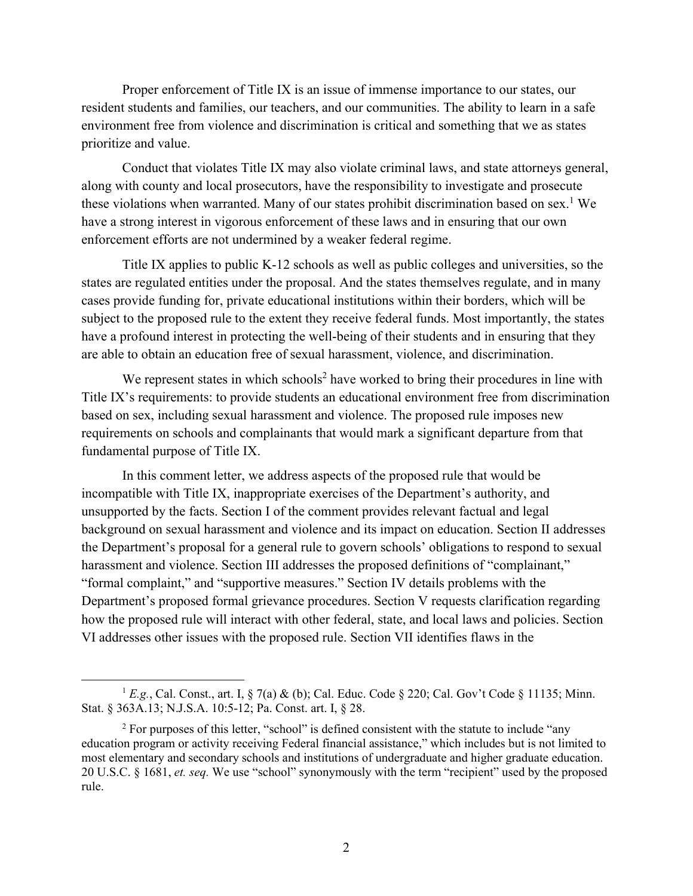Proper enforcement of Title IX is an issue of immense importance to our states, our resident students and families, our teachers, and our communities. The ability to learn in a safe environment free from violence and discrimination is critical and something that we as states prioritize and value.

Conduct that violates Title IX may also violate criminal laws, and state attorneys general, along with county and local prosecutors, have the responsibility to investigate and prosecute these violations when warranted. Many of our states prohibit discrimination based on sex.[1] We have a strong interest in vigorous enforcement of these laws and in ensuring that our own enforcement efforts are not undermined by a weaker federal regime.

Title IX applies to public K-12 schools as well as public colleges and universities, so the states are regulated entities under the proposal. And the states themselves regulate, and in many cases provide funding for, private educational institutions within their borders, which will be subject to the proposed rule to the extent they receive federal funds. Most importantly, the states have a profound interest in protecting the well-being of their students and in ensuring that they are able to obtain an education free of sexual harassment, violence, and discrimination.

We represent states in which schools[2] have worked to bring their procedures in line with Title IX's requirements: to provide students an educational environment free from discrimination based on sex, including sexual harassment and violence. The proposed rule imposes new requirements on schools and complainants that would mark a significant departure from that fundamental purpose of Title IX.

In this comment letter, we address aspects of the proposed rule that would be incompatible with Title IX, inappropriate exercises of the Department's authority, and unsupported by the facts. Section I of the comment provides relevant factual and legal background on sexual harassment and violence and its impact on education. Section II addresses the Department's proposal for a general rule to govern schools' obligations to respond to sexual harassment and violence. Section III addresses the proposed definitions of "complainant," "formal complaint," and "supportive measures." Section IV details problems with the Department's proposed formal grievance procedures. Section V requests clarification regarding how the proposed rule will interact with other federal, state, and local laws and policies. Section VI addresses other issues with the proposed rule. Section VII identifies flaws in the

---

[1] *E.g.*, Cal. Const., art. I, § 7(a) & (b); Cal. Educ. Code § 220; Cal. Gov't Code § 11135; Minn. Stat. § 363A.13; N.J.S.A. 10:5-12; Pa. Const. art. I, § 28.

[2] For purposes of this letter, "school" is defined consistent with the statute to include "any education program or activity receiving Federal financial assistance," which includes but is not limited to most elementary and secondary schools and institutions of undergraduate and higher graduate education. 20 U.S.C. § 1681, *et. seq.* We use "school" synonymously with the term "recipient" used by the proposed rule.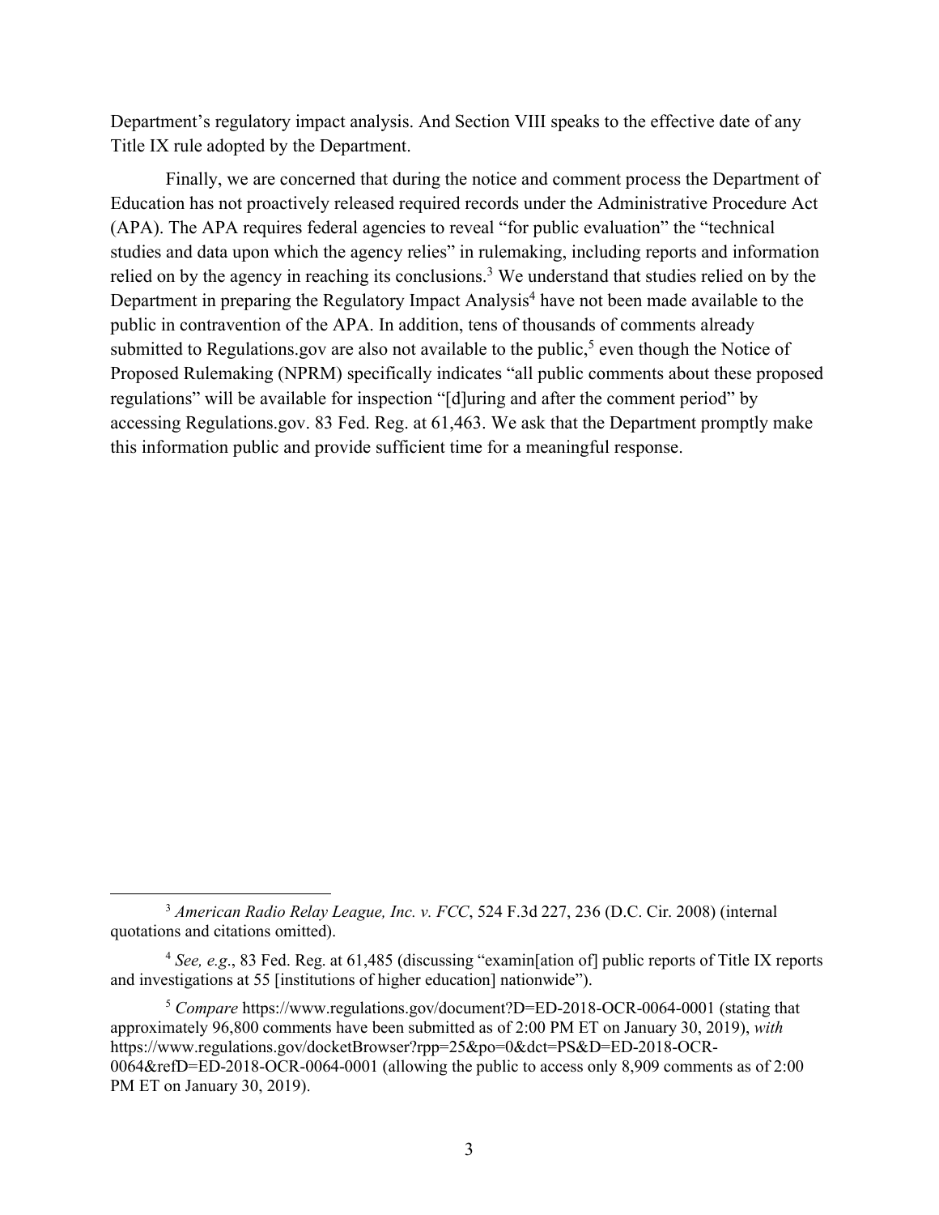Department's regulatory impact analysis. And Section VIII speaks to the effective date of any Title IX rule adopted by the Department.

Finally, we are concerned that during the notice and comment process the Department of Education has not proactively released required records under the Administrative Procedure Act (APA). The APA requires federal agencies to reveal "for public evaluation" the "technical studies and data upon which the agency relies" in rulemaking, including reports and information relied on by the agency in reaching its conclusions.[3] We understand that studies relied on by the Department in preparing the Regulatory Impact Analysis[4] have not been made available to the public in contravention of the APA. In addition, tens of thousands of comments already submitted to Regulations.gov are also not available to the public,[5] even though the Notice of Proposed Rulemaking (NPRM) specifically indicates "all public comments about these proposed regulations" will be available for inspection "[d]uring and after the comment period" by accessing Regulations.gov. 83 Fed. Reg. at 61,463. We ask that the Department promptly make this information public and provide sufficient time for a meaningful response.

---

[3] *American Radio Relay League, Inc. v. FCC*, 524 F.3d 227, 236 (D.C. Cir. 2008) (internal quotations and citations omitted).

[4] *See, e.g*., 83 Fed. Reg. at 61,485 (discussing "examin[ation of] public reports of Title IX reports and investigations at 55 [institutions of higher education] nationwide").

[5] *Compare* https://www.regulations.gov/document?D=ED-2018-OCR-0064-0001 (stating that approximately 96,800 comments have been submitted as of 2:00 PM ET on January 30, 2019), *with* https://www.regulations.gov/docketBrowser?rpp=25&po=0&dct=PS&D=ED-2018-OCR-0064&refD=ED-2018-OCR-0064-0001 (allowing the public to access only 8,909 comments as of 2:00 PM ET on January 30, 2019).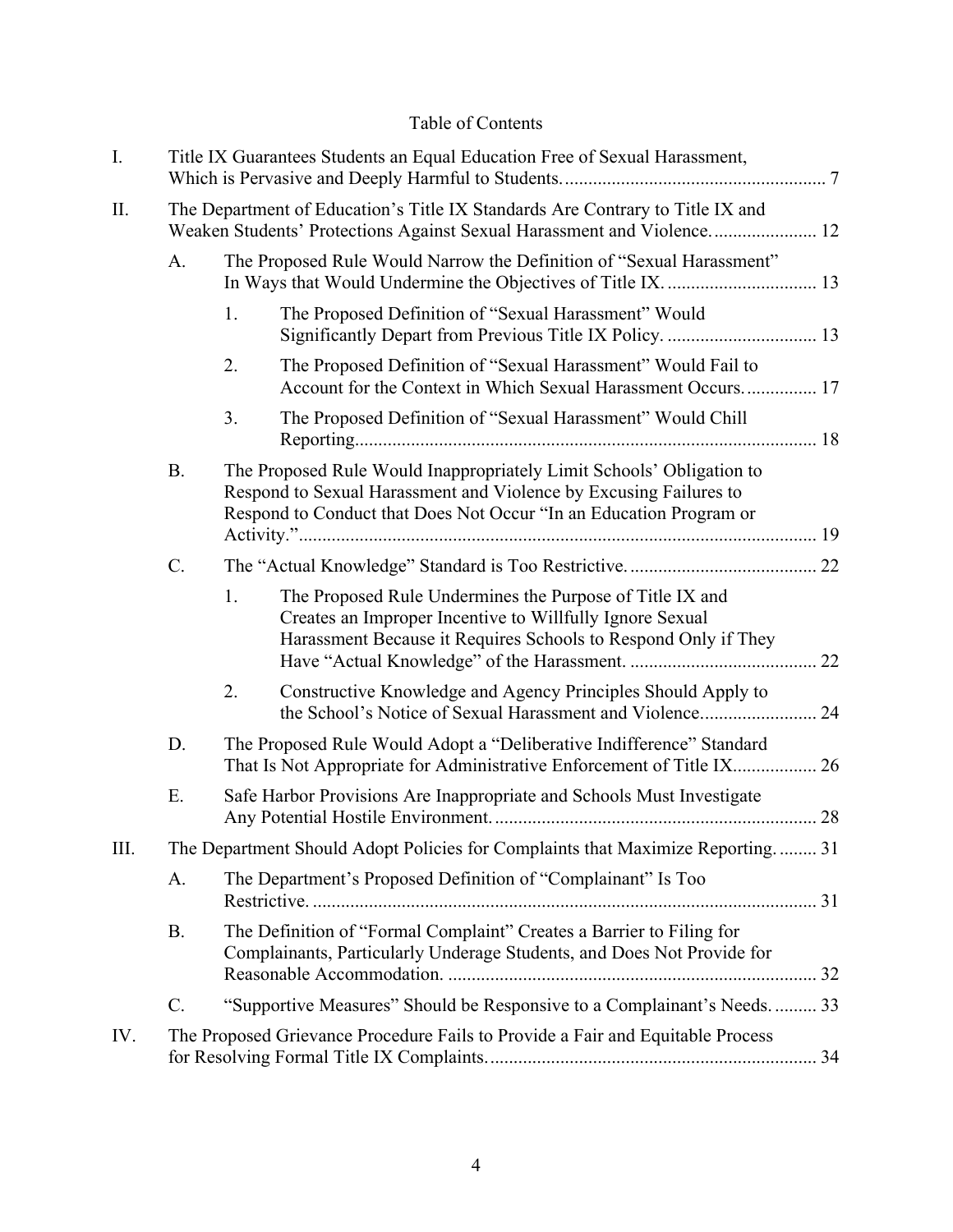# Table of Contents

- I. Title IX Guarantees Students an Equal Education Free of Sexual Harassment, Which is Pervasive and Deeply Harmful to Students. ........................................................ 7
- II. The Department of Education's Title IX Standards Are Contrary to Title IX and Weaken Students' Protections Against Sexual Harassment and Violence. ...................... 12
  - A. The Proposed Rule Would Narrow the Definition of "Sexual Harassment" In Ways that Would Undermine the Objectives of Title IX. ................................ 13
    - 1. The Proposed Definition of "Sexual Harassment" Would Significantly Depart from Previous Title IX Policy. ................................ 13
    - 2. The Proposed Definition of "Sexual Harassment" Would Fail to Account for the Context in Which Sexual Harassment Occurs. ............... 17
    - 3. The Proposed Definition of "Sexual Harassment" Would Chill Reporting. ................................................................................................ 18
  - B. The Proposed Rule Would Inappropriately Limit Schools' Obligation to Respond to Sexual Harassment and Violence by Excusing Failures to Respond to Conduct that Does Not Occur "In an Education Program or Activity." ............................................................................................................ 19
  - C. The "Actual Knowledge" Standard is Too Restrictive. ........................................ 22
    - 1. The Proposed Rule Undermines the Purpose of Title IX and Creates an Improper Incentive to Willfully Ignore Sexual Harassment Because it Requires Schools to Respond Only if They Have "Actual Knowledge" of the Harassment. ........................................ 22
    - 2. Constructive Knowledge and Agency Principles Should Apply to the School's Notice of Sexual Harassment and Violence. ........................ 24
  - D. The Proposed Rule Would Adopt a "Deliberative Indifference" Standard That Is Not Appropriate for Administrative Enforcement of Title IX. ................. 26
  - E. Safe Harbor Provisions Are Inappropriate and Schools Must Investigate Any Potential Hostile Environment. .................................................................... 28
- III. The Department Should Adopt Policies for Complaints that Maximize Reporting. ........ 31
  - A. The Department's Proposed Definition of "Complainant" Is Too Restrictive. .......................................................................................................... 31
  - B. The Definition of "Formal Complaint" Creates a Barrier to Filing for Complainants, Particularly Underage Students, and Does Not Provide for Reasonable Accommodation. .............................................................................. 32
  - C. "Supportive Measures" Should be Responsive to a Complainant's Needs. ......... 33
- IV. The Proposed Grievance Procedure Fails to Provide a Fair and Equitable Process for Resolving Formal Title IX Complaints. ..................................................................... 34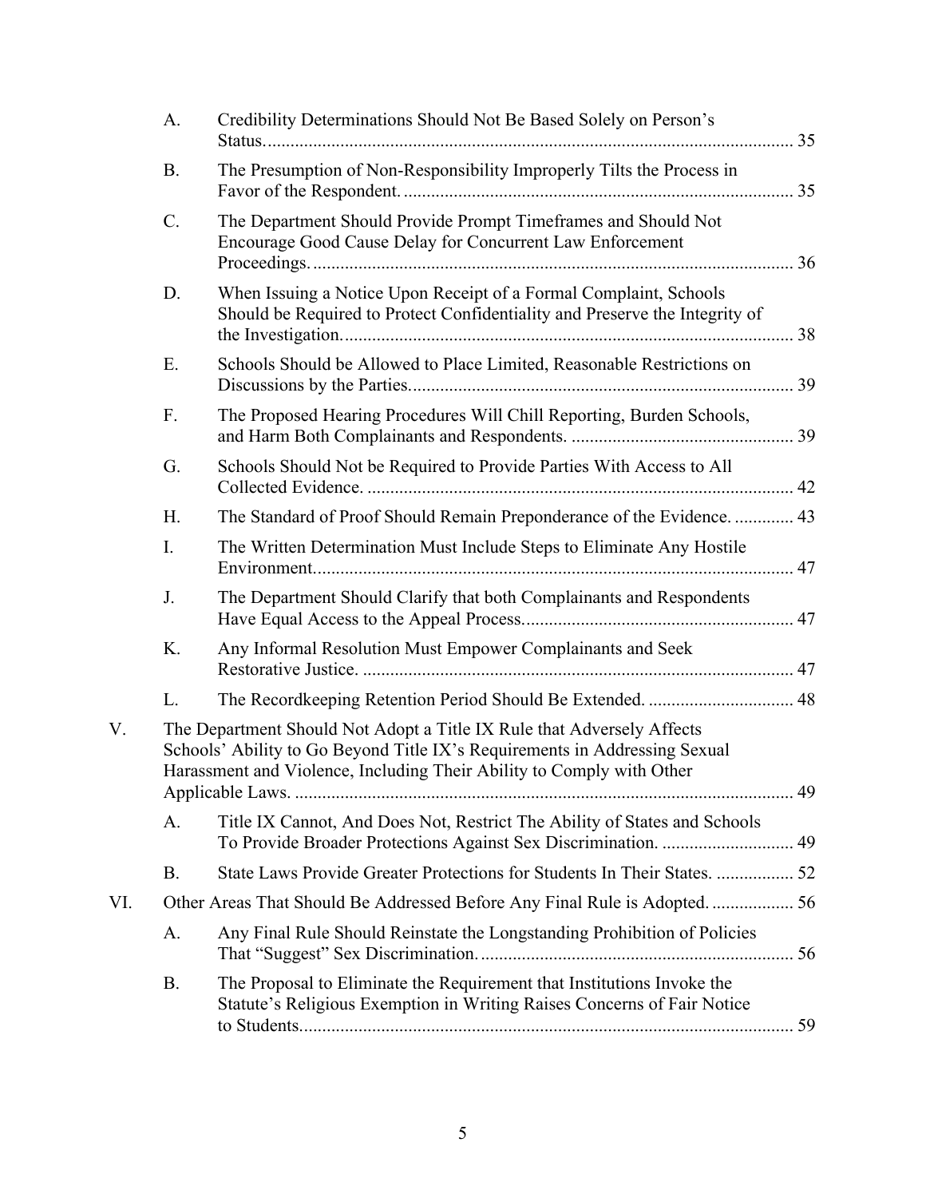- A. Credibility Determinations Should Not Be Based Solely on Person's Status. 35
- B. The Presumption of Non-Responsibility Improperly Tilts the Process in Favor of the Respondent. 35
- C. The Department Should Provide Prompt Timeframes and Should Not Encourage Good Cause Delay for Concurrent Law Enforcement Proceedings. 36
- D. When Issuing a Notice Upon Receipt of a Formal Complaint, Schools Should be Required to Protect Confidentiality and Preserve the Integrity of the Investigation. 38
- E. Schools Should be Allowed to Place Limited, Reasonable Restrictions on Discussions by the Parties. 39
- F. The Proposed Hearing Procedures Will Chill Reporting, Burden Schools, and Harm Both Complainants and Respondents. 39
- G. Schools Should Not be Required to Provide Parties With Access to All Collected Evidence. 42
- H. The Standard of Proof Should Remain Preponderance of the Evidence. 43
- I. The Written Determination Must Include Steps to Eliminate Any Hostile Environment. 47
- J. The Department Should Clarify that both Complainants and Respondents Have Equal Access to the Appeal Process. 47
- K. Any Informal Resolution Must Empower Complainants and Seek Restorative Justice. 47
- L. The Recordkeeping Retention Period Should Be Extended. 48

V. The Department Should Not Adopt a Title IX Rule that Adversely Affects Schools' Ability to Go Beyond Title IX's Requirements in Addressing Sexual Harassment and Violence, Including Their Ability to Comply with Other Applicable Laws. 49

- A. Title IX Cannot, And Does Not, Restrict The Ability of States and Schools To Provide Broader Protections Against Sex Discrimination. 49
- B. State Laws Provide Greater Protections for Students In Their States. 52

VI. Other Areas That Should Be Addressed Before Any Final Rule is Adopted. 56

- A. Any Final Rule Should Reinstate the Longstanding Prohibition of Policies That "Suggest" Sex Discrimination. 56
- B. The Proposal to Eliminate the Requirement that Institutions Invoke the Statute's Religious Exemption in Writing Raises Concerns of Fair Notice to Students. 59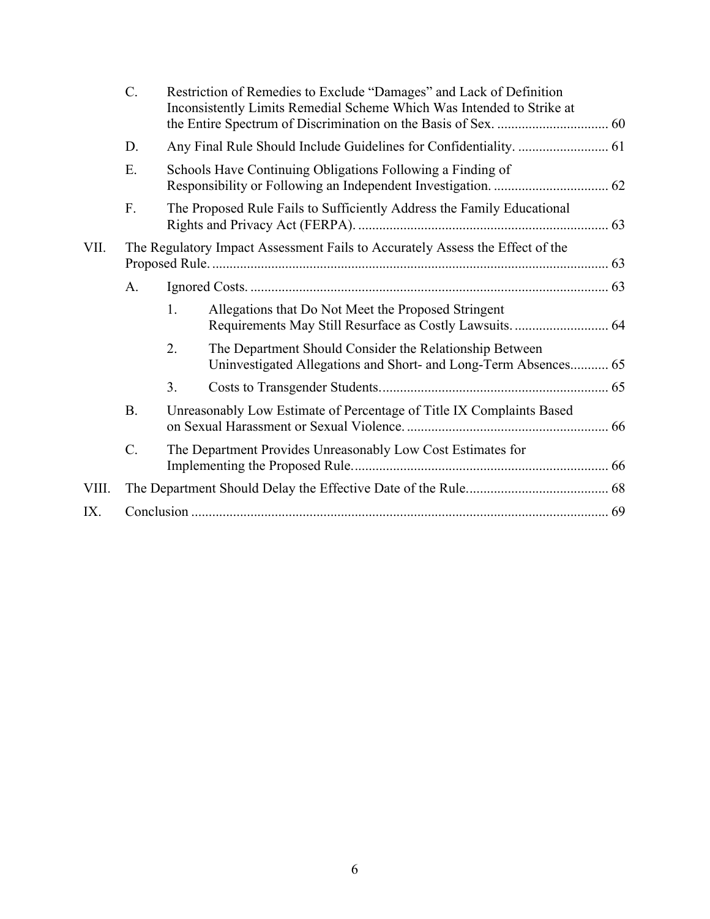- C. Restriction of Remedies to Exclude "Damages" and Lack of Definition Inconsistently Limits Remedial Scheme Which Was Intended to Strike at the Entire Spectrum of Discrimination on the Basis of Sex. ................................ 60
- D. Any Final Rule Should Include Guidelines for Confidentiality. .......................... 61
- E. Schools Have Continuing Obligations Following a Finding of Responsibility or Following an Independent Investigation. ................................. 62
- F. The Proposed Rule Fails to Sufficiently Address the Family Educational Rights and Privacy Act (FERPA). ........................................................................ 63

VII. The Regulatory Impact Assessment Fails to Accurately Assess the Effect of the Proposed Rule. ................................................................................................................. 63

- A. Ignored Costs. ...................................................................................................... 63
  1. Allegations that Do Not Meet the Proposed Stringent Requirements May Still Resurface as Costly Lawsuits. ........................... 64
  2. The Department Should Consider the Relationship Between Uninvestigated Allegations and Short- and Long-Term Absences........... 65
  3. Costs to Transgender Students. ................................................................. 65
- B. Unreasonably Low Estimate of Percentage of Title IX Complaints Based on Sexual Harassment or Sexual Violence. .......................................................... 66
- C. The Department Provides Unreasonably Low Cost Estimates for Implementing the Proposed Rule. ........................................................................ 66

VIII. The Department Should Delay the Effective Date of the Rule......................................... 68

IX. Conclusion ....................................................................................................................... 69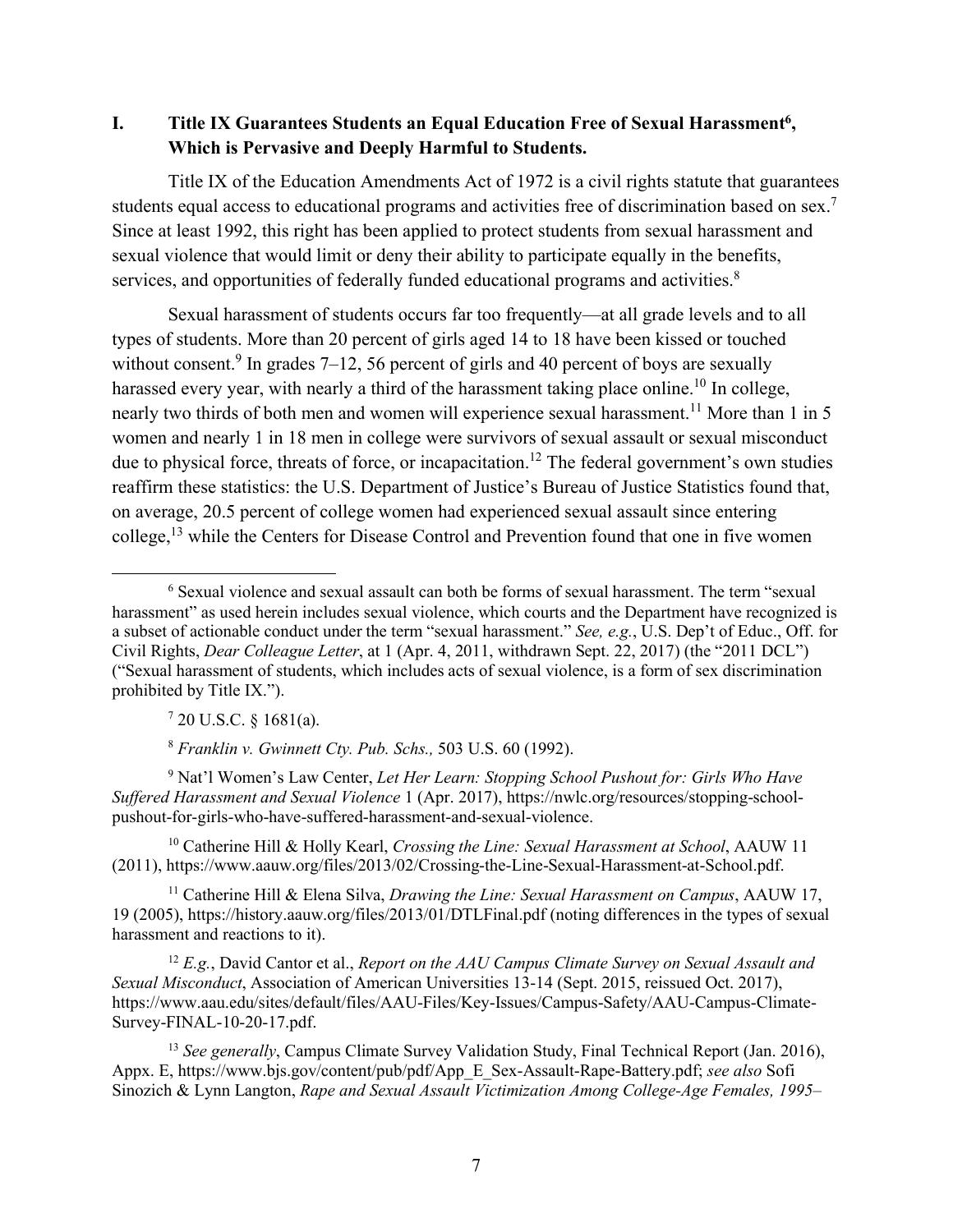## I. Title IX Guarantees Students an Equal Education Free of Sexual Harassment[6], Which is Pervasive and Deeply Harmful to Students.

Title IX of the Education Amendments Act of 1972 is a civil rights statute that guarantees students equal access to educational programs and activities free of discrimination based on sex.[7] Since at least 1992, this right has been applied to protect students from sexual harassment and sexual violence that would limit or deny their ability to participate equally in the benefits, services, and opportunities of federally funded educational programs and activities.[8]

Sexual harassment of students occurs far too frequently—at all grade levels and to all types of students. More than 20 percent of girls aged 14 to 18 have been kissed or touched without consent.[9] In grades 7–12, 56 percent of girls and 40 percent of boys are sexually harassed every year, with nearly a third of the harassment taking place online.[10] In college, nearly two thirds of both men and women will experience sexual harassment.[11] More than 1 in 5 women and nearly 1 in 18 men in college were survivors of sexual assault or sexual misconduct due to physical force, threats of force, or incapacitation.[12] The federal government's own studies reaffirm these statistics: the U.S. Department of Justice's Bureau of Justice Statistics found that, on average, 20.5 percent of college women had experienced sexual assault since entering college,[13] while the Centers for Disease Control and Prevention found that one in five women

---

[6] Sexual violence and sexual assault can both be forms of sexual harassment. The term "sexual harassment" as used herein includes sexual violence, which courts and the Department have recognized is a subset of actionable conduct under the term "sexual harassment." *See, e.g.*, U.S. Dep't of Educ., Off. for Civil Rights, *Dear Colleague Letter*, at 1 (Apr. 4, 2011, withdrawn Sept. 22, 2017) (the "2011 DCL") ("Sexual harassment of students, which includes acts of sexual violence, is a form of sex discrimination prohibited by Title IX.").

[7] 20 U.S.C. § 1681(a).

[8] *Franklin v. Gwinnett Cty. Pub. Schs.,* 503 U.S. 60 (1992).

[9] Nat'l Women's Law Center, *Let Her Learn: Stopping School Pushout for: Girls Who Have Suffered Harassment and Sexual Violence* 1 (Apr. 2017), https://nwlc.org/resources/stopping-school-pushout-for-girls-who-have-suffered-harassment-and-sexual-violence.

[10] Catherine Hill & Holly Kearl, *Crossing the Line: Sexual Harassment at School*, AAUW 11 (2011), https://www.aauw.org/files/2013/02/Crossing-the-Line-Sexual-Harassment-at-School.pdf.

[11] Catherine Hill & Elena Silva, *Drawing the Line: Sexual Harassment on Campus*, AAUW 17, 19 (2005), https://history.aauw.org/files/2013/01/DTLFinal.pdf (noting differences in the types of sexual harassment and reactions to it).

[12] *E.g.*, David Cantor et al., *Report on the AAU Campus Climate Survey on Sexual Assault and Sexual Misconduct*, Association of American Universities 13-14 (Sept. 2015, reissued Oct. 2017), https://www.aau.edu/sites/default/files/AAU-Files/Key-Issues/Campus-Safety/AAU-Campus-Climate-Survey-FINAL-10-20-17.pdf.

[13] *See generally*, Campus Climate Survey Validation Study, Final Technical Report (Jan. 2016), Appx. E, https://www.bjs.gov/content/pub/pdf/App_E_Sex-Assault-Rape-Battery.pdf; *see also* Sofi Sinozich & Lynn Langton, *Rape and Sexual Assault Victimization Among College-Age Females, 1995–*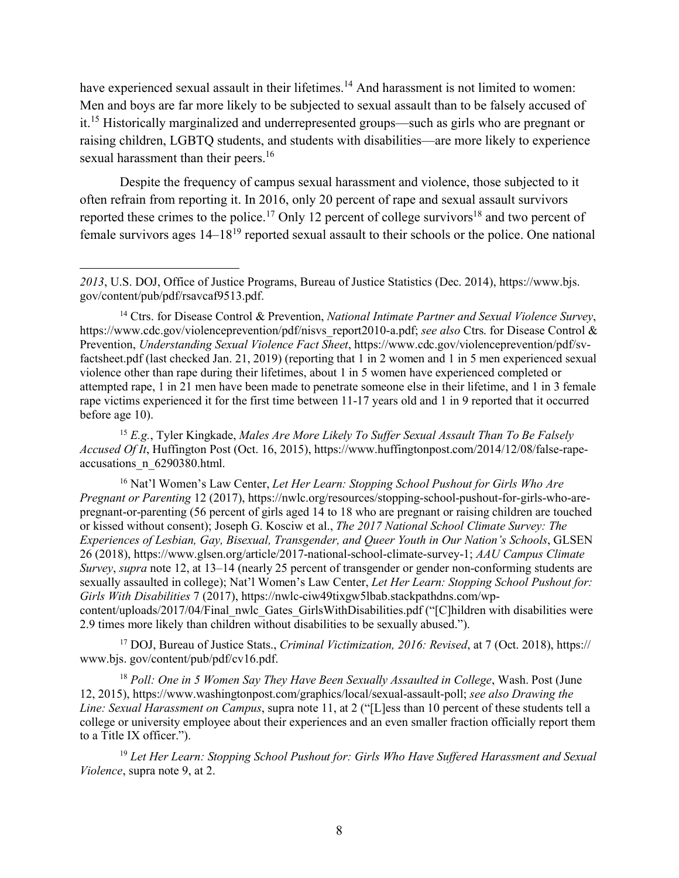have experienced sexual assault in their lifetimes.[14] And harassment is not limited to women: Men and boys are far more likely to be subjected to sexual assault than to be falsely accused of it.[15] Historically marginalized and underrepresented groups—such as girls who are pregnant or raising children, LGBTQ students, and students with disabilities—are more likely to experience sexual harassment than their peers.[16]

Despite the frequency of campus sexual harassment and violence, those subjected to it often refrain from reporting it. In 2016, only 20 percent of rape and sexual assault survivors reported these crimes to the police.[17] Only 12 percent of college survivors[18] and two percent of female survivors ages 14–18[19] reported sexual assault to their schools or the police. One national

---

*2013*, U.S. DOJ, Office of Justice Programs, Bureau of Justice Statistics (Dec. 2014), https://www.bjs.gov/content/pub/pdf/rsavcaf9513.pdf.

[14] Ctrs. for Disease Control & Prevention, *National Intimate Partner and Sexual Violence Survey*, https://www.cdc.gov/violenceprevention/pdf/nisvs_report2010-a.pdf; *see also* Ctrs. for Disease Control & Prevention, *Understanding Sexual Violence Fact Sheet*, https://www.cdc.gov/violenceprevention/pdf/sv-factsheet.pdf (last checked Jan. 21, 2019) (reporting that 1 in 2 women and 1 in 5 men experienced sexual violence other than rape during their lifetimes, about 1 in 5 women have experienced completed or attempted rape, 1 in 21 men have been made to penetrate someone else in their lifetime, and 1 in 3 female rape victims experienced it for the first time between 11-17 years old and 1 in 9 reported that it occurred before age 10).

[15] *E.g.*, Tyler Kingkade, *Males Are More Likely To Suffer Sexual Assault Than To Be Falsely Accused Of It*, Huffington Post (Oct. 16, 2015), https://www.huffingtonpost.com/2014/12/08/false-rape-accusations_n_6290380.html.

[16] Nat'l Women's Law Center, *Let Her Learn: Stopping School Pushout for Girls Who Are Pregnant or Parenting* 12 (2017), https://nwlc.org/resources/stopping-school-pushout-for-girls-who-are-pregnant-or-parenting (56 percent of girls aged 14 to 18 who are pregnant or raising children are touched or kissed without consent); Joseph G. Kosciw et al., *The 2017 National School Climate Survey: The Experiences of Lesbian, Gay, Bisexual, Transgender, and Queer Youth in Our Nation's Schools*, GLSEN 26 (2018), https://www.glsen.org/article/2017-national-school-climate-survey-1; *AAU Campus Climate Survey*, *supra* note 12, at 13–14 (nearly 25 percent of transgender or gender non-conforming students are sexually assaulted in college); Nat'l Women's Law Center, *Let Her Learn: Stopping School Pushout for: Girls With Disabilities* 7 (2017), https://nwlc-ciw49tixgw5lbab.stackpathdns.com/wp-content/uploads/2017/04/Final_nwlc_Gates_GirlsWithDisabilities.pdf ("[C]hildren with disabilities were 2.9 times more likely than children without disabilities to be sexually abused.").

[17] DOJ, Bureau of Justice Stats., *Criminal Victimization, 2016: Revised*, at 7 (Oct. 2018), https://www.bjs. gov/content/pub/pdf/cv16.pdf.

[18] *Poll: One in 5 Women Say They Have Been Sexually Assaulted in College*, Wash. Post (June 12, 2015), https://www.washingtonpost.com/graphics/local/sexual-assault-poll; *see also Drawing the Line: Sexual Harassment on Campus*, supra note 11, at 2 ("[L]ess than 10 percent of these students tell a college or university employee about their experiences and an even smaller fraction officially report them to a Title IX officer.").

[19] *Let Her Learn: Stopping School Pushout for: Girls Who Have Suffered Harassment and Sexual Violence*, supra note 9, at 2.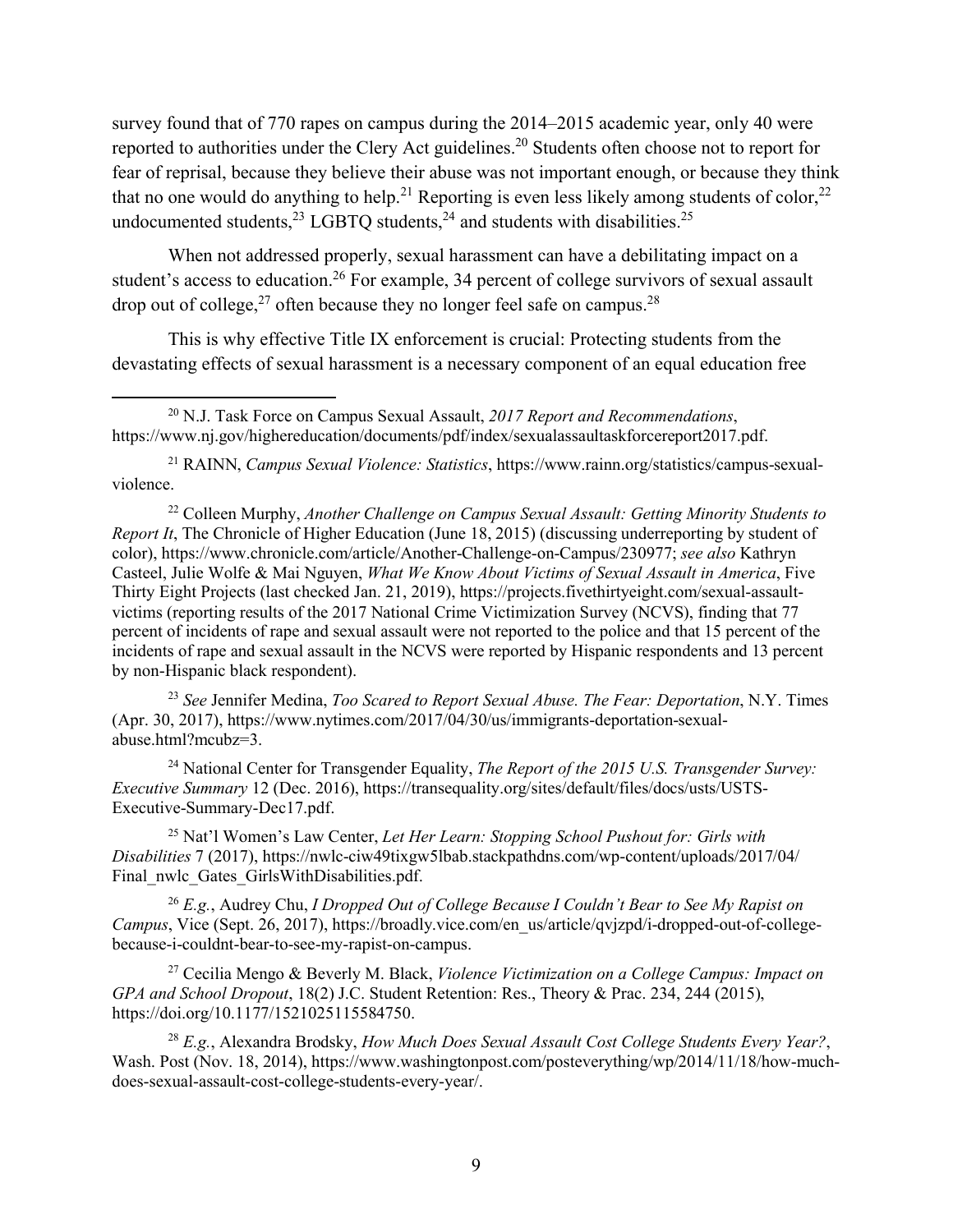survey found that of 770 rapes on campus during the 2014–2015 academic year, only 40 were reported to authorities under the Clery Act guidelines.[20] Students often choose not to report for fear of reprisal, because they believe their abuse was not important enough, or because they think that no one would do anything to help.[21] Reporting is even less likely among students of color,[22] undocumented students,[23] LGBTQ students,[24] and students with disabilities.[25]

When not addressed properly, sexual harassment can have a debilitating impact on a student's access to education.[26] For example, 34 percent of college survivors of sexual assault drop out of college,[27] often because they no longer feel safe on campus.[28]

This is why effective Title IX enforcement is crucial: Protecting students from the devastating effects of sexual harassment is a necessary component of an equal education free

---

[20] N.J. Task Force on Campus Sexual Assault, *2017 Report and Recommendations*, https://www.nj.gov/highereducation/documents/pdf/index/sexualassaulttaskforcereport2017.pdf.

[21] RAINN, *Campus Sexual Violence: Statistics*, https://www.rainn.org/statistics/campus-sexual-violence.

[22] Colleen Murphy, *Another Challenge on Campus Sexual Assault: Getting Minority Students to Report It*, The Chronicle of Higher Education (June 18, 2015) (discussing underreporting by student of color), https://www.chronicle.com/article/Another-Challenge-on-Campus/230977; *see also* Kathryn Casteel, Julie Wolfe & Mai Nguyen, *What We Know About Victims of Sexual Assault in America*, Five Thirty Eight Projects (last checked Jan. 21, 2019), https://projects.fivethirtyeight.com/sexual-assault-victims (reporting results of the 2017 National Crime Victimization Survey (NCVS), finding that 77 percent of incidents of rape and sexual assault were not reported to the police and that 15 percent of the incidents of rape and sexual assault in the NCVS were reported by Hispanic respondents and 13 percent by non-Hispanic black respondent).

[23] *See* Jennifer Medina, *Too Scared to Report Sexual Abuse. The Fear: Deportation*, N.Y. Times (Apr. 30, 2017), https://www.nytimes.com/2017/04/30/us/immigrants-deportation-sexual-abuse.html?mcubz=3.

[24] National Center for Transgender Equality, *The Report of the 2015 U.S. Transgender Survey: Executive Summary* 12 (Dec. 2016), https://transequality.org/sites/default/files/docs/usts/USTS-Executive-Summary-Dec17.pdf.

[25] Nat'l Women's Law Center, *Let Her Learn: Stopping School Pushout for: Girls with Disabilities* 7 (2017), https://nwlc-ciw49tixgw5lbab.stackpathdns.com/wp-content/uploads/2017/04/Final_nwlc_Gates_GirlsWithDisabilities.pdf.

[26] *E.g.*, Audrey Chu, *I Dropped Out of College Because I Couldn't Bear to See My Rapist on Campus*, Vice (Sept. 26, 2017), https://broadly.vice.com/en_us/article/qvjzpd/i-dropped-out-of-college-because-i-couldnt-bear-to-see-my-rapist-on-campus.

[27] Cecilia Mengo & Beverly M. Black, *Violence Victimization on a College Campus: Impact on GPA and School Dropout*, 18(2) J.C. Student Retention: Res., Theory & Prac. 234, 244 (2015), https://doi.org/10.1177/1521025115584750.

[28] *E.g.*, Alexandra Brodsky, *How Much Does Sexual Assault Cost College Students Every Year?*, Wash. Post (Nov. 18, 2014), https://www.washingtonpost.com/posteverything/wp/2014/11/18/how-much-does-sexual-assault-cost-college-students-every-year/.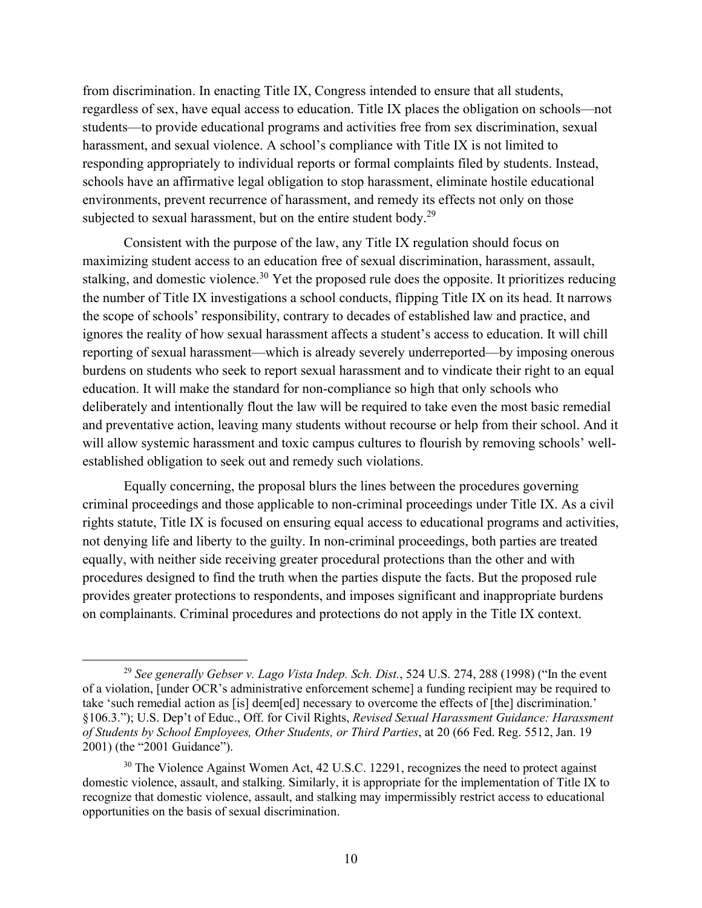from discrimination. In enacting Title IX, Congress intended to ensure that all students, regardless of sex, have equal access to education. Title IX places the obligation on schools—not students—to provide educational programs and activities free from sex discrimination, sexual harassment, and sexual violence. A school's compliance with Title IX is not limited to responding appropriately to individual reports or formal complaints filed by students. Instead, schools have an affirmative legal obligation to stop harassment, eliminate hostile educational environments, prevent recurrence of harassment, and remedy its effects not only on those subjected to sexual harassment, but on the entire student body.[29]

Consistent with the purpose of the law, any Title IX regulation should focus on maximizing student access to an education free of sexual discrimination, harassment, assault, stalking, and domestic violence.[30] Yet the proposed rule does the opposite. It prioritizes reducing the number of Title IX investigations a school conducts, flipping Title IX on its head. It narrows the scope of schools' responsibility, contrary to decades of established law and practice, and ignores the reality of how sexual harassment affects a student's access to education. It will chill reporting of sexual harassment—which is already severely underreported—by imposing onerous burdens on students who seek to report sexual harassment and to vindicate their right to an equal education. It will make the standard for non-compliance so high that only schools who deliberately and intentionally flout the law will be required to take even the most basic remedial and preventative action, leaving many students without recourse or help from their school. And it will allow systemic harassment and toxic campus cultures to flourish by removing schools' well-established obligation to seek out and remedy such violations.

Equally concerning, the proposal blurs the lines between the procedures governing criminal proceedings and those applicable to non-criminal proceedings under Title IX. As a civil rights statute, Title IX is focused on ensuring equal access to educational programs and activities, not denying life and liberty to the guilty. In non-criminal proceedings, both parties are treated equally, with neither side receiving greater procedural protections than the other and with procedures designed to find the truth when the parties dispute the facts. But the proposed rule provides greater protections to respondents, and imposes significant and inappropriate burdens on complainants. Criminal procedures and protections do not apply in the Title IX context.

---

[29] *See generally Gebser v. Lago Vista Indep. Sch. Dist.*, 524 U.S. 274, 288 (1998) ("In the event of a violation, [under OCR's administrative enforcement scheme] a funding recipient may be required to take 'such remedial action as [is] deem[ed] necessary to overcome the effects of [the] discrimination.' §106.3."); U.S. Dep't of Educ., Off. for Civil Rights, *Revised Sexual Harassment Guidance: Harassment of Students by School Employees, Other Students, or Third Parties*, at 20 (66 Fed. Reg. 5512, Jan. 19 2001) (the "2001 Guidance").

[30] The Violence Against Women Act, 42 U.S.C. 12291, recognizes the need to protect against domestic violence, assault, and stalking. Similarly, it is appropriate for the implementation of Title IX to recognize that domestic violence, assault, and stalking may impermissibly restrict access to educational opportunities on the basis of sexual discrimination.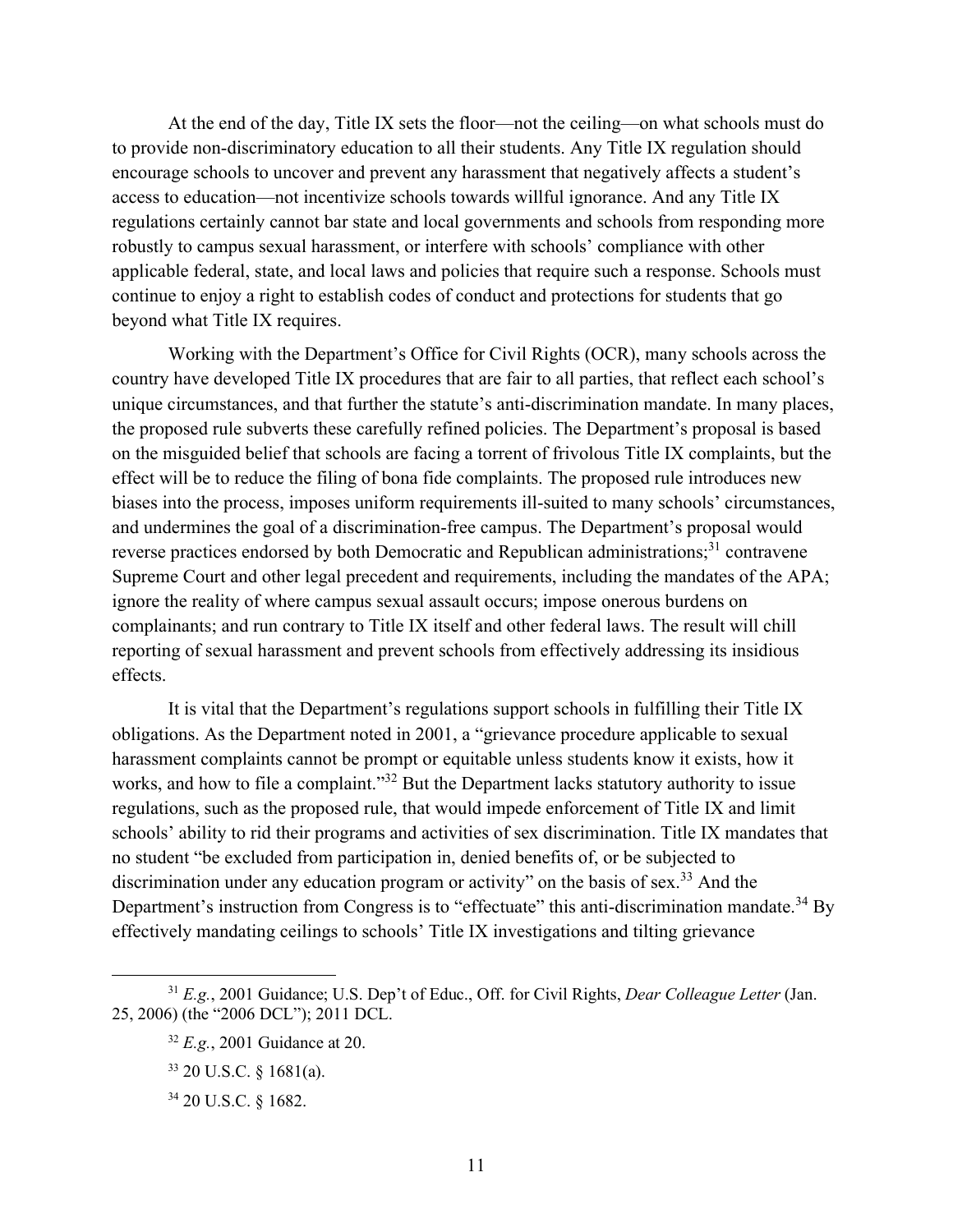At the end of the day, Title IX sets the floor—not the ceiling—on what schools must do to provide non-discriminatory education to all their students. Any Title IX regulation should encourage schools to uncover and prevent any harassment that negatively affects a student's access to education—not incentivize schools towards willful ignorance. And any Title IX regulations certainly cannot bar state and local governments and schools from responding more robustly to campus sexual harassment, or interfere with schools' compliance with other applicable federal, state, and local laws and policies that require such a response. Schools must continue to enjoy a right to establish codes of conduct and protections for students that go beyond what Title IX requires.

Working with the Department's Office for Civil Rights (OCR), many schools across the country have developed Title IX procedures that are fair to all parties, that reflect each school's unique circumstances, and that further the statute's anti-discrimination mandate. In many places, the proposed rule subverts these carefully refined policies. The Department's proposal is based on the misguided belief that schools are facing a torrent of frivolous Title IX complaints, but the effect will be to reduce the filing of bona fide complaints. The proposed rule introduces new biases into the process, imposes uniform requirements ill-suited to many schools' circumstances, and undermines the goal of a discrimination-free campus. The Department's proposal would reverse practices endorsed by both Democratic and Republican administrations;[31] contravene Supreme Court and other legal precedent and requirements, including the mandates of the APA; ignore the reality of where campus sexual assault occurs; impose onerous burdens on complainants; and run contrary to Title IX itself and other federal laws. The result will chill reporting of sexual harassment and prevent schools from effectively addressing its insidious effects.

It is vital that the Department's regulations support schools in fulfilling their Title IX obligations. As the Department noted in 2001, a "grievance procedure applicable to sexual harassment complaints cannot be prompt or equitable unless students know it exists, how it works, and how to file a complaint."[32] But the Department lacks statutory authority to issue regulations, such as the proposed rule, that would impede enforcement of Title IX and limit schools' ability to rid their programs and activities of sex discrimination. Title IX mandates that no student "be excluded from participation in, denied benefits of, or be subjected to discrimination under any education program or activity" on the basis of sex.[33] And the Department's instruction from Congress is to "effectuate" this anti-discrimination mandate.[34] By effectively mandating ceilings to schools' Title IX investigations and tilting grievance

---

[31] *E.g.*, 2001 Guidance; U.S. Dep't of Educ., Off. for Civil Rights, *Dear Colleague Letter* (Jan. 25, 2006) (the "2006 DCL"); 2011 DCL.

[32] *E.g.*, 2001 Guidance at 20.

[33] 20 U.S.C. § 1681(a).

[34] 20 U.S.C. § 1682.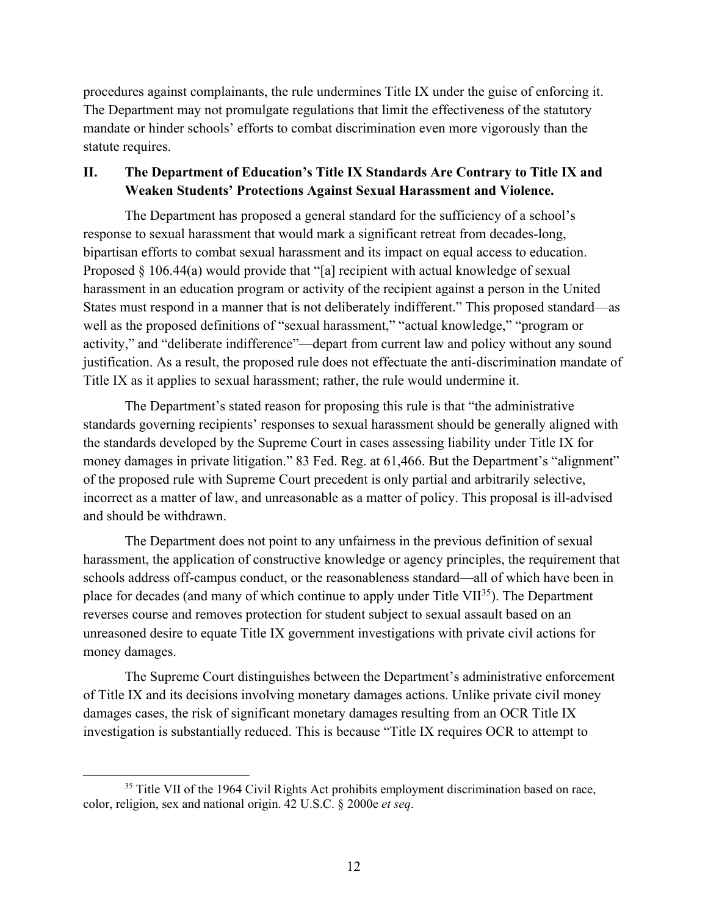procedures against complainants, the rule undermines Title IX under the guise of enforcing it. The Department may not promulgate regulations that limit the effectiveness of the statutory mandate or hinder schools' efforts to combat discrimination even more vigorously than the statute requires.

## II. The Department of Education's Title IX Standards Are Contrary to Title IX and Weaken Students' Protections Against Sexual Harassment and Violence.

The Department has proposed a general standard for the sufficiency of a school's response to sexual harassment that would mark a significant retreat from decades-long, bipartisan efforts to combat sexual harassment and its impact on equal access to education. Proposed § 106.44(a) would provide that "[a] recipient with actual knowledge of sexual harassment in an education program or activity of the recipient against a person in the United States must respond in a manner that is not deliberately indifferent." This proposed standard—as well as the proposed definitions of "sexual harassment," "actual knowledge," "program or activity," and "deliberate indifference"—depart from current law and policy without any sound justification. As a result, the proposed rule does not effectuate the anti-discrimination mandate of Title IX as it applies to sexual harassment; rather, the rule would undermine it.

The Department's stated reason for proposing this rule is that "the administrative standards governing recipients' responses to sexual harassment should be generally aligned with the standards developed by the Supreme Court in cases assessing liability under Title IX for money damages in private litigation." 83 Fed. Reg. at 61,466. But the Department's "alignment" of the proposed rule with Supreme Court precedent is only partial and arbitrarily selective, incorrect as a matter of law, and unreasonable as a matter of policy. This proposal is ill-advised and should be withdrawn.

The Department does not point to any unfairness in the previous definition of sexual harassment, the application of constructive knowledge or agency principles, the requirement that schools address off-campus conduct, or the reasonableness standard—all of which have been in place for decades (and many of which continue to apply under Title VII[35]). The Department reverses course and removes protection for student subject to sexual assault based on an unreasoned desire to equate Title IX government investigations with private civil actions for money damages.

The Supreme Court distinguishes between the Department's administrative enforcement of Title IX and its decisions involving monetary damages actions. Unlike private civil money damages cases, the risk of significant monetary damages resulting from an OCR Title IX investigation is substantially reduced. This is because "Title IX requires OCR to attempt to

[35] Title VII of the 1964 Civil Rights Act prohibits employment discrimination based on race, color, religion, sex and national origin. 42 U.S.C. § 2000e *et seq*.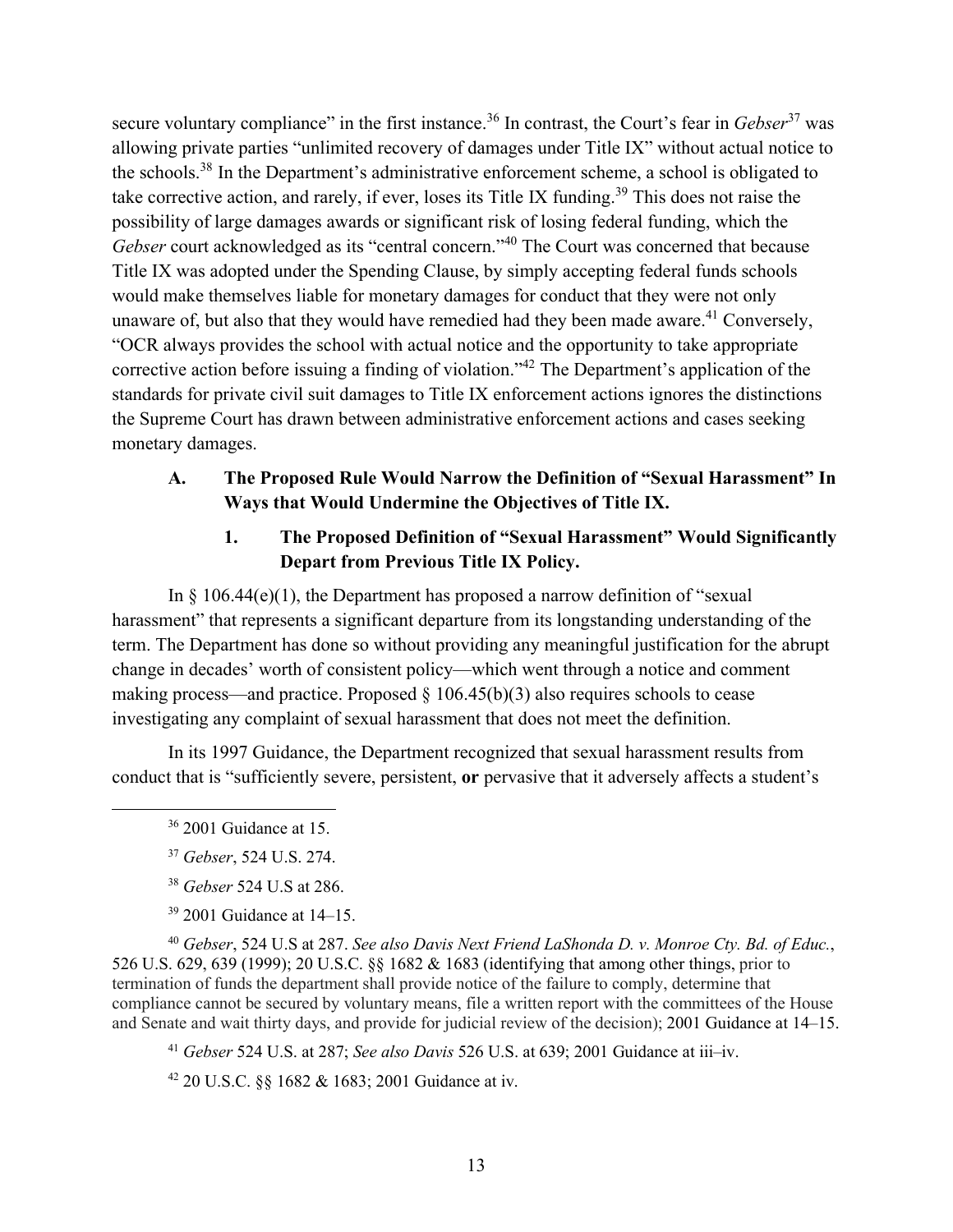secure voluntary compliance" in the first instance.[36] In contrast, the Court's fear in *Gebser*[37] was allowing private parties "unlimited recovery of damages under Title IX" without actual notice to the schools.[38] In the Department's administrative enforcement scheme, a school is obligated to take corrective action, and rarely, if ever, loses its Title IX funding.[39] This does not raise the possibility of large damages awards or significant risk of losing federal funding, which the *Gebser* court acknowledged as its "central concern."[40] The Court was concerned that because Title IX was adopted under the Spending Clause, by simply accepting federal funds schools would make themselves liable for monetary damages for conduct that they were not only unaware of, but also that they would have remedied had they been made aware.[41] Conversely, "OCR always provides the school with actual notice and the opportunity to take appropriate corrective action before issuing a finding of violation."[42] The Department's application of the standards for private civil suit damages to Title IX enforcement actions ignores the distinctions the Supreme Court has drawn between administrative enforcement actions and cases seeking monetary damages.

### A. The Proposed Rule Would Narrow the Definition of "Sexual Harassment" In Ways that Would Undermine the Objectives of Title IX.

#### 1. The Proposed Definition of "Sexual Harassment" Would Significantly Depart from Previous Title IX Policy.

In § 106.44(e)(1), the Department has proposed a narrow definition of "sexual harassment" that represents a significant departure from its longstanding understanding of the term. The Department has done so without providing any meaningful justification for the abrupt change in decades' worth of consistent policy—which went through a notice and comment making process—and practice. Proposed § 106.45(b)(3) also requires schools to cease investigating any complaint of sexual harassment that does not meet the definition.

In its 1997 Guidance, the Department recognized that sexual harassment results from conduct that is "sufficiently severe, persistent, **or** pervasive that it adversely affects a student's

---

[36] 2001 Guidance at 15.

[37] *Gebser*, 524 U.S. 274.

[38] *Gebser* 524 U.S at 286.

[39] 2001 Guidance at 14–15.

[40] *Gebser*, 524 U.S at 287. *See also Davis Next Friend LaShonda D. v. Monroe Cty. Bd. of Educ.*, 526 U.S. 629, 639 (1999); 20 U.S.C. §§ 1682 & 1683 (identifying that among other things, prior to termination of funds the department shall provide notice of the failure to comply, determine that compliance cannot be secured by voluntary means, file a written report with the committees of the House and Senate and wait thirty days, and provide for judicial review of the decision); 2001 Guidance at 14–15.

[41] *Gebser* 524 U.S. at 287; *See also Davis* 526 U.S. at 639; 2001 Guidance at iii–iv.

[42] 20 U.S.C. §§ 1682 & 1683; 2001 Guidance at iv.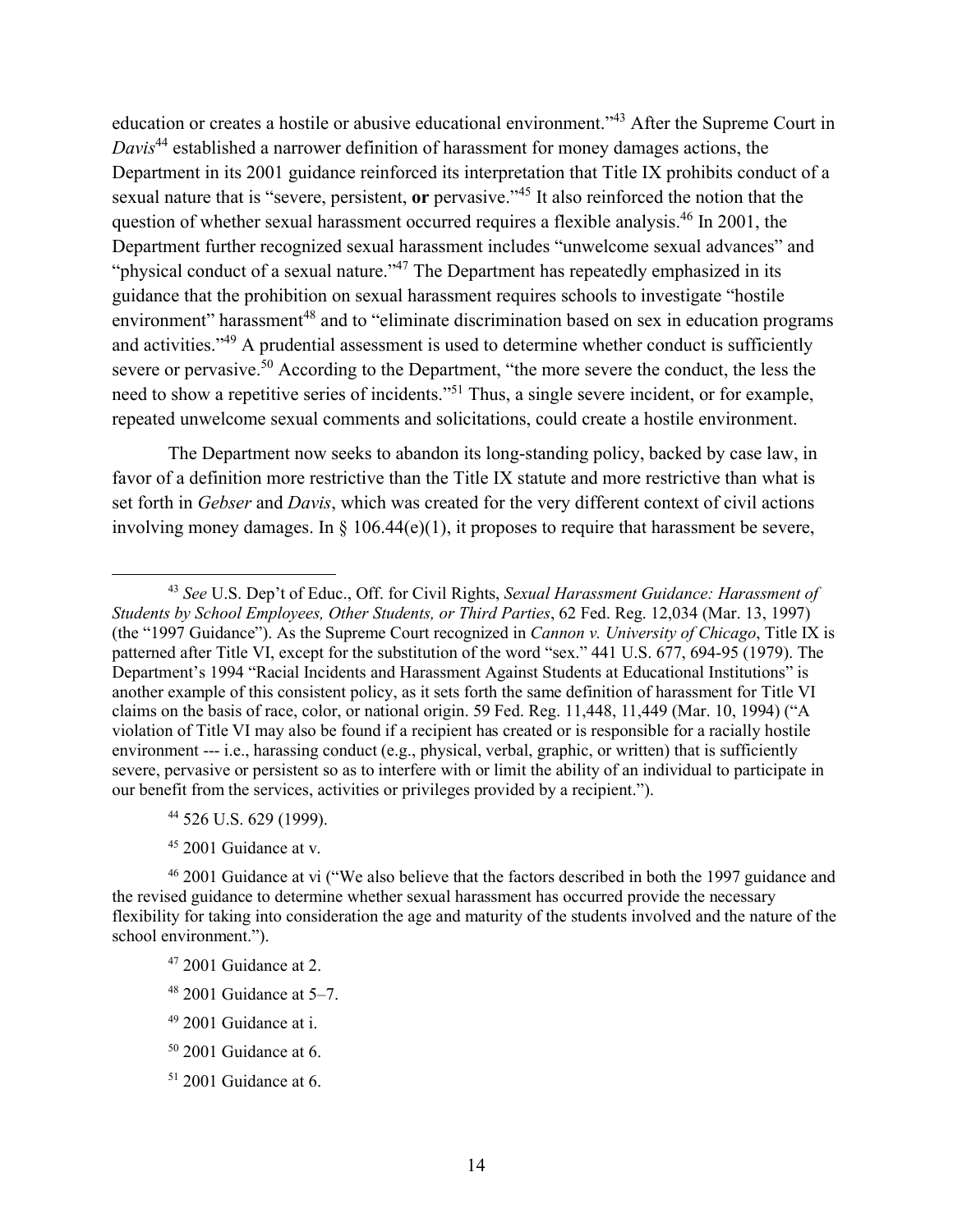education or creates a hostile or abusive educational environment."[43] After the Supreme Court in *Davis*[44] established a narrower definition of harassment for money damages actions, the Department in its 2001 guidance reinforced its interpretation that Title IX prohibits conduct of a sexual nature that is "severe, persistent, **or** pervasive."[45] It also reinforced the notion that the question of whether sexual harassment occurred requires a flexible analysis.[46] In 2001, the Department further recognized sexual harassment includes "unwelcome sexual advances" and "physical conduct of a sexual nature."[47] The Department has repeatedly emphasized in its guidance that the prohibition on sexual harassment requires schools to investigate "hostile environment" harassment[48] and to "eliminate discrimination based on sex in education programs and activities."[49] A prudential assessment is used to determine whether conduct is sufficiently severe or pervasive.[50] According to the Department, "the more severe the conduct, the less the need to show a repetitive series of incidents."[51] Thus, a single severe incident, or for example, repeated unwelcome sexual comments and solicitations, could create a hostile environment.

The Department now seeks to abandon its long-standing policy, backed by case law, in favor of a definition more restrictive than the Title IX statute and more restrictive than what is set forth in *Gebser* and *Davis*, which was created for the very different context of civil actions involving money damages. In § 106.44(e)(1), it proposes to require that harassment be severe,

---

[43] *See* U.S. Dep't of Educ., Off. for Civil Rights, *Sexual Harassment Guidance: Harassment of Students by School Employees, Other Students, or Third Parties*, 62 Fed. Reg. 12,034 (Mar. 13, 1997) (the "1997 Guidance"). As the Supreme Court recognized in *Cannon v. University of Chicago*, Title IX is patterned after Title VI, except for the substitution of the word "sex." 441 U.S. 677, 694-95 (1979). The Department's 1994 "Racial Incidents and Harassment Against Students at Educational Institutions" is another example of this consistent policy, as it sets forth the same definition of harassment for Title VI claims on the basis of race, color, or national origin. 59 Fed. Reg. 11,448, 11,449 (Mar. 10, 1994) ("A violation of Title VI may also be found if a recipient has created or is responsible for a racially hostile environment --- i.e., harassing conduct (e.g., physical, verbal, graphic, or written) that is sufficiently severe, pervasive or persistent so as to interfere with or limit the ability of an individual to participate in our benefit from the services, activities or privileges provided by a recipient.").

[44] 526 U.S. 629 (1999).

[45] 2001 Guidance at v.

[46] 2001 Guidance at vi ("We also believe that the factors described in both the 1997 guidance and the revised guidance to determine whether sexual harassment has occurred provide the necessary flexibility for taking into consideration the age and maturity of the students involved and the nature of the school environment.").

[47] 2001 Guidance at 2.

[48] 2001 Guidance at 5–7.

[49] 2001 Guidance at i.

[50] 2001 Guidance at 6.

[51] 2001 Guidance at 6.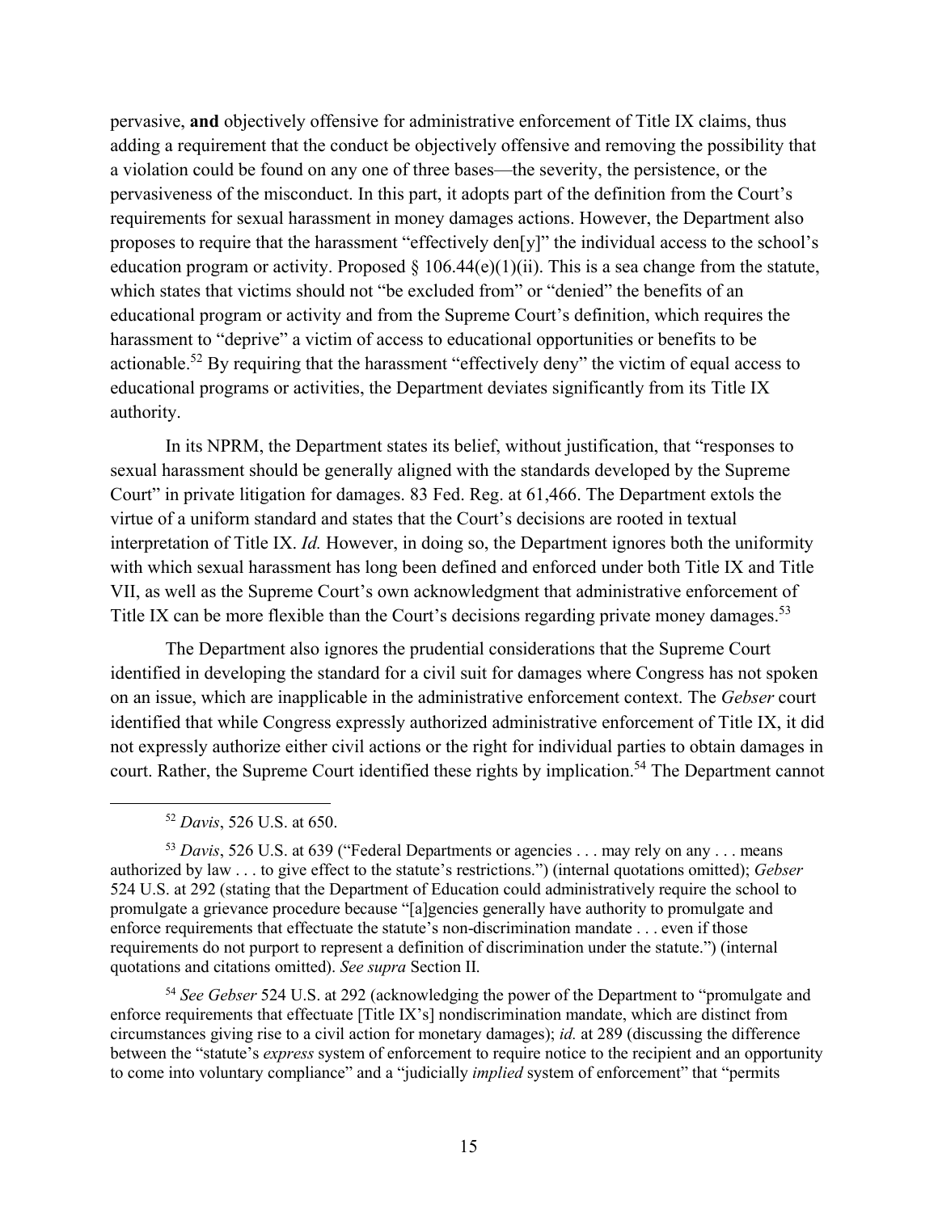pervasive, **and** objectively offensive for administrative enforcement of Title IX claims, thus adding a requirement that the conduct be objectively offensive and removing the possibility that a violation could be found on any one of three bases—the severity, the persistence, or the pervasiveness of the misconduct. In this part, it adopts part of the definition from the Court's requirements for sexual harassment in money damages actions. However, the Department also proposes to require that the harassment "effectively den[y]" the individual access to the school's education program or activity. Proposed § 106.44(e)(1)(ii). This is a sea change from the statute, which states that victims should not "be excluded from" or "denied" the benefits of an educational program or activity and from the Supreme Court's definition, which requires the harassment to "deprive" a victim of access to educational opportunities or benefits to be actionable.[52] By requiring that the harassment "effectively deny" the victim of equal access to educational programs or activities, the Department deviates significantly from its Title IX authority.

In its NPRM, the Department states its belief, without justification, that "responses to sexual harassment should be generally aligned with the standards developed by the Supreme Court" in private litigation for damages. 83 Fed. Reg. at 61,466. The Department extols the virtue of a uniform standard and states that the Court's decisions are rooted in textual interpretation of Title IX. *Id.* However, in doing so, the Department ignores both the uniformity with which sexual harassment has long been defined and enforced under both Title IX and Title VII, as well as the Supreme Court's own acknowledgment that administrative enforcement of Title IX can be more flexible than the Court's decisions regarding private money damages.[53]

The Department also ignores the prudential considerations that the Supreme Court identified in developing the standard for a civil suit for damages where Congress has not spoken on an issue, which are inapplicable in the administrative enforcement context. The *Gebser* court identified that while Congress expressly authorized administrative enforcement of Title IX, it did not expressly authorize either civil actions or the right for individual parties to obtain damages in court. Rather, the Supreme Court identified these rights by implication.[54] The Department cannot

---

[52] *Davis*, 526 U.S. at 650.

[53] *Davis*, 526 U.S. at 639 ("Federal Departments or agencies . . . may rely on any . . . means authorized by law . . . to give effect to the statute's restrictions.") (internal quotations omitted); *Gebser* 524 U.S. at 292 (stating that the Department of Education could administratively require the school to promulgate a grievance procedure because "[a]gencies generally have authority to promulgate and enforce requirements that effectuate the statute's non-discrimination mandate . . . even if those requirements do not purport to represent a definition of discrimination under the statute.") (internal quotations and citations omitted). *See supra* Section II.

[54] *See Gebser* 524 U.S. at 292 (acknowledging the power of the Department to "promulgate and enforce requirements that effectuate [Title IX's] nondiscrimination mandate, which are distinct from circumstances giving rise to a civil action for monetary damages); *id.* at 289 (discussing the difference between the "statute's *express* system of enforcement to require notice to the recipient and an opportunity to come into voluntary compliance" and a "judicially *implied* system of enforcement" that "permits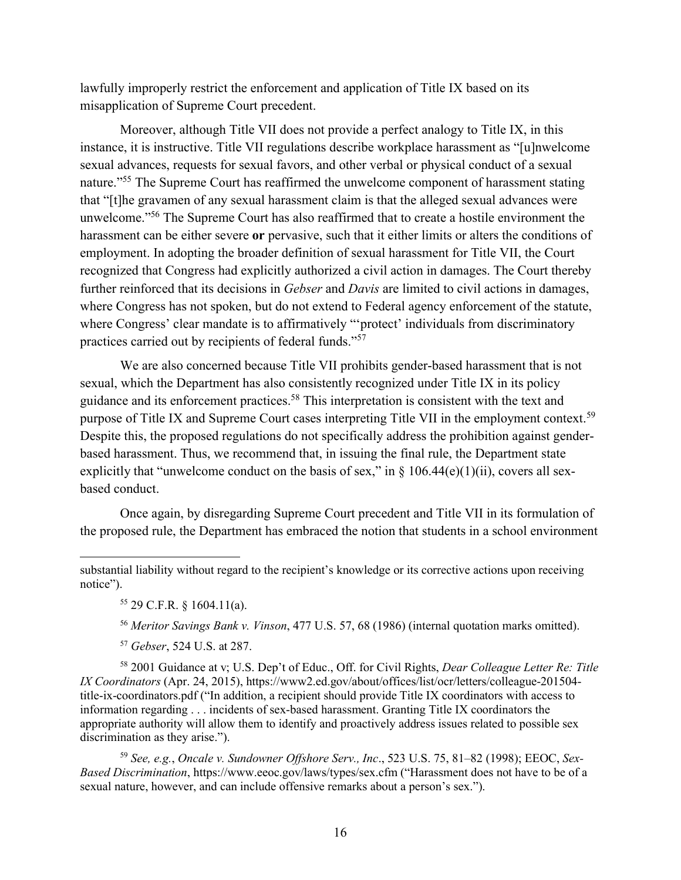lawfully improperly restrict the enforcement and application of Title IX based on its misapplication of Supreme Court precedent.

Moreover, although Title VII does not provide a perfect analogy to Title IX, in this instance, it is instructive. Title VII regulations describe workplace harassment as "[u]nwelcome sexual advances, requests for sexual favors, and other verbal or physical conduct of a sexual nature."[55] The Supreme Court has reaffirmed the unwelcome component of harassment stating that "[t]he gravamen of any sexual harassment claim is that the alleged sexual advances were unwelcome."[56] The Supreme Court has also reaffirmed that to create a hostile environment the harassment can be either severe **or** pervasive, such that it either limits or alters the conditions of employment. In adopting the broader definition of sexual harassment for Title VII, the Court recognized that Congress had explicitly authorized a civil action in damages. The Court thereby further reinforced that its decisions in *Gebser* and *Davis* are limited to civil actions in damages, where Congress has not spoken, but do not extend to Federal agency enforcement of the statute, where Congress' clear mandate is to affirmatively "'protect' individuals from discriminatory practices carried out by recipients of federal funds."[57]

We are also concerned because Title VII prohibits gender-based harassment that is not sexual, which the Department has also consistently recognized under Title IX in its policy guidance and its enforcement practices.[58] This interpretation is consistent with the text and purpose of Title IX and Supreme Court cases interpreting Title VII in the employment context.[59] Despite this, the proposed regulations do not specifically address the prohibition against gender-based harassment. Thus, we recommend that, in issuing the final rule, the Department state explicitly that "unwelcome conduct on the basis of sex," in § 106.44(e)(1)(ii), covers all sex-based conduct.

Once again, by disregarding Supreme Court precedent and Title VII in its formulation of the proposed rule, the Department has embraced the notion that students in a school environment

---

substantial liability without regard to the recipient's knowledge or its corrective actions upon receiving notice").

[55] 29 C.F.R. § 1604.11(a).

[56] *Meritor Savings Bank v. Vinson*, 477 U.S. 57, 68 (1986) (internal quotation marks omitted).

[57] *Gebser*, 524 U.S. at 287.

[58] 2001 Guidance at v; U.S. Dep't of Educ., Off. for Civil Rights, *Dear Colleague Letter Re: Title IX Coordinators* (Apr. 24, 2015), https://www2.ed.gov/about/offices/list/ocr/letters/colleague-201504-title-ix-coordinators.pdf ("In addition, a recipient should provide Title IX coordinators with access to information regarding . . . incidents of sex-based harassment. Granting Title IX coordinators the appropriate authority will allow them to identify and proactively address issues related to possible sex discrimination as they arise.").

[59] *See, e.g.*, *Oncale v. Sundowner Offshore Serv., Inc*., 523 U.S. 75, 81–82 (1998); EEOC, *Sex-Based Discrimination*, https://www.eeoc.gov/laws/types/sex.cfm ("Harassment does not have to be of a sexual nature, however, and can include offensive remarks about a person's sex.").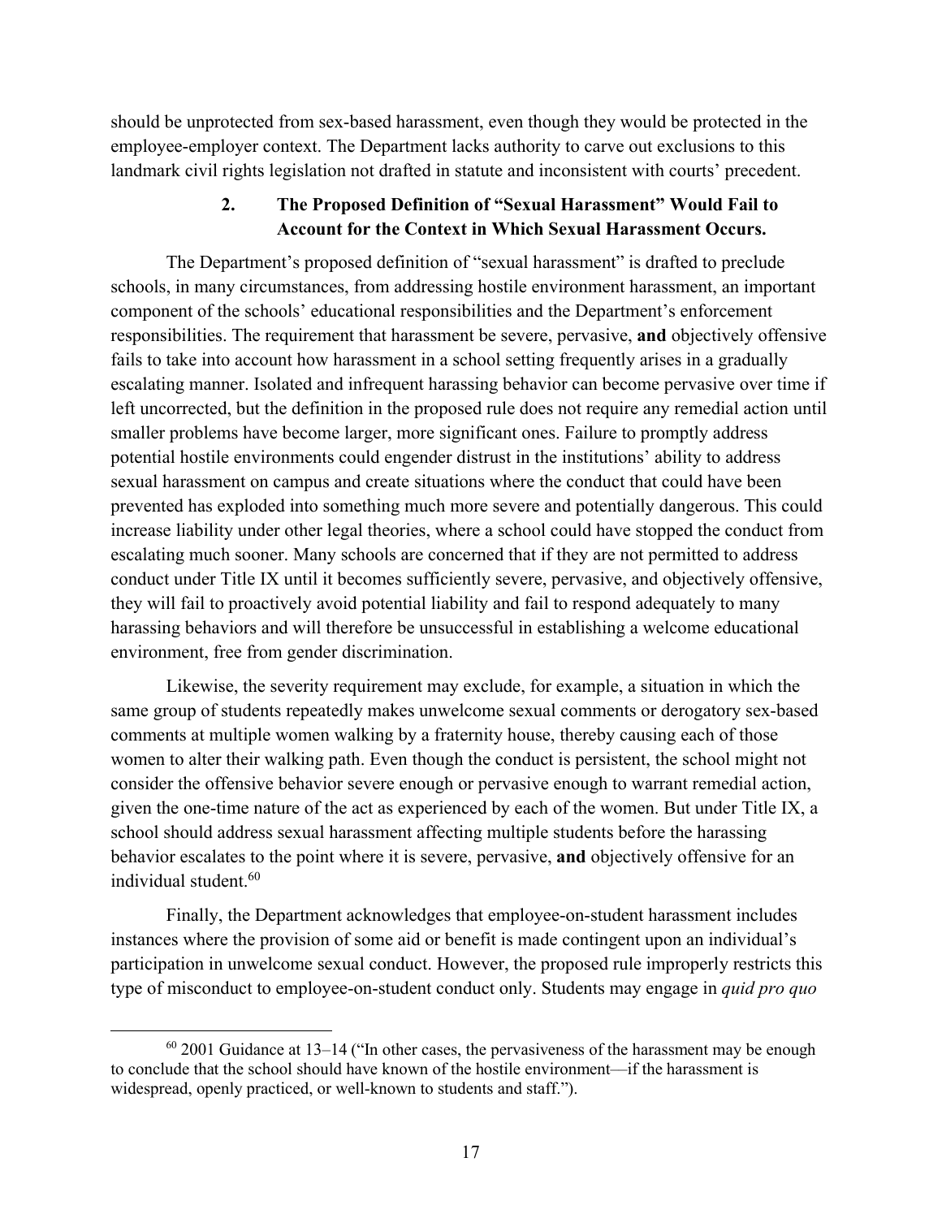should be unprotected from sex-based harassment, even though they would be protected in the employee-employer context. The Department lacks authority to carve out exclusions to this landmark civil rights legislation not drafted in statute and inconsistent with courts' precedent.

### 2. The Proposed Definition of "Sexual Harassment" Would Fail to Account for the Context in Which Sexual Harassment Occurs.

The Department's proposed definition of "sexual harassment" is drafted to preclude schools, in many circumstances, from addressing hostile environment harassment, an important component of the schools' educational responsibilities and the Department's enforcement responsibilities. The requirement that harassment be severe, pervasive, **and** objectively offensive fails to take into account how harassment in a school setting frequently arises in a gradually escalating manner. Isolated and infrequent harassing behavior can become pervasive over time if left uncorrected, but the definition in the proposed rule does not require any remedial action until smaller problems have become larger, more significant ones. Failure to promptly address potential hostile environments could engender distrust in the institutions' ability to address sexual harassment on campus and create situations where the conduct that could have been prevented has exploded into something much more severe and potentially dangerous. This could increase liability under other legal theories, where a school could have stopped the conduct from escalating much sooner. Many schools are concerned that if they are not permitted to address conduct under Title IX until it becomes sufficiently severe, pervasive, and objectively offensive, they will fail to proactively avoid potential liability and fail to respond adequately to many harassing behaviors and will therefore be unsuccessful in establishing a welcome educational environment, free from gender discrimination.

Likewise, the severity requirement may exclude, for example, a situation in which the same group of students repeatedly makes unwelcome sexual comments or derogatory sex-based comments at multiple women walking by a fraternity house, thereby causing each of those women to alter their walking path. Even though the conduct is persistent, the school might not consider the offensive behavior severe enough or pervasive enough to warrant remedial action, given the one-time nature of the act as experienced by each of the women. But under Title IX, a school should address sexual harassment affecting multiple students before the harassing behavior escalates to the point where it is severe, pervasive, **and** objectively offensive for an individual student.[60]

Finally, the Department acknowledges that employee-on-student harassment includes instances where the provision of some aid or benefit is made contingent upon an individual's participation in unwelcome sexual conduct. However, the proposed rule improperly restricts this type of misconduct to employee-on-student conduct only. Students may engage in *quid pro quo*

[60] 2001 Guidance at 13–14 ("In other cases, the pervasiveness of the harassment may be enough to conclude that the school should have known of the hostile environment—if the harassment is widespread, openly practiced, or well-known to students and staff.").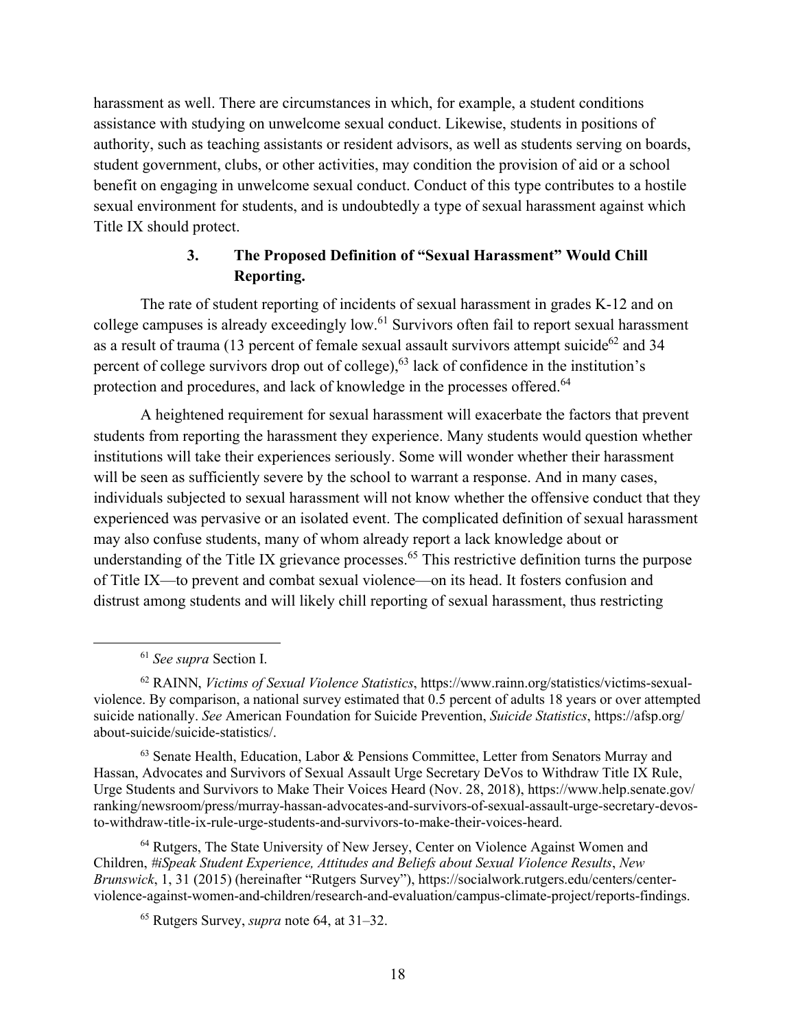harassment as well. There are circumstances in which, for example, a student conditions assistance with studying on unwelcome sexual conduct. Likewise, students in positions of authority, such as teaching assistants or resident advisors, as well as students serving on boards, student government, clubs, or other activities, may condition the provision of aid or a school benefit on engaging in unwelcome sexual conduct. Conduct of this type contributes to a hostile sexual environment for students, and is undoubtedly a type of sexual harassment against which Title IX should protect.

### 3. The Proposed Definition of "Sexual Harassment" Would Chill Reporting.

The rate of student reporting of incidents of sexual harassment in grades K-12 and on college campuses is already exceedingly low.[61] Survivors often fail to report sexual harassment as a result of trauma (13 percent of female sexual assault survivors attempt suicide[62] and 34 percent of college survivors drop out of college),[63] lack of confidence in the institution's protection and procedures, and lack of knowledge in the processes offered.[64]

A heightened requirement for sexual harassment will exacerbate the factors that prevent students from reporting the harassment they experience. Many students would question whether institutions will take their experiences seriously. Some will wonder whether their harassment will be seen as sufficiently severe by the school to warrant a response. And in many cases, individuals subjected to sexual harassment will not know whether the offensive conduct that they experienced was pervasive or an isolated event. The complicated definition of sexual harassment may also confuse students, many of whom already report a lack knowledge about or understanding of the Title IX grievance processes.[65] This restrictive definition turns the purpose of Title IX—to prevent and combat sexual violence—on its head. It fosters confusion and distrust among students and will likely chill reporting of sexual harassment, thus restricting

---

[61] *See supra* Section I.

[62] RAINN, *Victims of Sexual Violence Statistics*, https://www.rainn.org/statistics/victims-sexual-violence. By comparison, a national survey estimated that 0.5 percent of adults 18 years or over attempted suicide nationally. *See* American Foundation for Suicide Prevention, *Suicide Statistics*, https://afsp.org/about-suicide/suicide-statistics/.

[63] Senate Health, Education, Labor & Pensions Committee, Letter from Senators Murray and Hassan, Advocates and Survivors of Sexual Assault Urge Secretary DeVos to Withdraw Title IX Rule, Urge Students and Survivors to Make Their Voices Heard (Nov. 28, 2018), https://www.help.senate.gov/ranking/newsroom/press/murray-hassan-advocates-and-survivors-of-sexual-assault-urge-secretary-devos-to-withdraw-title-ix-rule-urge-students-and-survivors-to-make-their-voices-heard.

[64] Rutgers, The State University of New Jersey, Center on Violence Against Women and Children, *#iSpeak Student Experience, Attitudes and Beliefs about Sexual Violence Results*, *New Brunswick*, 1, 31 (2015) (hereinafter "Rutgers Survey"), https://socialwork.rutgers.edu/centers/center-violence-against-women-and-children/research-and-evaluation/campus-climate-project/reports-findings.

[65] Rutgers Survey, *supra* note 64, at 31–32.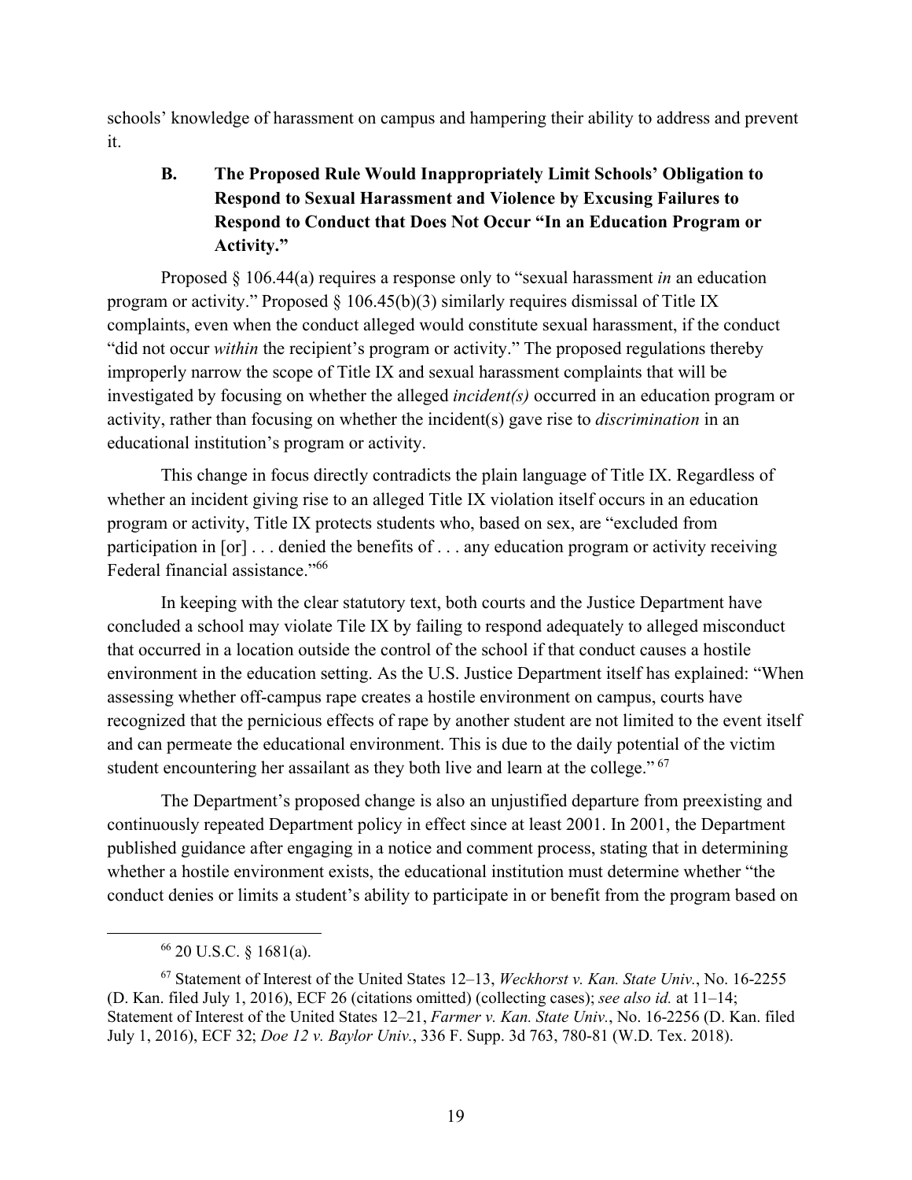schools' knowledge of harassment on campus and hampering their ability to address and prevent it.

### B. The Proposed Rule Would Inappropriately Limit Schools' Obligation to Respond to Sexual Harassment and Violence by Excusing Failures to Respond to Conduct that Does Not Occur "In an Education Program or Activity."

Proposed § 106.44(a) requires a response only to "sexual harassment *in* an education program or activity." Proposed § 106.45(b)(3) similarly requires dismissal of Title IX complaints, even when the conduct alleged would constitute sexual harassment, if the conduct "did not occur *within* the recipient's program or activity." The proposed regulations thereby improperly narrow the scope of Title IX and sexual harassment complaints that will be investigated by focusing on whether the alleged *incident(s)* occurred in an education program or activity, rather than focusing on whether the incident(s) gave rise to *discrimination* in an educational institution's program or activity.

This change in focus directly contradicts the plain language of Title IX. Regardless of whether an incident giving rise to an alleged Title IX violation itself occurs in an education program or activity, Title IX protects students who, based on sex, are "excluded from participation in [or] . . . denied the benefits of . . . any education program or activity receiving Federal financial assistance."[66]

In keeping with the clear statutory text, both courts and the Justice Department have concluded a school may violate Tile IX by failing to respond adequately to alleged misconduct that occurred in a location outside the control of the school if that conduct causes a hostile environment in the education setting. As the U.S. Justice Department itself has explained: "When assessing whether off-campus rape creates a hostile environment on campus, courts have recognized that the pernicious effects of rape by another student are not limited to the event itself and can permeate the educational environment. This is due to the daily potential of the victim student encountering her assailant as they both live and learn at the college."[67]

The Department's proposed change is also an unjustified departure from preexisting and continuously repeated Department policy in effect since at least 2001. In 2001, the Department published guidance after engaging in a notice and comment process, stating that in determining whether a hostile environment exists, the educational institution must determine whether "the conduct denies or limits a student's ability to participate in or benefit from the program based on

---

[66] 20 U.S.C. § 1681(a).

[67] Statement of Interest of the United States 12–13, *Weckhorst v. Kan. State Univ.*, No. 16-2255 (D. Kan. filed July 1, 2016), ECF 26 (citations omitted) (collecting cases); *see also id.* at 11–14; Statement of Interest of the United States 12–21, *Farmer v. Kan. State Univ.*, No. 16-2256 (D. Kan. filed July 1, 2016), ECF 32; *Doe 12 v. Baylor Univ.*, 336 F. Supp. 3d 763, 780-81 (W.D. Tex. 2018).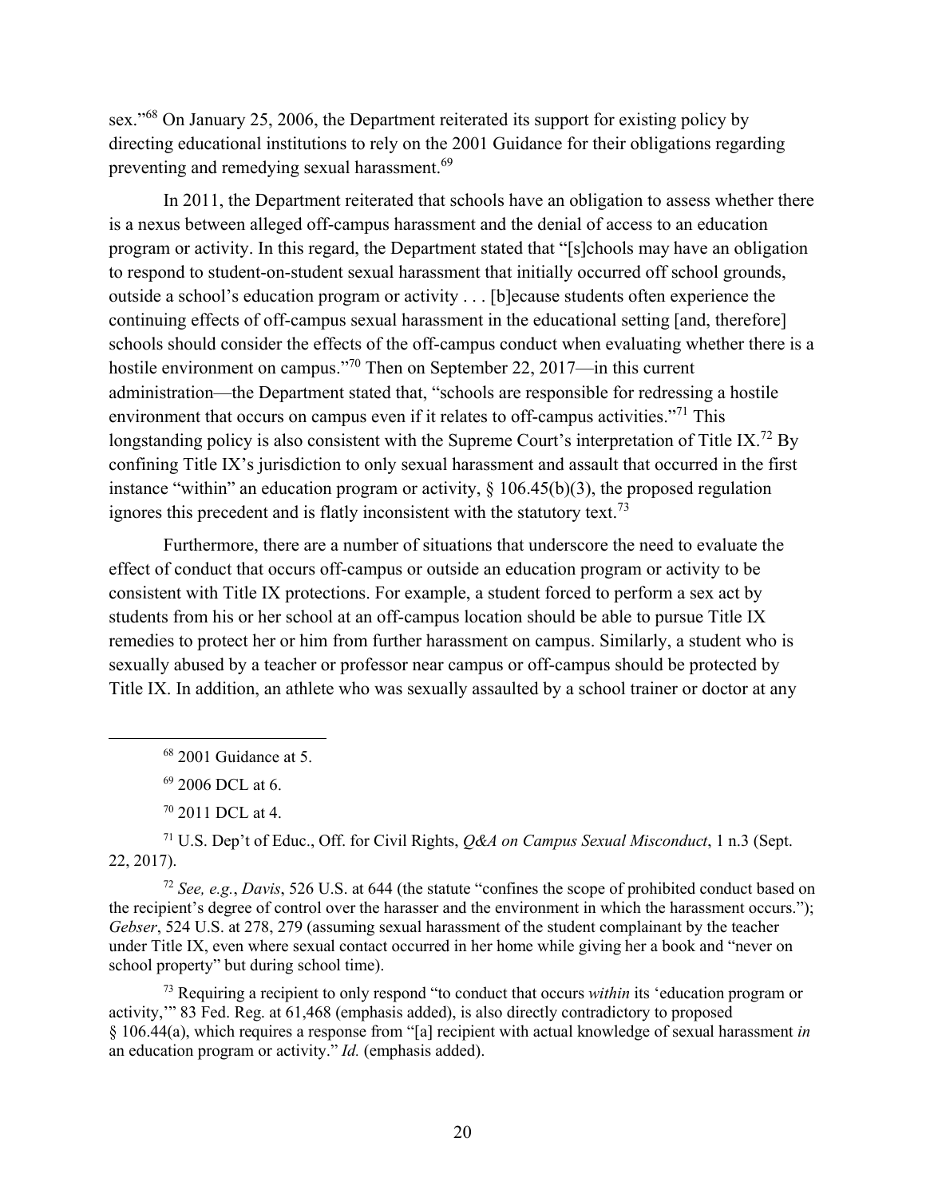sex."[68] On January 25, 2006, the Department reiterated its support for existing policy by directing educational institutions to rely on the 2001 Guidance for their obligations regarding preventing and remedying sexual harassment.[69]

In 2011, the Department reiterated that schools have an obligation to assess whether there is a nexus between alleged off-campus harassment and the denial of access to an education program or activity. In this regard, the Department stated that "[s]chools may have an obligation to respond to student-on-student sexual harassment that initially occurred off school grounds, outside a school's education program or activity . . . [b]ecause students often experience the continuing effects of off-campus sexual harassment in the educational setting [and, therefore] schools should consider the effects of the off-campus conduct when evaluating whether there is a hostile environment on campus."[70] Then on September 22, 2017—in this current administration—the Department stated that, "schools are responsible for redressing a hostile environment that occurs on campus even if it relates to off-campus activities."[71] This longstanding policy is also consistent with the Supreme Court's interpretation of Title IX.[72] By confining Title IX's jurisdiction to only sexual harassment and assault that occurred in the first instance "within" an education program or activity, § 106.45(b)(3), the proposed regulation ignores this precedent and is flatly inconsistent with the statutory text.[73]

Furthermore, there are a number of situations that underscore the need to evaluate the effect of conduct that occurs off-campus or outside an education program or activity to be consistent with Title IX protections. For example, a student forced to perform a sex act by students from his or her school at an off-campus location should be able to pursue Title IX remedies to protect her or him from further harassment on campus. Similarly, a student who is sexually abused by a teacher or professor near campus or off-campus should be protected by Title IX. In addition, an athlete who was sexually assaulted by a school trainer or doctor at any

---

[68] 2001 Guidance at 5.

[69] 2006 DCL at 6.

[70] 2011 DCL at 4.

[71] U.S. Dep't of Educ., Off. for Civil Rights, *Q&A on Campus Sexual Misconduct*, 1 n.3 (Sept. 22, 2017).

[72] *See, e.g.*, *Davis*, 526 U.S. at 644 (the statute "confines the scope of prohibited conduct based on the recipient's degree of control over the harasser and the environment in which the harassment occurs."); *Gebser*, 524 U.S. at 278, 279 (assuming sexual harassment of the student complainant by the teacher under Title IX, even where sexual contact occurred in her home while giving her a book and "never on school property" but during school time).

[73] Requiring a recipient to only respond "to conduct that occurs *within* its 'education program or activity,'" 83 Fed. Reg. at 61,468 (emphasis added), is also directly contradictory to proposed § 106.44(a), which requires a response from "[a] recipient with actual knowledge of sexual harassment *in* an education program or activity." *Id.* (emphasis added).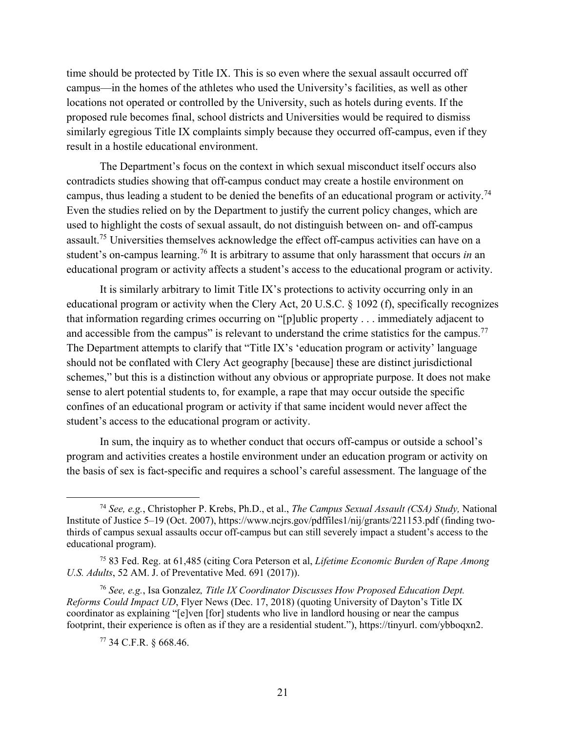time should be protected by Title IX. This is so even where the sexual assault occurred off campus—in the homes of the athletes who used the University's facilities, as well as other locations not operated or controlled by the University, such as hotels during events. If the proposed rule becomes final, school districts and Universities would be required to dismiss similarly egregious Title IX complaints simply because they occurred off-campus, even if they result in a hostile educational environment.

The Department's focus on the context in which sexual misconduct itself occurs also contradicts studies showing that off-campus conduct may create a hostile environment on campus, thus leading a student to be denied the benefits of an educational program or activity.[74] Even the studies relied on by the Department to justify the current policy changes, which are used to highlight the costs of sexual assault, do not distinguish between on- and off-campus assault.[75] Universities themselves acknowledge the effect off-campus activities can have on a student's on-campus learning.[76] It is arbitrary to assume that only harassment that occurs *in* an educational program or activity affects a student's access to the educational program or activity.

It is similarly arbitrary to limit Title IX's protections to activity occurring only in an educational program or activity when the Clery Act, 20 U.S.C. § 1092 (f), specifically recognizes that information regarding crimes occurring on "[p]ublic property . . . immediately adjacent to and accessible from the campus" is relevant to understand the crime statistics for the campus.[77] The Department attempts to clarify that "Title IX's 'education program or activity' language should not be conflated with Clery Act geography [because] these are distinct jurisdictional schemes," but this is a distinction without any obvious or appropriate purpose. It does not make sense to alert potential students to, for example, a rape that may occur outside the specific confines of an educational program or activity if that same incident would never affect the student's access to the educational program or activity.

In sum, the inquiry as to whether conduct that occurs off-campus or outside a school's program and activities creates a hostile environment under an education program or activity on the basis of sex is fact-specific and requires a school's careful assessment. The language of the

---

[74] *See, e.g.*, Christopher P. Krebs, Ph.D., et al., *The Campus Sexual Assault (CSA) Study,* National Institute of Justice 5–19 (Oct. 2007), https://www.ncjrs.gov/pdffiles1/nij/grants/221153.pdf (finding two-thirds of campus sexual assaults occur off-campus but can still severely impact a student's access to the educational program).

[75] 83 Fed. Reg. at 61,485 (citing Cora Peterson et al, *Lifetime Economic Burden of Rape Among U.S. Adults*, 52 AM. J. of Preventative Med. 691 (2017)).

[76] *See, e.g.*, Isa Gonzalez*, Title IX Coordinator Discusses How Proposed Education Dept. Reforms Could Impact UD*, Flyer News (Dec. 17, 2018) (quoting University of Dayton's Title IX coordinator as explaining "[e]ven [for] students who live in landlord housing or near the campus footprint, their experience is often as if they are a residential student."), https://tinyurl. com/ybboqxn2.

[77] 34 C.F.R. § 668.46.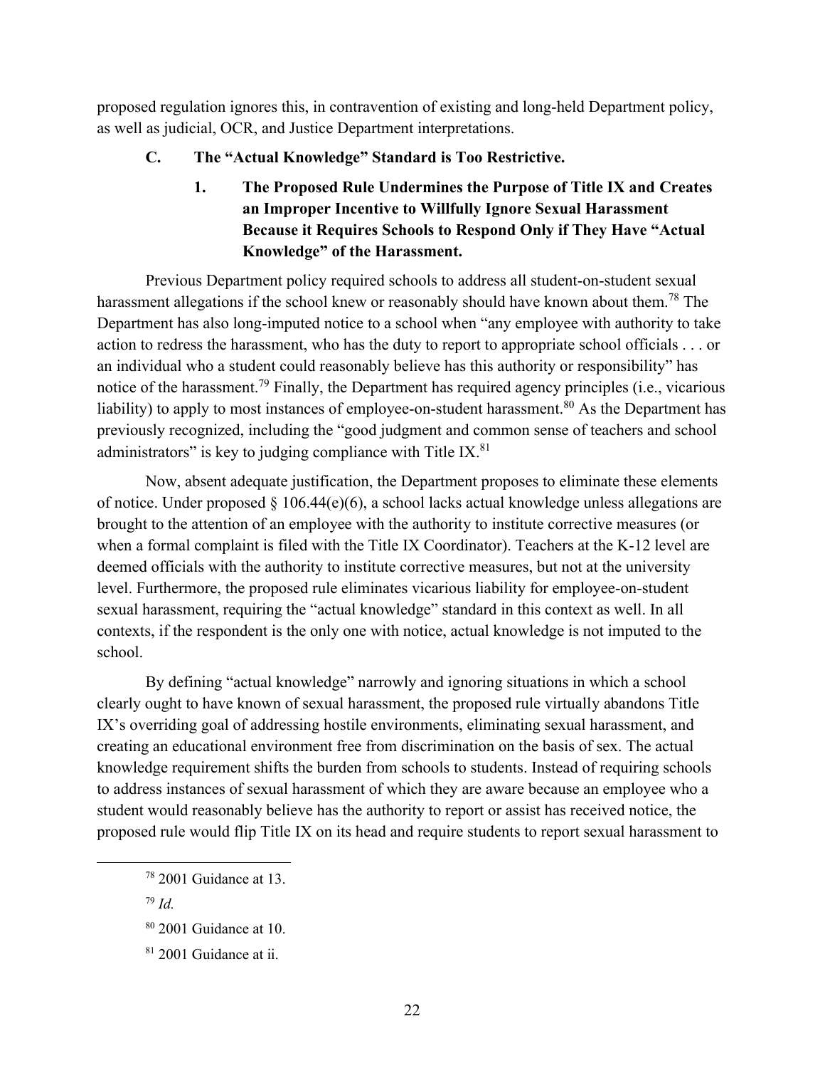proposed regulation ignores this, in contravention of existing and long-held Department policy, as well as judicial, OCR, and Justice Department interpretations.

### C. The "Actual Knowledge" Standard is Too Restrictive.

#### 1. The Proposed Rule Undermines the Purpose of Title IX and Creates an Improper Incentive to Willfully Ignore Sexual Harassment Because it Requires Schools to Respond Only if They Have "Actual Knowledge" of the Harassment.

Previous Department policy required schools to address all student-on-student sexual harassment allegations if the school knew or reasonably should have known about them.[78] The Department has also long-imputed notice to a school when "any employee with authority to take action to redress the harassment, who has the duty to report to appropriate school officials . . . or an individual who a student could reasonably believe has this authority or responsibility" has notice of the harassment.[79] Finally, the Department has required agency principles (i.e., vicarious liability) to apply to most instances of employee-on-student harassment.[80] As the Department has previously recognized, including the "good judgment and common sense of teachers and school administrators" is key to judging compliance with Title IX.[81]

Now, absent adequate justification, the Department proposes to eliminate these elements of notice. Under proposed § 106.44(e)(6), a school lacks actual knowledge unless allegations are brought to the attention of an employee with the authority to institute corrective measures (or when a formal complaint is filed with the Title IX Coordinator). Teachers at the K-12 level are deemed officials with the authority to institute corrective measures, but not at the university level. Furthermore, the proposed rule eliminates vicarious liability for employee-on-student sexual harassment, requiring the "actual knowledge" standard in this context as well. In all contexts, if the respondent is the only one with notice, actual knowledge is not imputed to the school.

By defining "actual knowledge" narrowly and ignoring situations in which a school clearly ought to have known of sexual harassment, the proposed rule virtually abandons Title IX's overriding goal of addressing hostile environments, eliminating sexual harassment, and creating an educational environment free from discrimination on the basis of sex. The actual knowledge requirement shifts the burden from schools to students. Instead of requiring schools to address instances of sexual harassment of which they are aware because an employee who a student would reasonably believe has the authority to report or assist has received notice, the proposed rule would flip Title IX on its head and require students to report sexual harassment to

---

[78] 2001 Guidance at 13.

[79] *Id.*

[80] 2001 Guidance at 10.

[81] 2001 Guidance at ii.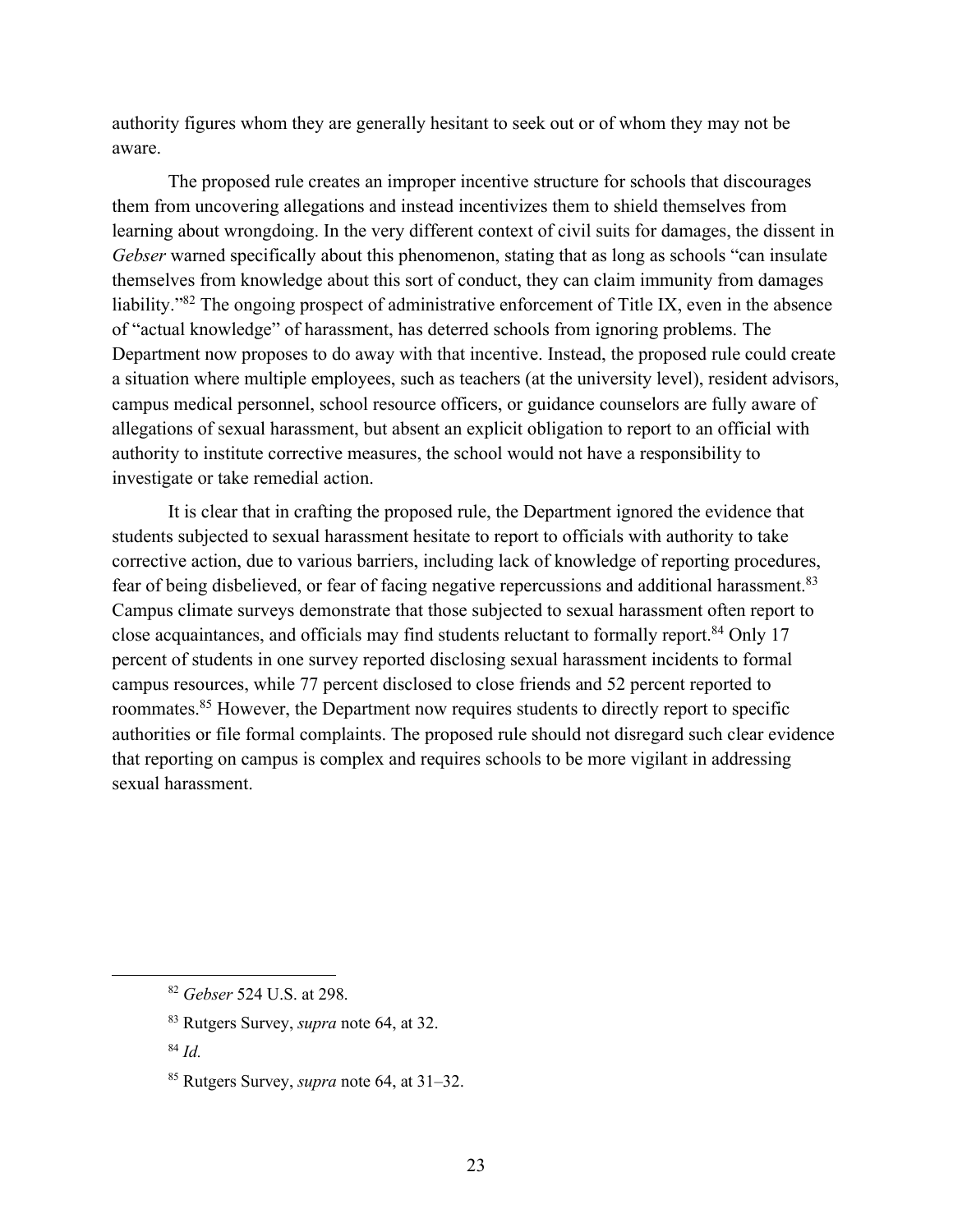authority figures whom they are generally hesitant to seek out or of whom they may not be aware.

The proposed rule creates an improper incentive structure for schools that discourages them from uncovering allegations and instead incentivizes them to shield themselves from learning about wrongdoing. In the very different context of civil suits for damages, the dissent in *Gebser* warned specifically about this phenomenon, stating that as long as schools "can insulate themselves from knowledge about this sort of conduct, they can claim immunity from damages liability."[82] The ongoing prospect of administrative enforcement of Title IX, even in the absence of "actual knowledge" of harassment, has deterred schools from ignoring problems. The Department now proposes to do away with that incentive. Instead, the proposed rule could create a situation where multiple employees, such as teachers (at the university level), resident advisors, campus medical personnel, school resource officers, or guidance counselors are fully aware of allegations of sexual harassment, but absent an explicit obligation to report to an official with authority to institute corrective measures, the school would not have a responsibility to investigate or take remedial action.

It is clear that in crafting the proposed rule, the Department ignored the evidence that students subjected to sexual harassment hesitate to report to officials with authority to take corrective action, due to various barriers, including lack of knowledge of reporting procedures, fear of being disbelieved, or fear of facing negative repercussions and additional harassment.[83] Campus climate surveys demonstrate that those subjected to sexual harassment often report to close acquaintances, and officials may find students reluctant to formally report.[84] Only 17 percent of students in one survey reported disclosing sexual harassment incidents to formal campus resources, while 77 percent disclosed to close friends and 52 percent reported to roommates.[85] However, the Department now requires students to directly report to specific authorities or file formal complaints. The proposed rule should not disregard such clear evidence that reporting on campus is complex and requires schools to be more vigilant in addressing sexual harassment.

---

[82] *Gebser* 524 U.S. at 298.

[83] Rutgers Survey, *supra* note 64, at 32.

[84] *Id.*

[85] Rutgers Survey, *supra* note 64, at 31–32.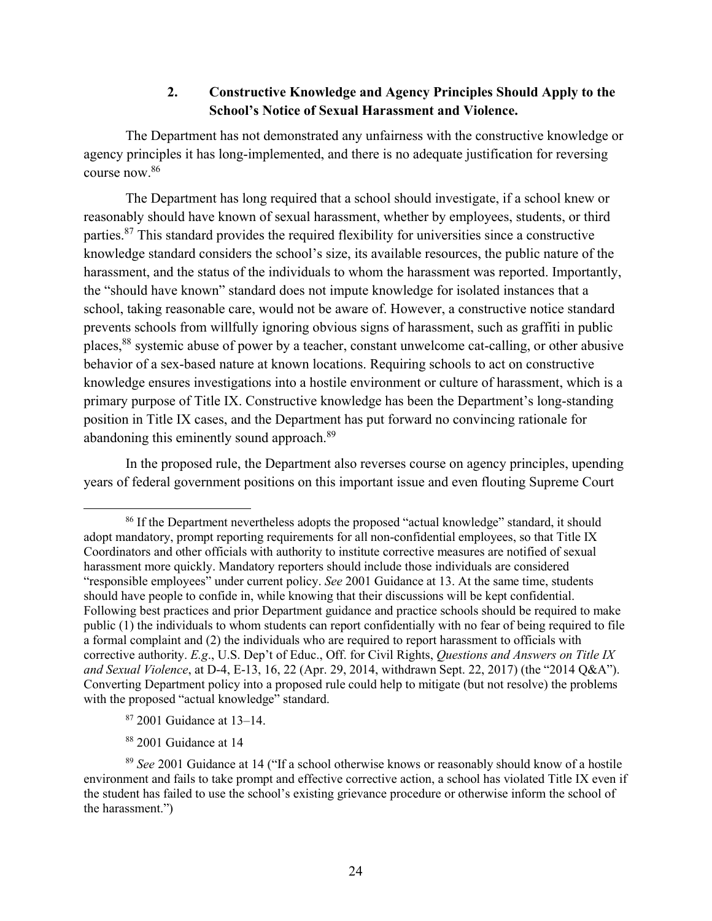### 2. Constructive Knowledge and Agency Principles Should Apply to the School's Notice of Sexual Harassment and Violence.

The Department has not demonstrated any unfairness with the constructive knowledge or agency principles it has long-implemented, and there is no adequate justification for reversing course now.[86]

The Department has long required that a school should investigate, if a school knew or reasonably should have known of sexual harassment, whether by employees, students, or third parties.[87] This standard provides the required flexibility for universities since a constructive knowledge standard considers the school's size, its available resources, the public nature of the harassment, and the status of the individuals to whom the harassment was reported. Importantly, the "should have known" standard does not impute knowledge for isolated instances that a school, taking reasonable care, would not be aware of. However, a constructive notice standard prevents schools from willfully ignoring obvious signs of harassment, such as graffiti in public places,[88] systemic abuse of power by a teacher, constant unwelcome cat-calling, or other abusive behavior of a sex-based nature at known locations. Requiring schools to act on constructive knowledge ensures investigations into a hostile environment or culture of harassment, which is a primary purpose of Title IX. Constructive knowledge has been the Department's long-standing position in Title IX cases, and the Department has put forward no convincing rationale for abandoning this eminently sound approach.[89]

In the proposed rule, the Department also reverses course on agency principles, upending years of federal government positions on this important issue and even flouting Supreme Court

---

[86] If the Department nevertheless adopts the proposed "actual knowledge" standard, it should adopt mandatory, prompt reporting requirements for all non-confidential employees, so that Title IX Coordinators and other officials with authority to institute corrective measures are notified of sexual harassment more quickly. Mandatory reporters should include those individuals are considered "responsible employees" under current policy. *See* 2001 Guidance at 13. At the same time, students should have people to confide in, while knowing that their discussions will be kept confidential. Following best practices and prior Department guidance and practice schools should be required to make public (1) the individuals to whom students can report confidentially with no fear of being required to file a formal complaint and (2) the individuals who are required to report harassment to officials with corrective authority. *E.g*., U.S. Dep't of Educ., Off. for Civil Rights, *Questions and Answers on Title IX and Sexual Violence*, at D-4, E-13, 16, 22 (Apr. 29, 2014, withdrawn Sept. 22, 2017) (the "2014 Q&A"). Converting Department policy into a proposed rule could help to mitigate (but not resolve) the problems with the proposed "actual knowledge" standard.

[87] 2001 Guidance at 13–14.

[88] 2001 Guidance at 14

[89] *See* 2001 Guidance at 14 ("If a school otherwise knows or reasonably should know of a hostile environment and fails to take prompt and effective corrective action, a school has violated Title IX even if the student has failed to use the school's existing grievance procedure or otherwise inform the school of the harassment.")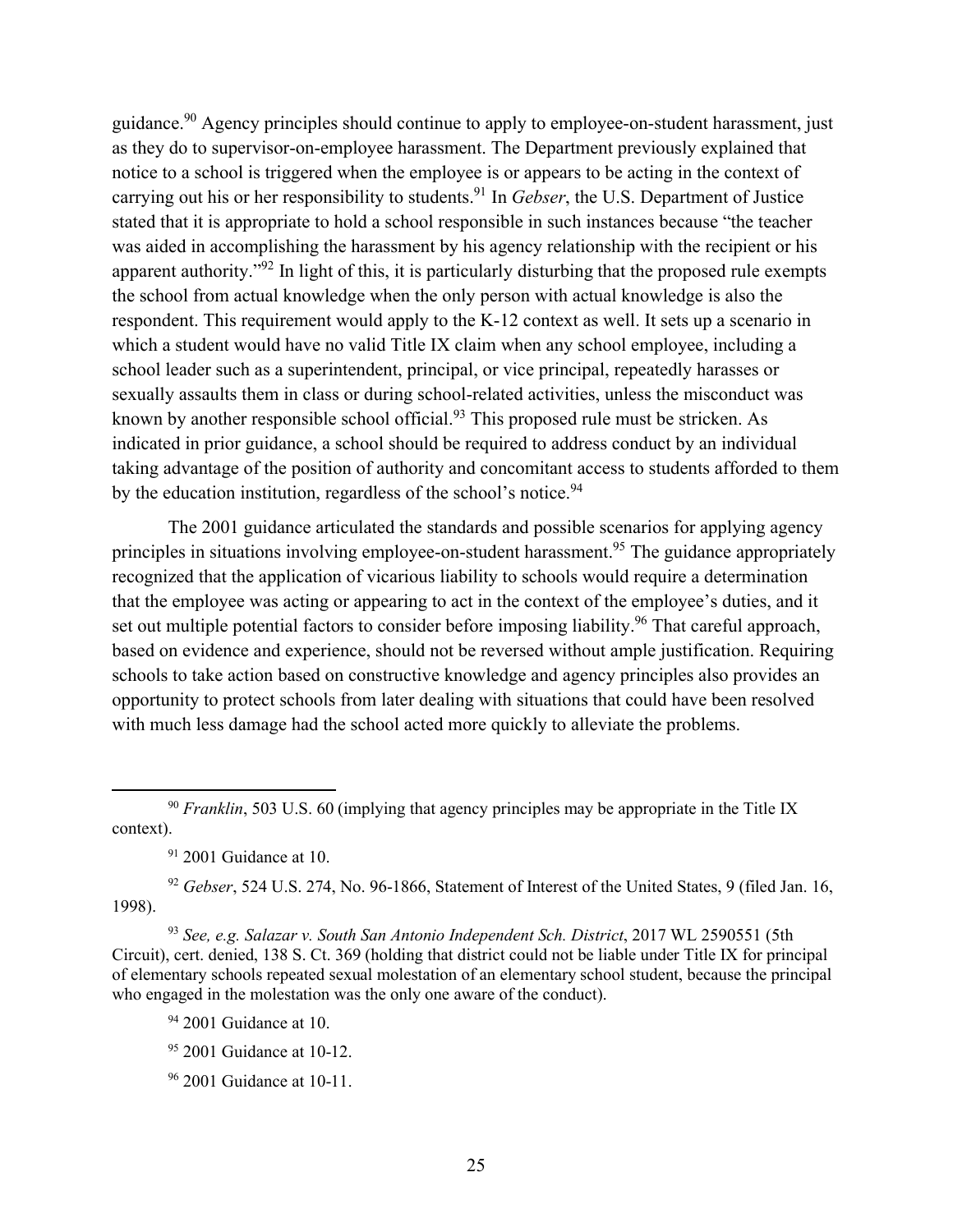guidance.[90] Agency principles should continue to apply to employee-on-student harassment, just as they do to supervisor-on-employee harassment. The Department previously explained that notice to a school is triggered when the employee is or appears to be acting in the context of carrying out his or her responsibility to students.[91] In *Gebser*, the U.S. Department of Justice stated that it is appropriate to hold a school responsible in such instances because "the teacher was aided in accomplishing the harassment by his agency relationship with the recipient or his apparent authority."[92] In light of this, it is particularly disturbing that the proposed rule exempts the school from actual knowledge when the only person with actual knowledge is also the respondent. This requirement would apply to the K-12 context as well. It sets up a scenario in which a student would have no valid Title IX claim when any school employee, including a school leader such as a superintendent, principal, or vice principal, repeatedly harasses or sexually assaults them in class or during school-related activities, unless the misconduct was known by another responsible school official.[93] This proposed rule must be stricken. As indicated in prior guidance, a school should be required to address conduct by an individual taking advantage of the position of authority and concomitant access to students afforded to them by the education institution, regardless of the school's notice.[94]

The 2001 guidance articulated the standards and possible scenarios for applying agency principles in situations involving employee-on-student harassment.[95] The guidance appropriately recognized that the application of vicarious liability to schools would require a determination that the employee was acting or appearing to act in the context of the employee's duties, and it set out multiple potential factors to consider before imposing liability.[96] That careful approach, based on evidence and experience, should not be reversed without ample justification. Requiring schools to take action based on constructive knowledge and agency principles also provides an opportunity to protect schools from later dealing with situations that could have been resolved with much less damage had the school acted more quickly to alleviate the problems.

---

[90] *Franklin*, 503 U.S. 60 (implying that agency principles may be appropriate in the Title IX context).

[91] 2001 Guidance at 10.

[92] *Gebser*, 524 U.S. 274, No. 96-1866, Statement of Interest of the United States, 9 (filed Jan. 16, 1998).

[93] *See, e.g. Salazar v. South San Antonio Independent Sch. District*, 2017 WL 2590551 (5th Circuit), cert. denied, 138 S. Ct. 369 (holding that district could not be liable under Title IX for principal of elementary schools repeated sexual molestation of an elementary school student, because the principal who engaged in the molestation was the only one aware of the conduct).

[94] 2001 Guidance at 10.

[95] 2001 Guidance at 10-12.

[96] 2001 Guidance at 10-11.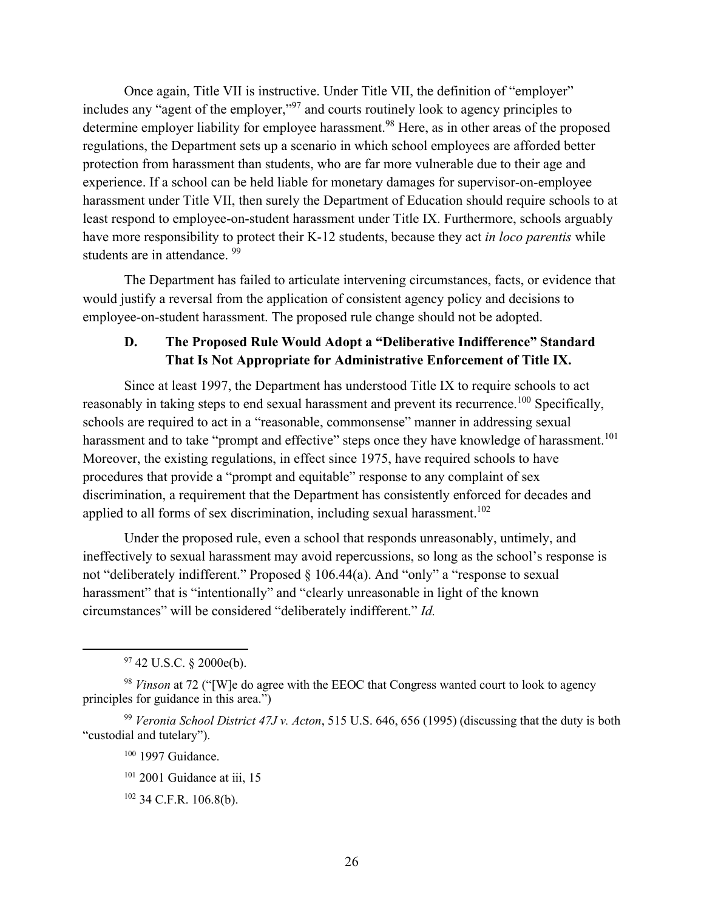Once again, Title VII is instructive. Under Title VII, the definition of "employer" includes any "agent of the employer,"[97] and courts routinely look to agency principles to determine employer liability for employee harassment.[98] Here, as in other areas of the proposed regulations, the Department sets up a scenario in which school employees are afforded better protection from harassment than students, who are far more vulnerable due to their age and experience. If a school can be held liable for monetary damages for supervisor-on-employee harassment under Title VII, then surely the Department of Education should require schools to at least respond to employee-on-student harassment under Title IX. Furthermore, schools arguably have more responsibility to protect their K-12 students, because they act *in loco parentis* while students are in attendance.[99]

The Department has failed to articulate intervening circumstances, facts, or evidence that would justify a reversal from the application of consistent agency policy and decisions to employee-on-student harassment. The proposed rule change should not be adopted.

### D. The Proposed Rule Would Adopt a "Deliberative Indifference" Standard That Is Not Appropriate for Administrative Enforcement of Title IX.

Since at least 1997, the Department has understood Title IX to require schools to act reasonably in taking steps to end sexual harassment and prevent its recurrence.[100] Specifically, schools are required to act in a "reasonable, commonsense" manner in addressing sexual harassment and to take "prompt and effective" steps once they have knowledge of harassment.[101] Moreover, the existing regulations, in effect since 1975, have required schools to have procedures that provide a "prompt and equitable" response to any complaint of sex discrimination, a requirement that the Department has consistently enforced for decades and applied to all forms of sex discrimination, including sexual harassment.[102]

Under the proposed rule, even a school that responds unreasonably, untimely, and ineffectively to sexual harassment may avoid repercussions, so long as the school's response is not "deliberately indifferent." Proposed § 106.44(a). And "only" a "response to sexual harassment" that is "intentionally" and "clearly unreasonable in light of the known circumstances" will be considered "deliberately indifferent." *Id.*

---

[97] 42 U.S.C. § 2000e(b).

[98] *Vinson* at 72 ("[W]e do agree with the EEOC that Congress wanted court to look to agency principles for guidance in this area.")

[99] *Veronia School District 47J v. Acton*, 515 U.S. 646, 656 (1995) (discussing that the duty is both "custodial and tutelary").

[100] 1997 Guidance.

[101] 2001 Guidance at iii, 15

[102] 34 C.F.R. 106.8(b).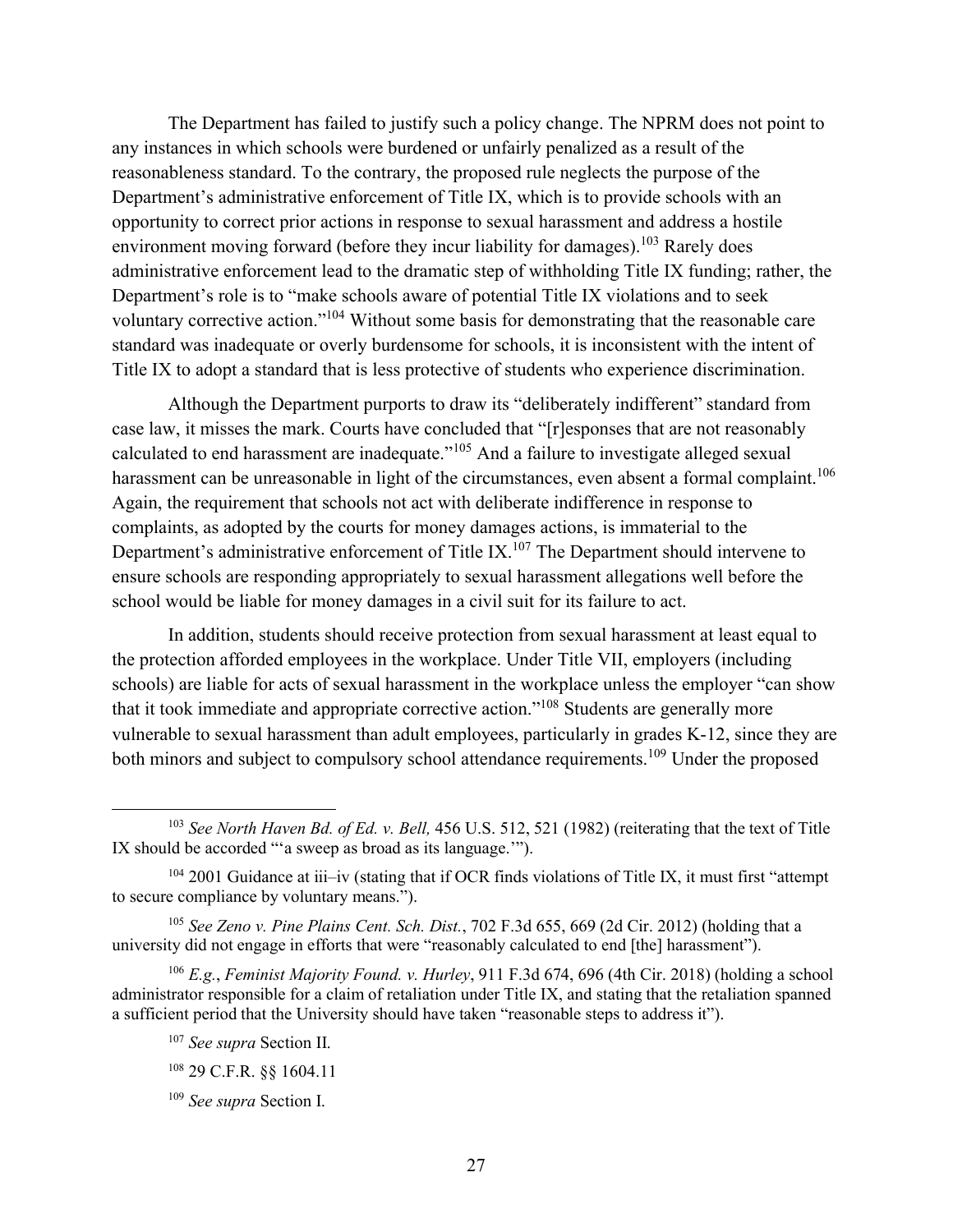The Department has failed to justify such a policy change. The NPRM does not point to any instances in which schools were burdened or unfairly penalized as a result of the reasonableness standard. To the contrary, the proposed rule neglects the purpose of the Department's administrative enforcement of Title IX, which is to provide schools with an opportunity to correct prior actions in response to sexual harassment and address a hostile environment moving forward (before they incur liability for damages).[103] Rarely does administrative enforcement lead to the dramatic step of withholding Title IX funding; rather, the Department's role is to "make schools aware of potential Title IX violations and to seek voluntary corrective action."[104] Without some basis for demonstrating that the reasonable care standard was inadequate or overly burdensome for schools, it is inconsistent with the intent of Title IX to adopt a standard that is less protective of students who experience discrimination.

Although the Department purports to draw its "deliberately indifferent" standard from case law, it misses the mark. Courts have concluded that "[r]esponses that are not reasonably calculated to end harassment are inadequate."[105] And a failure to investigate alleged sexual harassment can be unreasonable in light of the circumstances, even absent a formal complaint.[106] Again, the requirement that schools not act with deliberate indifference in response to complaints, as adopted by the courts for money damages actions, is immaterial to the Department's administrative enforcement of Title IX.[107] The Department should intervene to ensure schools are responding appropriately to sexual harassment allegations well before the school would be liable for money damages in a civil suit for its failure to act.

In addition, students should receive protection from sexual harassment at least equal to the protection afforded employees in the workplace. Under Title VII, employers (including schools) are liable for acts of sexual harassment in the workplace unless the employer "can show that it took immediate and appropriate corrective action."[108] Students are generally more vulnerable to sexual harassment than adult employees, particularly in grades K-12, since they are both minors and subject to compulsory school attendance requirements.[109] Under the proposed

---

[103] *See North Haven Bd. of Ed. v. Bell,* 456 U.S. 512, 521 (1982) (reiterating that the text of Title IX should be accorded "'a sweep as broad as its language.'").

[104] 2001 Guidance at iii–iv (stating that if OCR finds violations of Title IX, it must first "attempt to secure compliance by voluntary means.").

[105] *See Zeno v. Pine Plains Cent. Sch. Dist.*, 702 F.3d 655, 669 (2d Cir. 2012) (holding that a university did not engage in efforts that were "reasonably calculated to end [the] harassment").

[106] *E.g.*, *Feminist Majority Found. v. Hurley*, 911 F.3d 674, 696 (4th Cir. 2018) (holding a school administrator responsible for a claim of retaliation under Title IX, and stating that the retaliation spanned a sufficient period that the University should have taken "reasonable steps to address it").

[107] *See supra* Section II.

[108] 29 C.F.R. §§ 1604.11

[109] *See supra* Section I.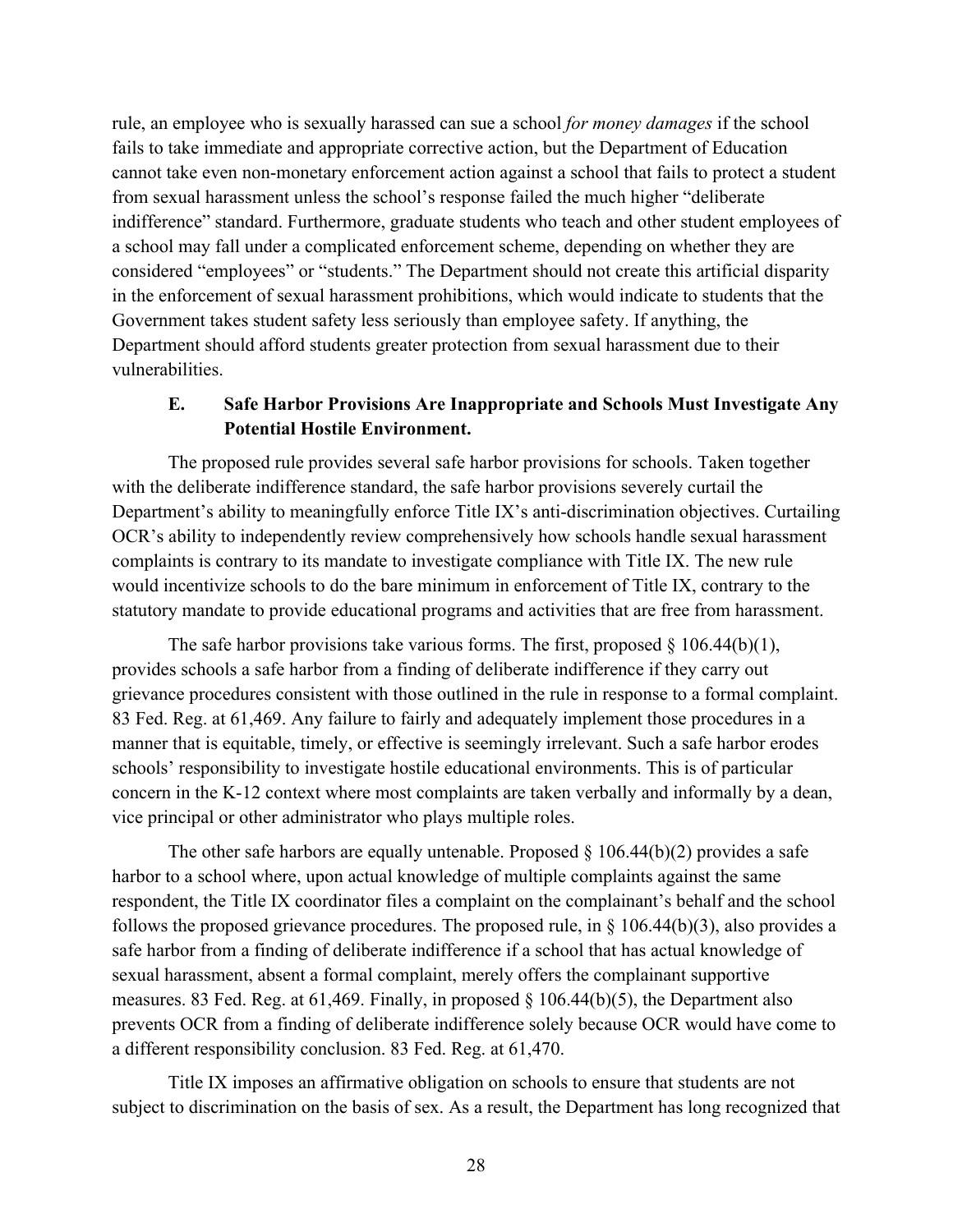rule, an employee who is sexually harassed can sue a school *for money damages* if the school fails to take immediate and appropriate corrective action, but the Department of Education cannot take even non-monetary enforcement action against a school that fails to protect a student from sexual harassment unless the school's response failed the much higher "deliberate indifference" standard. Furthermore, graduate students who teach and other student employees of a school may fall under a complicated enforcement scheme, depending on whether they are considered "employees" or "students." The Department should not create this artificial disparity in the enforcement of sexual harassment prohibitions, which would indicate to students that the Government takes student safety less seriously than employee safety. If anything, the Department should afford students greater protection from sexual harassment due to their vulnerabilities.

### E. Safe Harbor Provisions Are Inappropriate and Schools Must Investigate Any Potential Hostile Environment.

The proposed rule provides several safe harbor provisions for schools. Taken together with the deliberate indifference standard, the safe harbor provisions severely curtail the Department's ability to meaningfully enforce Title IX's anti-discrimination objectives. Curtailing OCR's ability to independently review comprehensively how schools handle sexual harassment complaints is contrary to its mandate to investigate compliance with Title IX. The new rule would incentivize schools to do the bare minimum in enforcement of Title IX, contrary to the statutory mandate to provide educational programs and activities that are free from harassment.

The safe harbor provisions take various forms. The first, proposed § 106.44(b)(1), provides schools a safe harbor from a finding of deliberate indifference if they carry out grievance procedures consistent with those outlined in the rule in response to a formal complaint. 83 Fed. Reg. at 61,469. Any failure to fairly and adequately implement those procedures in a manner that is equitable, timely, or effective is seemingly irrelevant. Such a safe harbor erodes schools' responsibility to investigate hostile educational environments. This is of particular concern in the K-12 context where most complaints are taken verbally and informally by a dean, vice principal or other administrator who plays multiple roles.

The other safe harbors are equally untenable. Proposed § 106.44(b)(2) provides a safe harbor to a school where, upon actual knowledge of multiple complaints against the same respondent, the Title IX coordinator files a complaint on the complainant's behalf and the school follows the proposed grievance procedures. The proposed rule, in § 106.44(b)(3), also provides a safe harbor from a finding of deliberate indifference if a school that has actual knowledge of sexual harassment, absent a formal complaint, merely offers the complainant supportive measures. 83 Fed. Reg. at 61,469. Finally, in proposed § 106.44(b)(5), the Department also prevents OCR from a finding of deliberate indifference solely because OCR would have come to a different responsibility conclusion. 83 Fed. Reg. at 61,470.

Title IX imposes an affirmative obligation on schools to ensure that students are not subject to discrimination on the basis of sex. As a result, the Department has long recognized that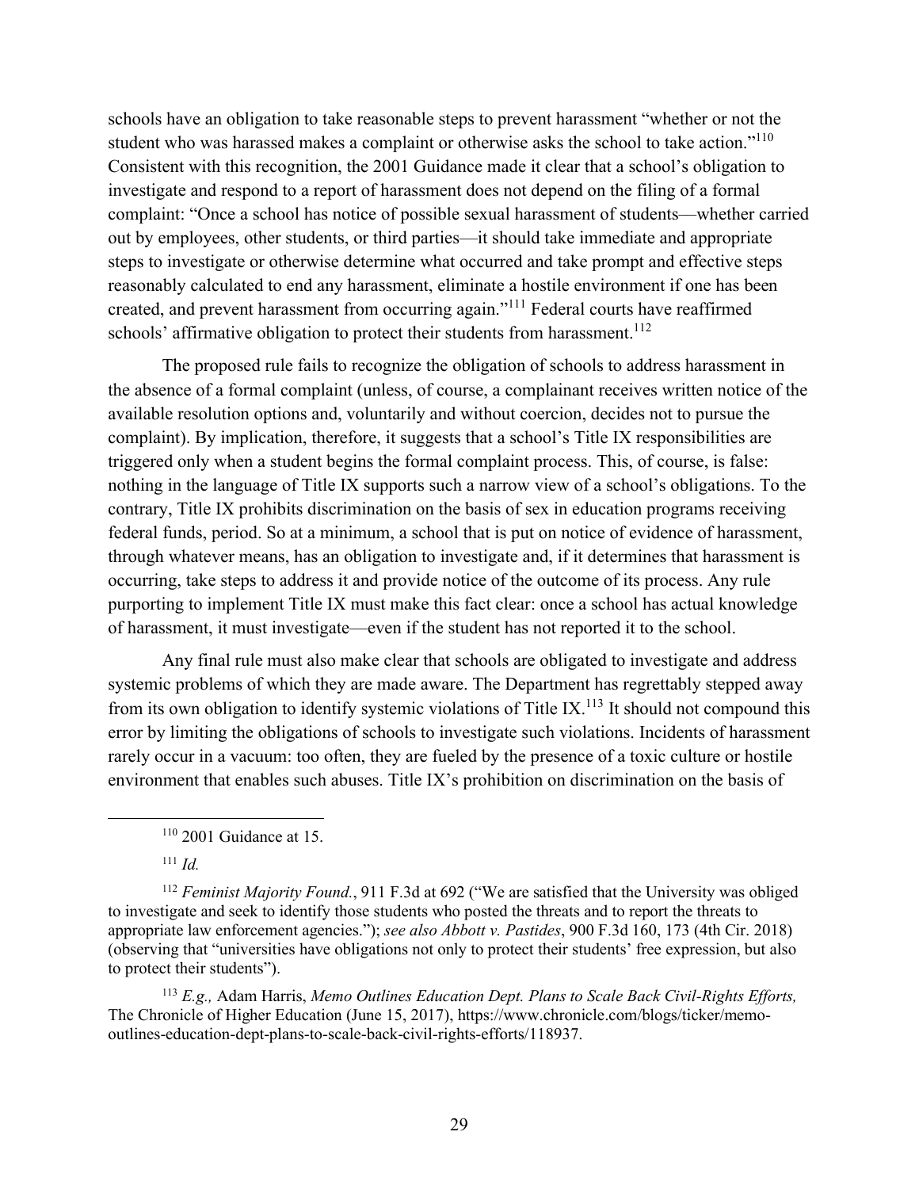schools have an obligation to take reasonable steps to prevent harassment "whether or not the student who was harassed makes a complaint or otherwise asks the school to take action."[110] Consistent with this recognition, the 2001 Guidance made it clear that a school's obligation to investigate and respond to a report of harassment does not depend on the filing of a formal complaint: "Once a school has notice of possible sexual harassment of students—whether carried out by employees, other students, or third parties—it should take immediate and appropriate steps to investigate or otherwise determine what occurred and take prompt and effective steps reasonably calculated to end any harassment, eliminate a hostile environment if one has been created, and prevent harassment from occurring again."[111] Federal courts have reaffirmed schools' affirmative obligation to protect their students from harassment.[112]

The proposed rule fails to recognize the obligation of schools to address harassment in the absence of a formal complaint (unless, of course, a complainant receives written notice of the available resolution options and, voluntarily and without coercion, decides not to pursue the complaint). By implication, therefore, it suggests that a school's Title IX responsibilities are triggered only when a student begins the formal complaint process. This, of course, is false: nothing in the language of Title IX supports such a narrow view of a school's obligations. To the contrary, Title IX prohibits discrimination on the basis of sex in education programs receiving federal funds, period. So at a minimum, a school that is put on notice of evidence of harassment, through whatever means, has an obligation to investigate and, if it determines that harassment is occurring, take steps to address it and provide notice of the outcome of its process. Any rule purporting to implement Title IX must make this fact clear: once a school has actual knowledge of harassment, it must investigate—even if the student has not reported it to the school.

Any final rule must also make clear that schools are obligated to investigate and address systemic problems of which they are made aware. The Department has regrettably stepped away from its own obligation to identify systemic violations of Title IX.[113] It should not compound this error by limiting the obligations of schools to investigate such violations. Incidents of harassment rarely occur in a vacuum: too often, they are fueled by the presence of a toxic culture or hostile environment that enables such abuses. Title IX's prohibition on discrimination on the basis of

---

[110] 2001 Guidance at 15.

[111] *Id.*

[112] *Feminist Majority Found.*, 911 F.3d at 692 ("We are satisfied that the University was obliged to investigate and seek to identify those students who posted the threats and to report the threats to appropriate law enforcement agencies."); *see also Abbott v. Pastides*, 900 F.3d 160, 173 (4th Cir. 2018) (observing that "universities have obligations not only to protect their students' free expression, but also to protect their students").

[113] *E.g.,* Adam Harris, *Memo Outlines Education Dept. Plans to Scale Back Civil-Rights Efforts,* The Chronicle of Higher Education (June 15, 2017), https://www.chronicle.com/blogs/ticker/memo-outlines-education-dept-plans-to-scale-back-civil-rights-efforts/118937.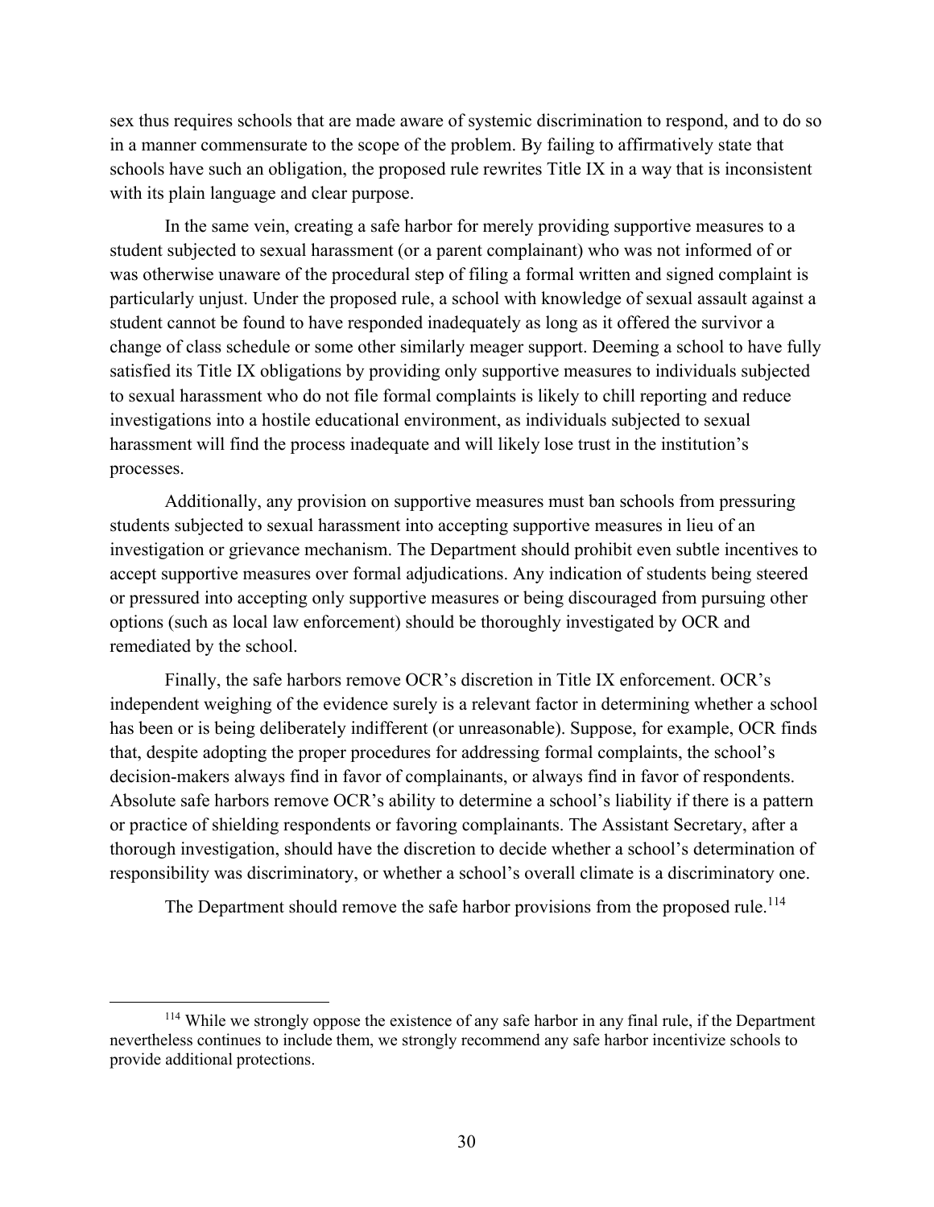sex thus requires schools that are made aware of systemic discrimination to respond, and to do so in a manner commensurate to the scope of the problem. By failing to affirmatively state that schools have such an obligation, the proposed rule rewrites Title IX in a way that is inconsistent with its plain language and clear purpose.

In the same vein, creating a safe harbor for merely providing supportive measures to a student subjected to sexual harassment (or a parent complainant) who was not informed of or was otherwise unaware of the procedural step of filing a formal written and signed complaint is particularly unjust. Under the proposed rule, a school with knowledge of sexual assault against a student cannot be found to have responded inadequately as long as it offered the survivor a change of class schedule or some other similarly meager support. Deeming a school to have fully satisfied its Title IX obligations by providing only supportive measures to individuals subjected to sexual harassment who do not file formal complaints is likely to chill reporting and reduce investigations into a hostile educational environment, as individuals subjected to sexual harassment will find the process inadequate and will likely lose trust in the institution's processes.

Additionally, any provision on supportive measures must ban schools from pressuring students subjected to sexual harassment into accepting supportive measures in lieu of an investigation or grievance mechanism. The Department should prohibit even subtle incentives to accept supportive measures over formal adjudications. Any indication of students being steered or pressured into accepting only supportive measures or being discouraged from pursuing other options (such as local law enforcement) should be thoroughly investigated by OCR and remediated by the school.

Finally, the safe harbors remove OCR's discretion in Title IX enforcement. OCR's independent weighing of the evidence surely is a relevant factor in determining whether a school has been or is being deliberately indifferent (or unreasonable). Suppose, for example, OCR finds that, despite adopting the proper procedures for addressing formal complaints, the school's decision-makers always find in favor of complainants, or always find in favor of respondents. Absolute safe harbors remove OCR's ability to determine a school's liability if there is a pattern or practice of shielding respondents or favoring complainants. The Assistant Secretary, after a thorough investigation, should have the discretion to decide whether a school's determination of responsibility was discriminatory, or whether a school's overall climate is a discriminatory one.

The Department should remove the safe harbor provisions from the proposed rule.[114]

[114] While we strongly oppose the existence of any safe harbor in any final rule, if the Department nevertheless continues to include them, we strongly recommend any safe harbor incentivize schools to provide additional protections.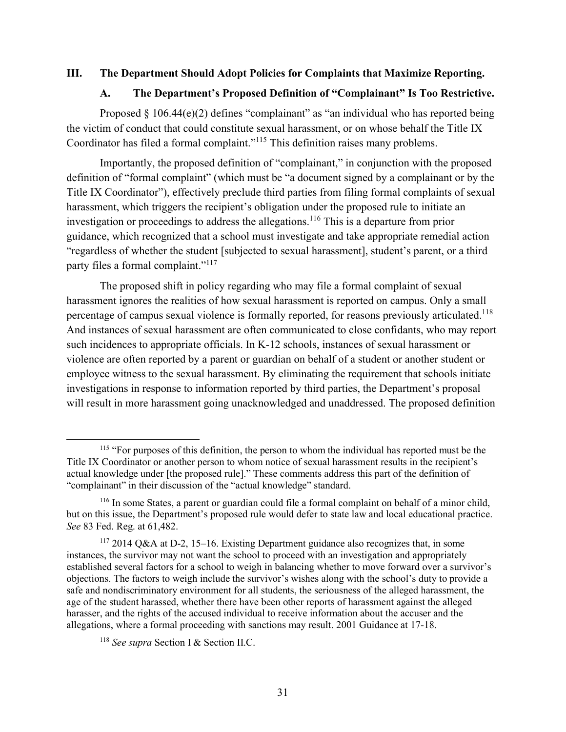## III. The Department Should Adopt Policies for Complaints that Maximize Reporting.

### A. The Department's Proposed Definition of "Complainant" Is Too Restrictive.

Proposed § 106.44(e)(2) defines "complainant" as "an individual who has reported being the victim of conduct that could constitute sexual harassment, or on whose behalf the Title IX Coordinator has filed a formal complaint."[115] This definition raises many problems.

Importantly, the proposed definition of "complainant," in conjunction with the proposed definition of "formal complaint" (which must be "a document signed by a complainant or by the Title IX Coordinator"), effectively preclude third parties from filing formal complaints of sexual harassment, which triggers the recipient's obligation under the proposed rule to initiate an investigation or proceedings to address the allegations.[116] This is a departure from prior guidance, which recognized that a school must investigate and take appropriate remedial action "regardless of whether the student [subjected to sexual harassment], student's parent, or a third party files a formal complaint."[117]

The proposed shift in policy regarding who may file a formal complaint of sexual harassment ignores the realities of how sexual harassment is reported on campus. Only a small percentage of campus sexual violence is formally reported, for reasons previously articulated.[118] And instances of sexual harassment are often communicated to close confidants, who may report such incidences to appropriate officials. In K-12 schools, instances of sexual harassment or violence are often reported by a parent or guardian on behalf of a student or another student or employee witness to the sexual harassment. By eliminating the requirement that schools initiate investigations in response to information reported by third parties, the Department's proposal will result in more harassment going unacknowledged and unaddressed. The proposed definition

---

[115] "For purposes of this definition, the person to whom the individual has reported must be the Title IX Coordinator or another person to whom notice of sexual harassment results in the recipient's actual knowledge under [the proposed rule]." These comments address this part of the definition of "complainant" in their discussion of the "actual knowledge" standard.

[116] In some States, a parent or guardian could file a formal complaint on behalf of a minor child, but on this issue, the Department's proposed rule would defer to state law and local educational practice. *See* 83 Fed. Reg. at 61,482.

[117] 2014 Q&A at D-2, 15–16. Existing Department guidance also recognizes that, in some instances, the survivor may not want the school to proceed with an investigation and appropriately established several factors for a school to weigh in balancing whether to move forward over a survivor's objections. The factors to weigh include the survivor's wishes along with the school's duty to provide a safe and nondiscriminatory environment for all students, the seriousness of the alleged harassment, the age of the student harassed, whether there have been other reports of harassment against the alleged harasser, and the rights of the accused individual to receive information about the accuser and the allegations, where a formal proceeding with sanctions may result. 2001 Guidance at 17-18.

[118] *See supra* Section I & Section II.C.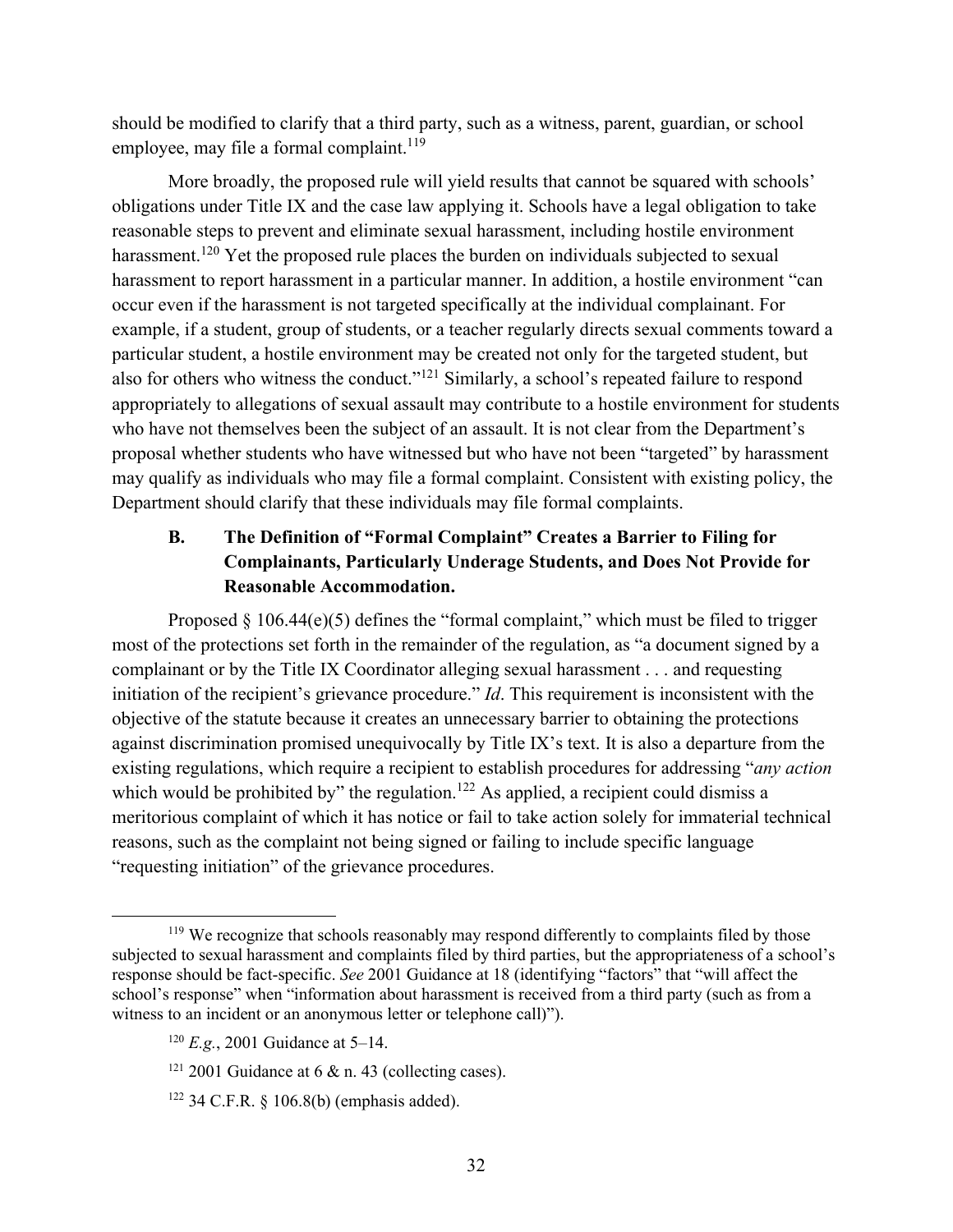should be modified to clarify that a third party, such as a witness, parent, guardian, or school employee, may file a formal complaint.[119]

More broadly, the proposed rule will yield results that cannot be squared with schools' obligations under Title IX and the case law applying it. Schools have a legal obligation to take reasonable steps to prevent and eliminate sexual harassment, including hostile environment harassment.[120] Yet the proposed rule places the burden on individuals subjected to sexual harassment to report harassment in a particular manner. In addition, a hostile environment "can occur even if the harassment is not targeted specifically at the individual complainant. For example, if a student, group of students, or a teacher regularly directs sexual comments toward a particular student, a hostile environment may be created not only for the targeted student, but also for others who witness the conduct."[121] Similarly, a school's repeated failure to respond appropriately to allegations of sexual assault may contribute to a hostile environment for students who have not themselves been the subject of an assault. It is not clear from the Department's proposal whether students who have witnessed but who have not been "targeted" by harassment may qualify as individuals who may file a formal complaint. Consistent with existing policy, the Department should clarify that these individuals may file formal complaints.

### B. The Definition of "Formal Complaint" Creates a Barrier to Filing for Complainants, Particularly Underage Students, and Does Not Provide for Reasonable Accommodation.

Proposed § 106.44(e)(5) defines the "formal complaint," which must be filed to trigger most of the protections set forth in the remainder of the regulation, as "a document signed by a complainant or by the Title IX Coordinator alleging sexual harassment . . . and requesting initiation of the recipient's grievance procedure." *Id*. This requirement is inconsistent with the objective of the statute because it creates an unnecessary barrier to obtaining the protections against discrimination promised unequivocally by Title IX's text. It is also a departure from the existing regulations, which require a recipient to establish procedures for addressing "*any action* which would be prohibited by" the regulation.[122] As applied, a recipient could dismiss a meritorious complaint of which it has notice or fail to take action solely for immaterial technical reasons, such as the complaint not being signed or failing to include specific language "requesting initiation" of the grievance procedures.

---

[119] We recognize that schools reasonably may respond differently to complaints filed by those subjected to sexual harassment and complaints filed by third parties, but the appropriateness of a school's response should be fact-specific. *See* 2001 Guidance at 18 (identifying "factors" that "will affect the school's response" when "information about harassment is received from a third party (such as from a witness to an incident or an anonymous letter or telephone call)").

[120] *E.g.*, 2001 Guidance at 5–14.

[121] 2001 Guidance at 6 & n. 43 (collecting cases).

[122] 34 C.F.R. § 106.8(b) (emphasis added).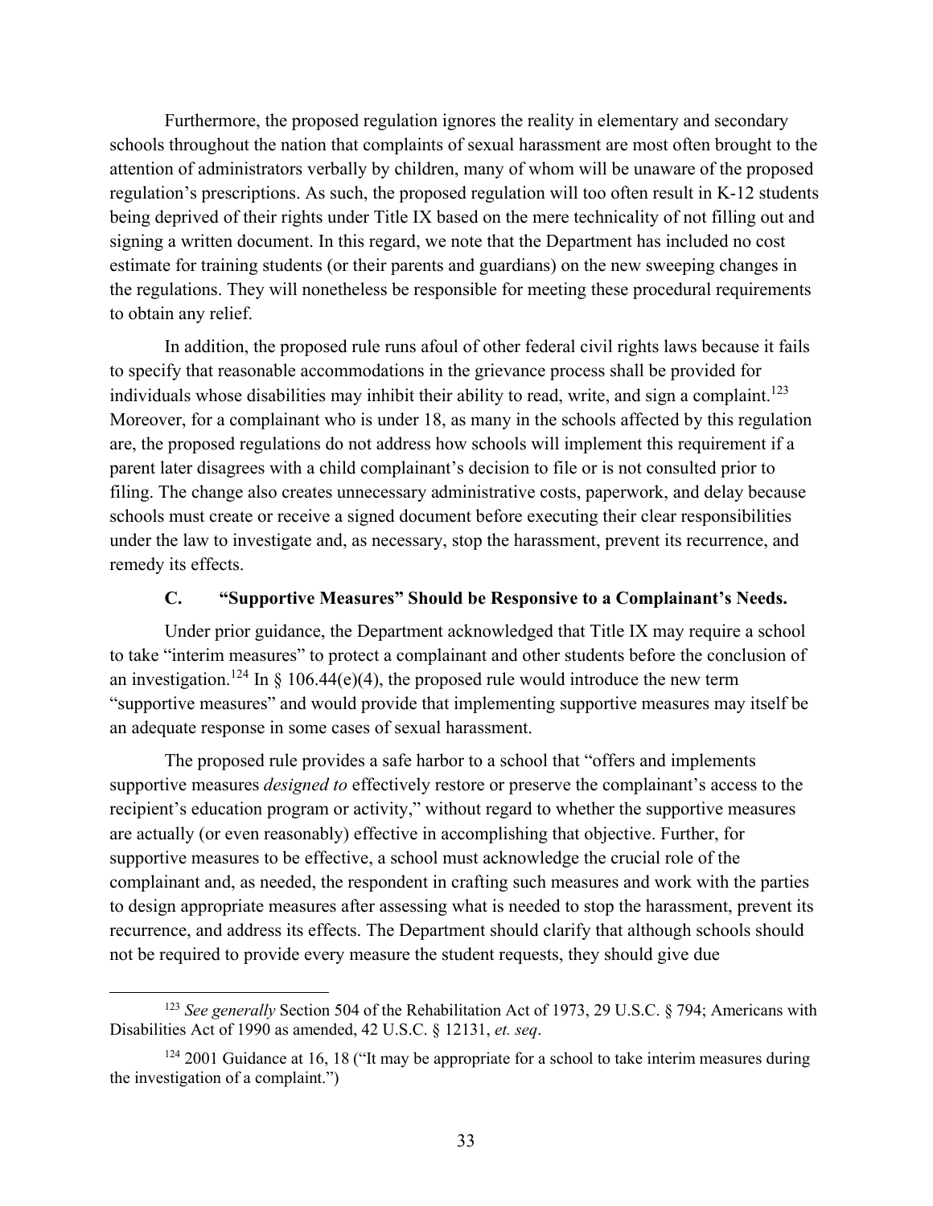Furthermore, the proposed regulation ignores the reality in elementary and secondary schools throughout the nation that complaints of sexual harassment are most often brought to the attention of administrators verbally by children, many of whom will be unaware of the proposed regulation's prescriptions. As such, the proposed regulation will too often result in K-12 students being deprived of their rights under Title IX based on the mere technicality of not filling out and signing a written document. In this regard, we note that the Department has included no cost estimate for training students (or their parents and guardians) on the new sweeping changes in the regulations. They will nonetheless be responsible for meeting these procedural requirements to obtain any relief.

In addition, the proposed rule runs afoul of other federal civil rights laws because it fails to specify that reasonable accommodations in the grievance process shall be provided for individuals whose disabilities may inhibit their ability to read, write, and sign a complaint.[123] Moreover, for a complainant who is under 18, as many in the schools affected by this regulation are, the proposed regulations do not address how schools will implement this requirement if a parent later disagrees with a child complainant's decision to file or is not consulted prior to filing. The change also creates unnecessary administrative costs, paperwork, and delay because schools must create or receive a signed document before executing their clear responsibilities under the law to investigate and, as necessary, stop the harassment, prevent its recurrence, and remedy its effects.

### C. "Supportive Measures" Should be Responsive to a Complainant's Needs.

Under prior guidance, the Department acknowledged that Title IX may require a school to take "interim measures" to protect a complainant and other students before the conclusion of an investigation.[124] In § 106.44(e)(4), the proposed rule would introduce the new term "supportive measures" and would provide that implementing supportive measures may itself be an adequate response in some cases of sexual harassment.

The proposed rule provides a safe harbor to a school that "offers and implements supportive measures *designed to* effectively restore or preserve the complainant's access to the recipient's education program or activity," without regard to whether the supportive measures are actually (or even reasonably) effective in accomplishing that objective. Further, for supportive measures to be effective, a school must acknowledge the crucial role of the complainant and, as needed, the respondent in crafting such measures and work with the parties to design appropriate measures after assessing what is needed to stop the harassment, prevent its recurrence, and address its effects. The Department should clarify that although schools should not be required to provide every measure the student requests, they should give due

---

[123] *See generally* Section 504 of the Rehabilitation Act of 1973, 29 U.S.C. § 794; Americans with Disabilities Act of 1990 as amended, 42 U.S.C. § 12131, *et. seq*.

[124] 2001 Guidance at 16, 18 ("It may be appropriate for a school to take interim measures during the investigation of a complaint.")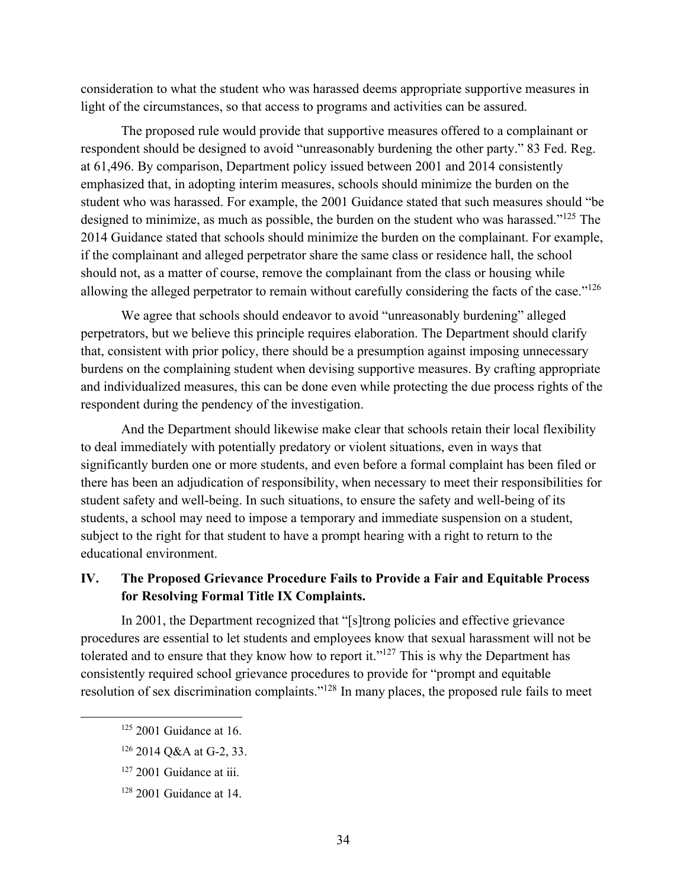consideration to what the student who was harassed deems appropriate supportive measures in light of the circumstances, so that access to programs and activities can be assured.

The proposed rule would provide that supportive measures offered to a complainant or respondent should be designed to avoid "unreasonably burdening the other party." 83 Fed. Reg. at 61,496. By comparison, Department policy issued between 2001 and 2014 consistently emphasized that, in adopting interim measures, schools should minimize the burden on the student who was harassed. For example, the 2001 Guidance stated that such measures should "be designed to minimize, as much as possible, the burden on the student who was harassed."[125] The 2014 Guidance stated that schools should minimize the burden on the complainant. For example, if the complainant and alleged perpetrator share the same class or residence hall, the school should not, as a matter of course, remove the complainant from the class or housing while allowing the alleged perpetrator to remain without carefully considering the facts of the case."[126]

We agree that schools should endeavor to avoid "unreasonably burdening" alleged perpetrators, but we believe this principle requires elaboration. The Department should clarify that, consistent with prior policy, there should be a presumption against imposing unnecessary burdens on the complaining student when devising supportive measures. By crafting appropriate and individualized measures, this can be done even while protecting the due process rights of the respondent during the pendency of the investigation.

And the Department should likewise make clear that schools retain their local flexibility to deal immediately with potentially predatory or violent situations, even in ways that significantly burden one or more students, and even before a formal complaint has been filed or there has been an adjudication of responsibility, when necessary to meet their responsibilities for student safety and well-being. In such situations, to ensure the safety and well-being of its students, a school may need to impose a temporary and immediate suspension on a student, subject to the right for that student to have a prompt hearing with a right to return to the educational environment.

## IV. The Proposed Grievance Procedure Fails to Provide a Fair and Equitable Process for Resolving Formal Title IX Complaints.

In 2001, the Department recognized that "[s]trong policies and effective grievance procedures are essential to let students and employees know that sexual harassment will not be tolerated and to ensure that they know how to report it."[127] This is why the Department has consistently required school grievance procedures to provide for "prompt and equitable resolution of sex discrimination complaints."[128] In many places, the proposed rule fails to meet

---

[125] 2001 Guidance at 16.

[126] 2014 Q&A at G-2, 33.

[127] 2001 Guidance at iii.

[128] 2001 Guidance at 14.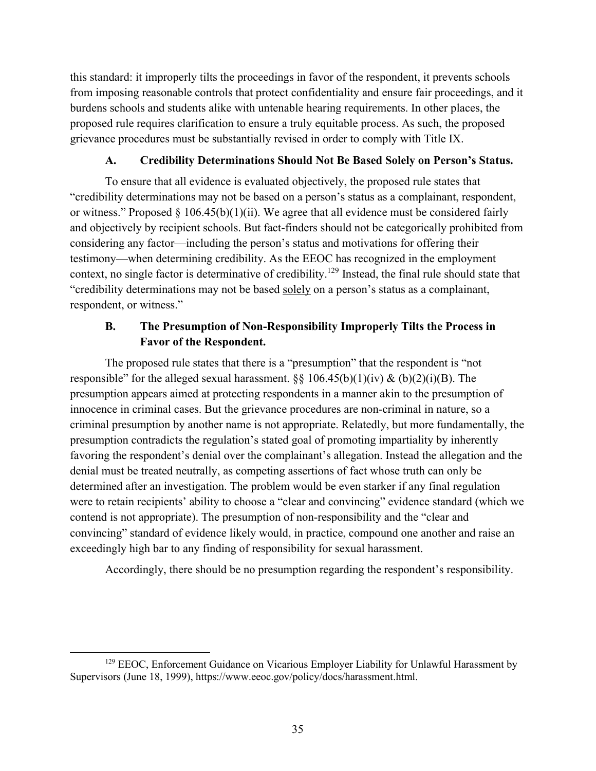this standard: it improperly tilts the proceedings in favor of the respondent, it prevents schools from imposing reasonable controls that protect confidentiality and ensure fair proceedings, and it burdens schools and students alike with untenable hearing requirements. In other places, the proposed rule requires clarification to ensure a truly equitable process. As such, the proposed grievance procedures must be substantially revised in order to comply with Title IX.

### A. Credibility Determinations Should Not Be Based Solely on Person's Status.

To ensure that all evidence is evaluated objectively, the proposed rule states that "credibility determinations may not be based on a person's status as a complainant, respondent, or witness." Proposed § 106.45(b)(1)(ii). We agree that all evidence must be considered fairly and objectively by recipient schools. But fact-finders should not be categorically prohibited from considering any factor—including the person's status and motivations for offering their testimony—when determining credibility. As the EEOC has recognized in the employment context, no single factor is determinative of credibility.[129] Instead, the final rule should state that "credibility determinations may not be based <u>solely</u> on a person's status as a complainant, respondent, or witness."

### B. The Presumption of Non-Responsibility Improperly Tilts the Process in Favor of the Respondent.

The proposed rule states that there is a "presumption" that the respondent is "not responsible" for the alleged sexual harassment. §§ 106.45(b)(1)(iv) & (b)(2)(i)(B). The presumption appears aimed at protecting respondents in a manner akin to the presumption of innocence in criminal cases. But the grievance procedures are non-criminal in nature, so a criminal presumption by another name is not appropriate. Relatedly, but more fundamentally, the presumption contradicts the regulation's stated goal of promoting impartiality by inherently favoring the respondent's denial over the complainant's allegation. Instead the allegation and the denial must be treated neutrally, as competing assertions of fact whose truth can only be determined after an investigation. The problem would be even starker if any final regulation were to retain recipients' ability to choose a "clear and convincing" evidence standard (which we contend is not appropriate). The presumption of non-responsibility and the "clear and convincing" standard of evidence likely would, in practice, compound one another and raise an exceedingly high bar to any finding of responsibility for sexual harassment.

Accordingly, there should be no presumption regarding the respondent's responsibility.

---

[129] EEOC, Enforcement Guidance on Vicarious Employer Liability for Unlawful Harassment by Supervisors (June 18, 1999), https://www.eeoc.gov/policy/docs/harassment.html.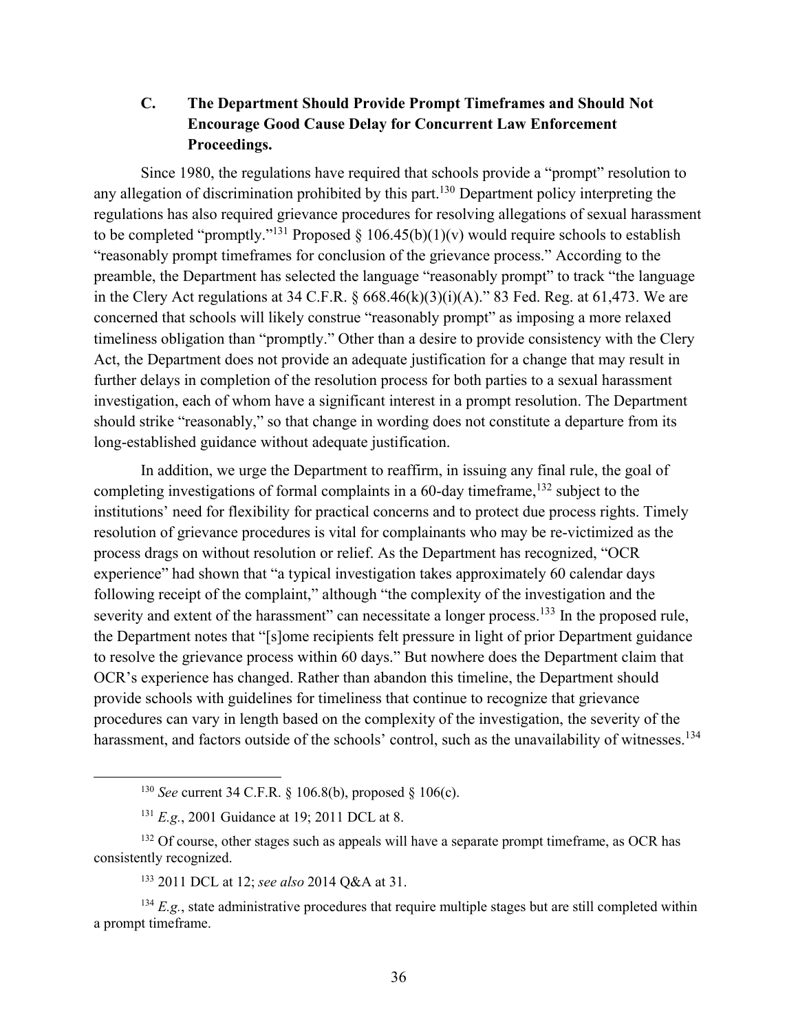### C. The Department Should Provide Prompt Timeframes and Should Not Encourage Good Cause Delay for Concurrent Law Enforcement Proceedings.

Since 1980, the regulations have required that schools provide a "prompt" resolution to any allegation of discrimination prohibited by this part.[130] Department policy interpreting the regulations has also required grievance procedures for resolving allegations of sexual harassment to be completed "promptly."[131] Proposed § 106.45(b)(1)(v) would require schools to establish "reasonably prompt timeframes for conclusion of the grievance process." According to the preamble, the Department has selected the language "reasonably prompt" to track "the language in the Clery Act regulations at 34 C.F.R. § 668.46(k)(3)(i)(A)." 83 Fed. Reg. at 61,473. We are concerned that schools will likely construe "reasonably prompt" as imposing a more relaxed timeliness obligation than "promptly." Other than a desire to provide consistency with the Clery Act, the Department does not provide an adequate justification for a change that may result in further delays in completion of the resolution process for both parties to a sexual harassment investigation, each of whom have a significant interest in a prompt resolution. The Department should strike "reasonably," so that change in wording does not constitute a departure from its long-established guidance without adequate justification.

In addition, we urge the Department to reaffirm, in issuing any final rule, the goal of completing investigations of formal complaints in a 60-day timeframe,[132] subject to the institutions' need for flexibility for practical concerns and to protect due process rights. Timely resolution of grievance procedures is vital for complainants who may be re-victimized as the process drags on without resolution or relief. As the Department has recognized, "OCR experience" had shown that "a typical investigation takes approximately 60 calendar days following receipt of the complaint," although "the complexity of the investigation and the severity and extent of the harassment" can necessitate a longer process.[133] In the proposed rule, the Department notes that "[s]ome recipients felt pressure in light of prior Department guidance to resolve the grievance process within 60 days." But nowhere does the Department claim that OCR's experience has changed. Rather than abandon this timeline, the Department should provide schools with guidelines for timeliness that continue to recognize that grievance procedures can vary in length based on the complexity of the investigation, the severity of the harassment, and factors outside of the schools' control, such as the unavailability of witnesses.[134]

---

[130] *See* current 34 C.F.R. § 106.8(b), proposed § 106(c).

[131] *E.g.*, 2001 Guidance at 19; 2011 DCL at 8.

[132] Of course, other stages such as appeals will have a separate prompt timeframe, as OCR has consistently recognized.

[133] 2011 DCL at 12; *see also* 2014 Q&A at 31.

[134] *E.g.*, state administrative procedures that require multiple stages but are still completed within a prompt timeframe.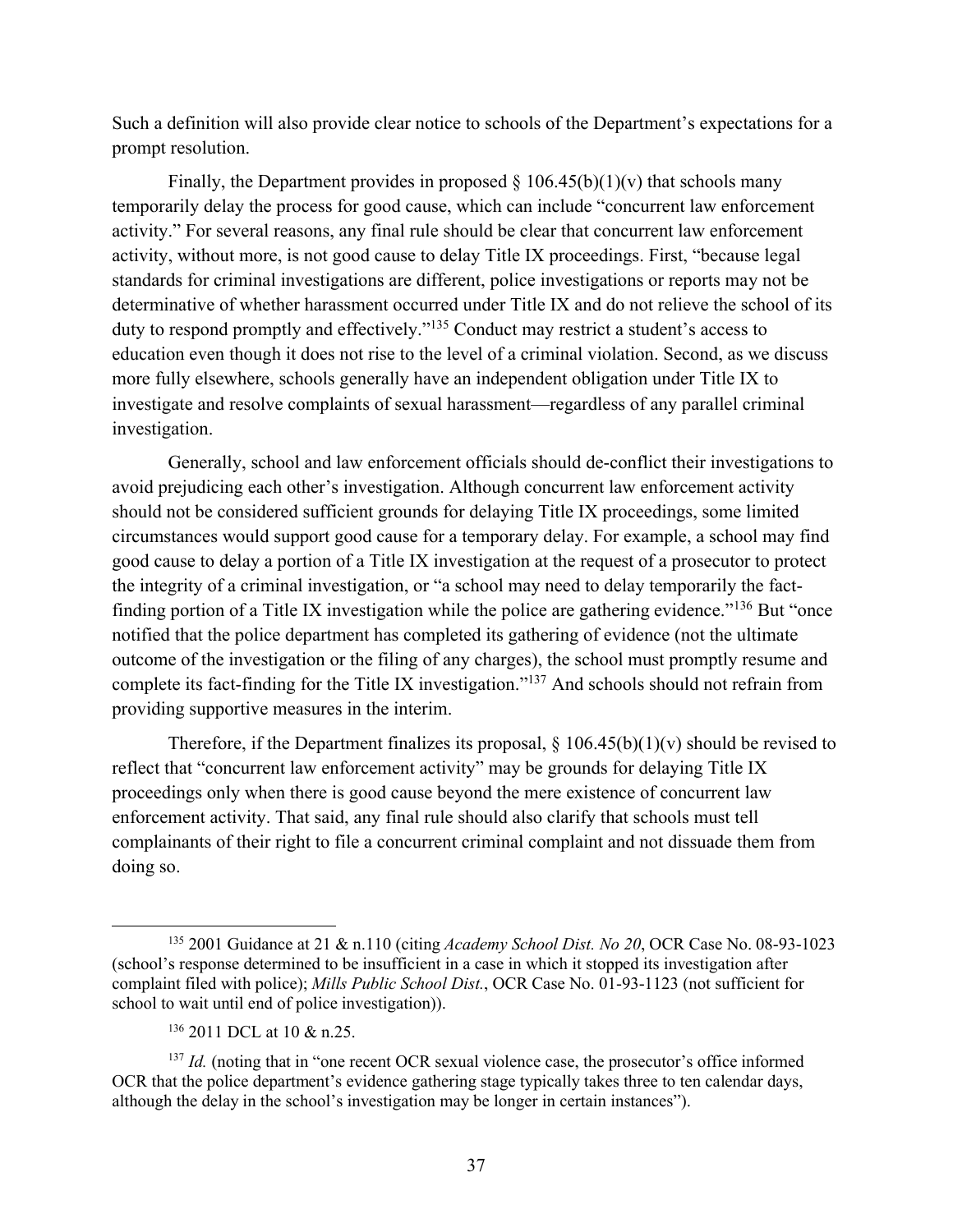Such a definition will also provide clear notice to schools of the Department's expectations for a prompt resolution.

Finally, the Department provides in proposed § 106.45(b)(1)(v) that schools many temporarily delay the process for good cause, which can include "concurrent law enforcement activity." For several reasons, any final rule should be clear that concurrent law enforcement activity, without more, is not good cause to delay Title IX proceedings. First, "because legal standards for criminal investigations are different, police investigations or reports may not be determinative of whether harassment occurred under Title IX and do not relieve the school of its duty to respond promptly and effectively."[135] Conduct may restrict a student's access to education even though it does not rise to the level of a criminal violation. Second, as we discuss more fully elsewhere, schools generally have an independent obligation under Title IX to investigate and resolve complaints of sexual harassment—regardless of any parallel criminal investigation.

Generally, school and law enforcement officials should de-conflict their investigations to avoid prejudicing each other's investigation. Although concurrent law enforcement activity should not be considered sufficient grounds for delaying Title IX proceedings, some limited circumstances would support good cause for a temporary delay. For example, a school may find good cause to delay a portion of a Title IX investigation at the request of a prosecutor to protect the integrity of a criminal investigation, or "a school may need to delay temporarily the fact-finding portion of a Title IX investigation while the police are gathering evidence."[136] But "once notified that the police department has completed its gathering of evidence (not the ultimate outcome of the investigation or the filing of any charges), the school must promptly resume and complete its fact-finding for the Title IX investigation."[137] And schools should not refrain from providing supportive measures in the interim.

Therefore, if the Department finalizes its proposal, § 106.45(b)(1)(v) should be revised to reflect that "concurrent law enforcement activity" may be grounds for delaying Title IX proceedings only when there is good cause beyond the mere existence of concurrent law enforcement activity. That said, any final rule should also clarify that schools must tell complainants of their right to file a concurrent criminal complaint and not dissuade them from doing so.

---

[135] 2001 Guidance at 21 & n.110 (citing *Academy School Dist. No 20*, OCR Case No. 08-93-1023 (school's response determined to be insufficient in a case in which it stopped its investigation after complaint filed with police); *Mills Public School Dist.*, OCR Case No. 01-93-1123 (not sufficient for school to wait until end of police investigation)).

[136] 2011 DCL at 10 & n.25.

[137] *Id.* (noting that in "one recent OCR sexual violence case, the prosecutor's office informed OCR that the police department's evidence gathering stage typically takes three to ten calendar days, although the delay in the school's investigation may be longer in certain instances").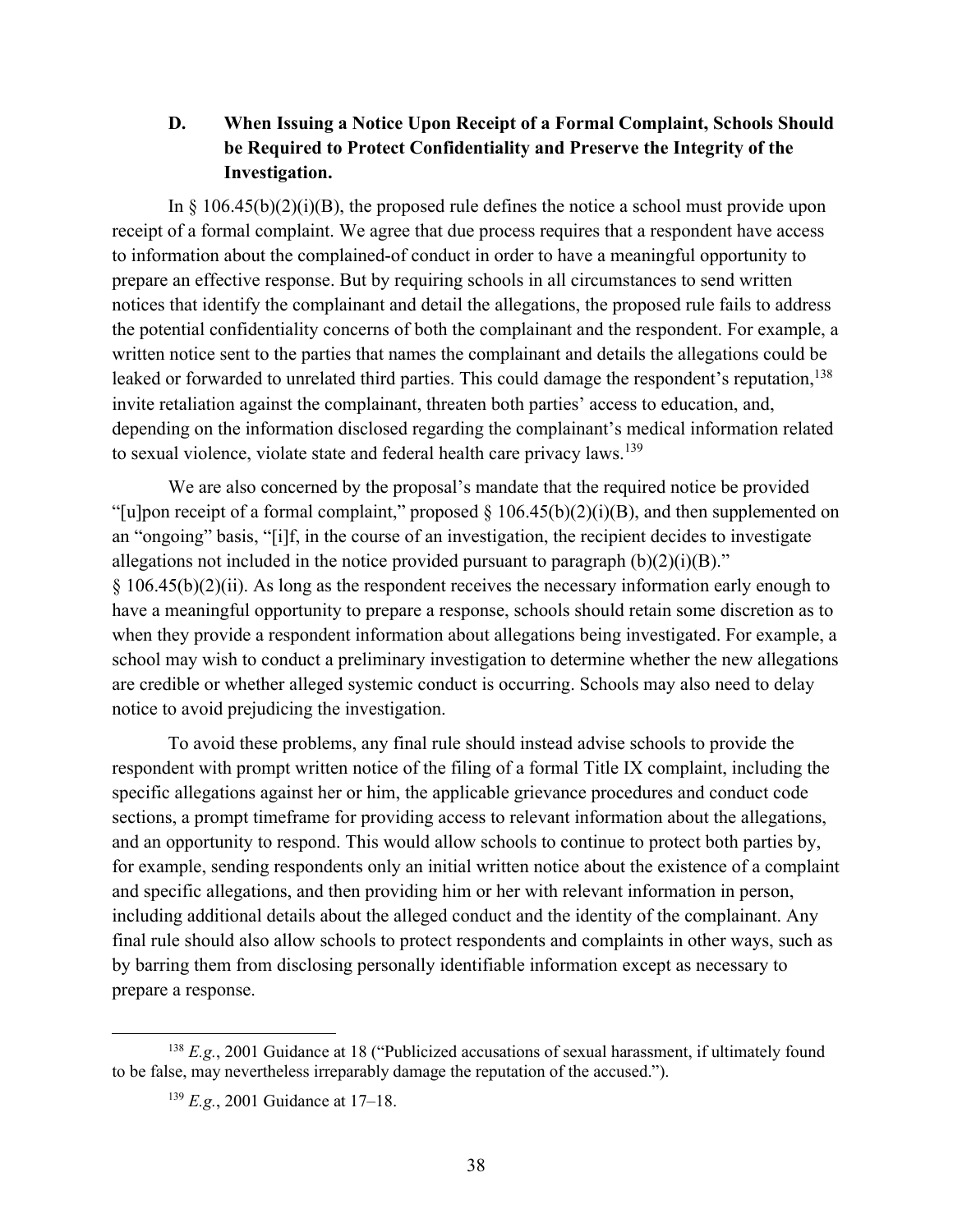### D. When Issuing a Notice Upon Receipt of a Formal Complaint, Schools Should be Required to Protect Confidentiality and Preserve the Integrity of the Investigation.

In § 106.45(b)(2)(i)(B), the proposed rule defines the notice a school must provide upon receipt of a formal complaint. We agree that due process requires that a respondent have access to information about the complained-of conduct in order to have a meaningful opportunity to prepare an effective response. But by requiring schools in all circumstances to send written notices that identify the complainant and detail the allegations, the proposed rule fails to address the potential confidentiality concerns of both the complainant and the respondent. For example, a written notice sent to the parties that names the complainant and details the allegations could be leaked or forwarded to unrelated third parties. This could damage the respondent's reputation,[138] invite retaliation against the complainant, threaten both parties' access to education, and, depending on the information disclosed regarding the complainant's medical information related to sexual violence, violate state and federal health care privacy laws.[139]

We are also concerned by the proposal's mandate that the required notice be provided "[u]pon receipt of a formal complaint," proposed § 106.45(b)(2)(i)(B), and then supplemented on an "ongoing" basis, "[i]f, in the course of an investigation, the recipient decides to investigate allegations not included in the notice provided pursuant to paragraph (b)(2)(i)(B)." § 106.45(b)(2)(ii). As long as the respondent receives the necessary information early enough to have a meaningful opportunity to prepare a response, schools should retain some discretion as to when they provide a respondent information about allegations being investigated. For example, a school may wish to conduct a preliminary investigation to determine whether the new allegations are credible or whether alleged systemic conduct is occurring. Schools may also need to delay notice to avoid prejudicing the investigation.

To avoid these problems, any final rule should instead advise schools to provide the respondent with prompt written notice of the filing of a formal Title IX complaint, including the specific allegations against her or him, the applicable grievance procedures and conduct code sections, a prompt timeframe for providing access to relevant information about the allegations, and an opportunity to respond. This would allow schools to continue to protect both parties by, for example, sending respondents only an initial written notice about the existence of a complaint and specific allegations, and then providing him or her with relevant information in person, including additional details about the alleged conduct and the identity of the complainant. Any final rule should also allow schools to protect respondents and complaints in other ways, such as by barring them from disclosing personally identifiable information except as necessary to prepare a response.

---

[138] *E.g.*, 2001 Guidance at 18 ("Publicized accusations of sexual harassment, if ultimately found to be false, may nevertheless irreparably damage the reputation of the accused.").

[139] *E.g.*, 2001 Guidance at 17–18.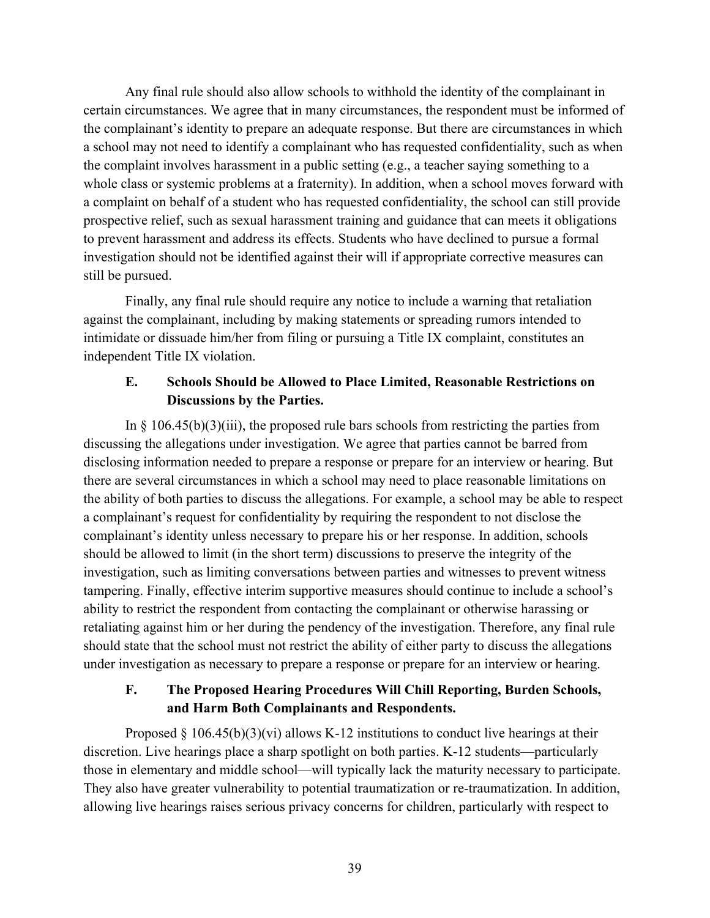Any final rule should also allow schools to withhold the identity of the complainant in certain circumstances. We agree that in many circumstances, the respondent must be informed of the complainant's identity to prepare an adequate response. But there are circumstances in which a school may not need to identify a complainant who has requested confidentiality, such as when the complaint involves harassment in a public setting (e.g., a teacher saying something to a whole class or systemic problems at a fraternity). In addition, when a school moves forward with a complaint on behalf of a student who has requested confidentiality, the school can still provide prospective relief, such as sexual harassment training and guidance that can meets it obligations to prevent harassment and address its effects. Students who have declined to pursue a formal investigation should not be identified against their will if appropriate corrective measures can still be pursued.

Finally, any final rule should require any notice to include a warning that retaliation against the complainant, including by making statements or spreading rumors intended to intimidate or dissuade him/her from filing or pursuing a Title IX complaint, constitutes an independent Title IX violation.

### E. Schools Should be Allowed to Place Limited, Reasonable Restrictions on Discussions by the Parties.

In § 106.45(b)(3)(iii), the proposed rule bars schools from restricting the parties from discussing the allegations under investigation. We agree that parties cannot be barred from disclosing information needed to prepare a response or prepare for an interview or hearing. But there are several circumstances in which a school may need to place reasonable limitations on the ability of both parties to discuss the allegations. For example, a school may be able to respect a complainant's request for confidentiality by requiring the respondent to not disclose the complainant's identity unless necessary to prepare his or her response. In addition, schools should be allowed to limit (in the short term) discussions to preserve the integrity of the investigation, such as limiting conversations between parties and witnesses to prevent witness tampering. Finally, effective interim supportive measures should continue to include a school's ability to restrict the respondent from contacting the complainant or otherwise harassing or retaliating against him or her during the pendency of the investigation. Therefore, any final rule should state that the school must not restrict the ability of either party to discuss the allegations under investigation as necessary to prepare a response or prepare for an interview or hearing.

### F. The Proposed Hearing Procedures Will Chill Reporting, Burden Schools, and Harm Both Complainants and Respondents.

Proposed § 106.45(b)(3)(vi) allows K-12 institutions to conduct live hearings at their discretion. Live hearings place a sharp spotlight on both parties. K-12 students—particularly those in elementary and middle school—will typically lack the maturity necessary to participate. They also have greater vulnerability to potential traumatization or re-traumatization. In addition, allowing live hearings raises serious privacy concerns for children, particularly with respect to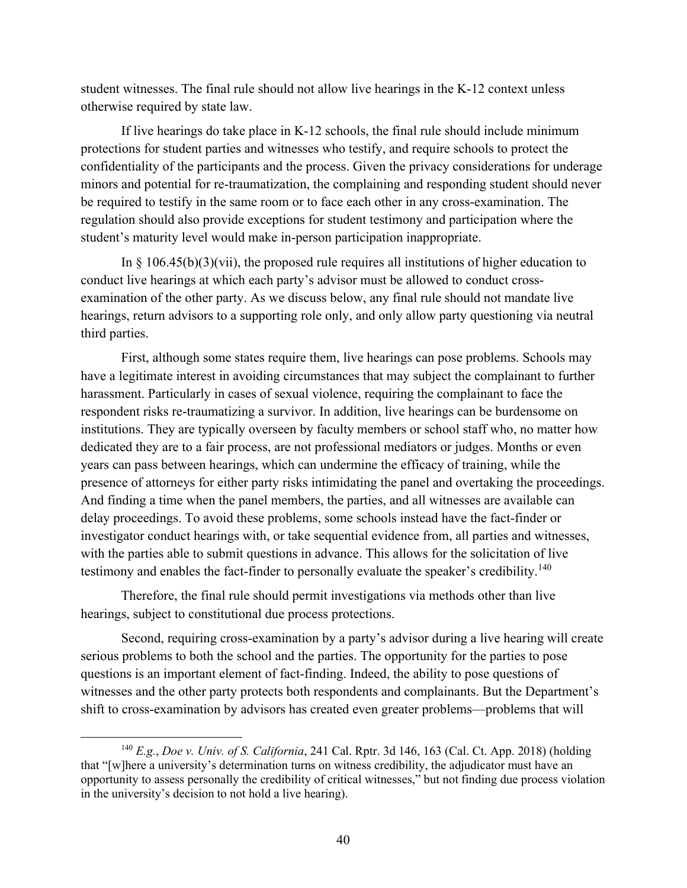student witnesses. The final rule should not allow live hearings in the K-12 context unless otherwise required by state law.

If live hearings do take place in K-12 schools, the final rule should include minimum protections for student parties and witnesses who testify, and require schools to protect the confidentiality of the participants and the process. Given the privacy considerations for underage minors and potential for re-traumatization, the complaining and responding student should never be required to testify in the same room or to face each other in any cross-examination. The regulation should also provide exceptions for student testimony and participation where the student's maturity level would make in-person participation inappropriate.

In § 106.45(b)(3)(vii), the proposed rule requires all institutions of higher education to conduct live hearings at which each party's advisor must be allowed to conduct cross-examination of the other party. As we discuss below, any final rule should not mandate live hearings, return advisors to a supporting role only, and only allow party questioning via neutral third parties.

First, although some states require them, live hearings can pose problems. Schools may have a legitimate interest in avoiding circumstances that may subject the complainant to further harassment. Particularly in cases of sexual violence, requiring the complainant to face the respondent risks re-traumatizing a survivor. In addition, live hearings can be burdensome on institutions. They are typically overseen by faculty members or school staff who, no matter how dedicated they are to a fair process, are not professional mediators or judges. Months or even years can pass between hearings, which can undermine the efficacy of training, while the presence of attorneys for either party risks intimidating the panel and overtaking the proceedings. And finding a time when the panel members, the parties, and all witnesses are available can delay proceedings. To avoid these problems, some schools instead have the fact-finder or investigator conduct hearings with, or take sequential evidence from, all parties and witnesses, with the parties able to submit questions in advance. This allows for the solicitation of live testimony and enables the fact-finder to personally evaluate the speaker's credibility.[140]

Therefore, the final rule should permit investigations via methods other than live hearings, subject to constitutional due process protections.

Second, requiring cross-examination by a party's advisor during a live hearing will create serious problems to both the school and the parties. The opportunity for the parties to pose questions is an important element of fact-finding. Indeed, the ability to pose questions of witnesses and the other party protects both respondents and complainants. But the Department's shift to cross-examination by advisors has created even greater problems—problems that will

[140] *E.g.*, *Doe v. Univ. of S. California*, 241 Cal. Rptr. 3d 146, 163 (Cal. Ct. App. 2018) (holding that "[w]here a university's determination turns on witness credibility, the adjudicator must have an opportunity to assess personally the credibility of critical witnesses," but not finding due process violation in the university's decision to not hold a live hearing).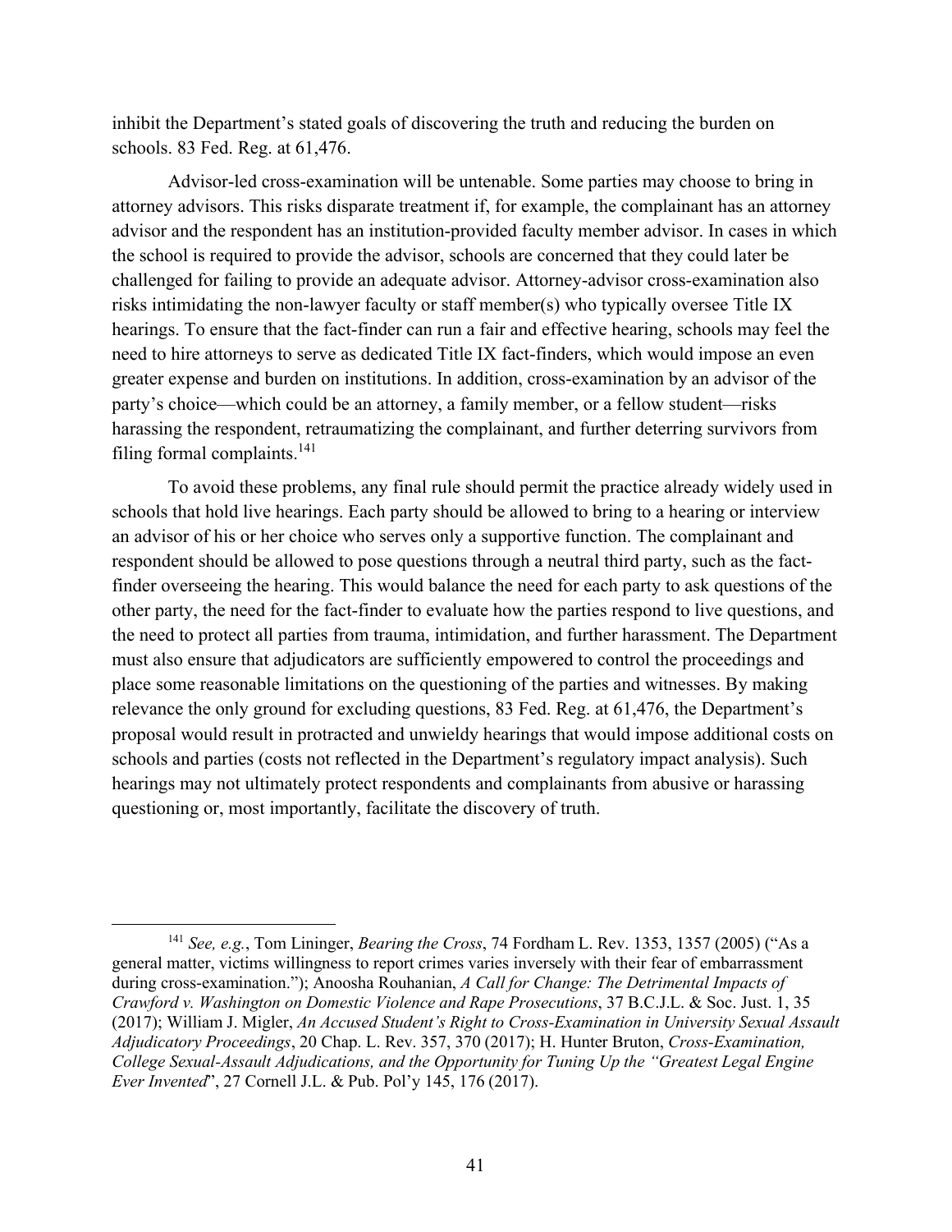inhibit the Department's stated goals of discovering the truth and reducing the burden on schools. 83 Fed. Reg. at 61,476.

Advisor-led cross-examination will be untenable. Some parties may choose to bring in attorney advisors. This risks disparate treatment if, for example, the complainant has an attorney advisor and the respondent has an institution-provided faculty member advisor. In cases in which the school is required to provide the advisor, schools are concerned that they could later be challenged for failing to provide an adequate advisor. Attorney-advisor cross-examination also risks intimidating the non-lawyer faculty or staff member(s) who typically oversee Title IX hearings. To ensure that the fact-finder can run a fair and effective hearing, schools may feel the need to hire attorneys to serve as dedicated Title IX fact-finders, which would impose an even greater expense and burden on institutions. In addition, cross-examination by an advisor of the party's choice—which could be an attorney, a family member, or a fellow student—risks harassing the respondent, retraumatizing the complainant, and further deterring survivors from filing formal complaints.[141]

To avoid these problems, any final rule should permit the practice already widely used in schools that hold live hearings. Each party should be allowed to bring to a hearing or interview an advisor of his or her choice who serves only a supportive function. The complainant and respondent should be allowed to pose questions through a neutral third party, such as the fact-finder overseeing the hearing. This would balance the need for each party to ask questions of the other party, the need for the fact-finder to evaluate how the parties respond to live questions, and the need to protect all parties from trauma, intimidation, and further harassment. The Department must also ensure that adjudicators are sufficiently empowered to control the proceedings and place some reasonable limitations on the questioning of the parties and witnesses. By making relevance the only ground for excluding questions, 83 Fed. Reg. at 61,476, the Department's proposal would result in protracted and unwieldy hearings that would impose additional costs on schools and parties (costs not reflected in the Department's regulatory impact analysis). Such hearings may not ultimately protect respondents and complainants from abusive or harassing questioning or, most importantly, facilitate the discovery of truth.

---

[141] *See, e.g.*, Tom Lininger, *Bearing the Cross*, 74 Fordham L. Rev. 1353, 1357 (2005) ("As a general matter, victims willingness to report crimes varies inversely with their fear of embarrassment during cross-examination."); Anoosha Rouhanian, *A Call for Change: The Detrimental Impacts of Crawford v. Washington on Domestic Violence and Rape Prosecutions*, 37 B.C.J.L. & Soc. Just. 1, 35 (2017); William J. Migler, *An Accused Student's Right to Cross-Examination in University Sexual Assault Adjudicatory Proceedings*, 20 Chap. L. Rev. 357, 370 (2017); H. Hunter Bruton, *Cross-Examination, College Sexual-Assault Adjudications, and the Opportunity for Tuning Up the "Greatest Legal Engine Ever Invented*", 27 Cornell J.L. & Pub. Pol'y 145, 176 (2017).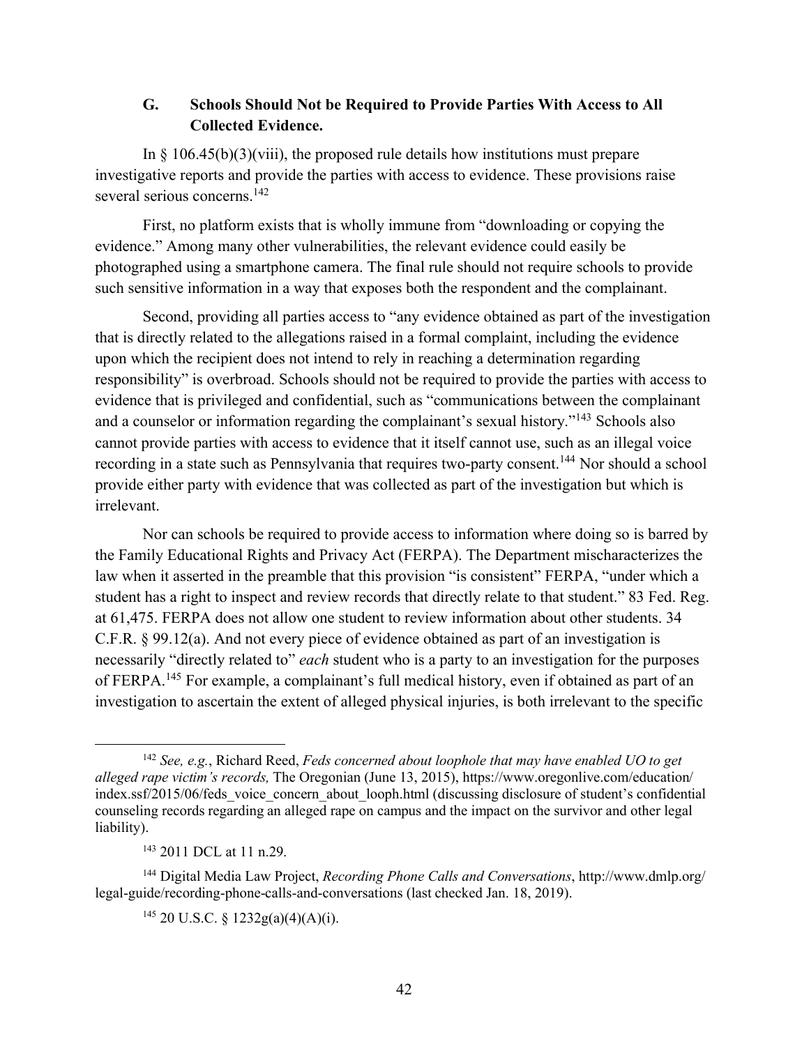### G. Schools Should Not be Required to Provide Parties With Access to All Collected Evidence.

In § 106.45(b)(3)(viii), the proposed rule details how institutions must prepare investigative reports and provide the parties with access to evidence. These provisions raise several serious concerns.[142]

First, no platform exists that is wholly immune from "downloading or copying the evidence." Among many other vulnerabilities, the relevant evidence could easily be photographed using a smartphone camera. The final rule should not require schools to provide such sensitive information in a way that exposes both the respondent and the complainant.

Second, providing all parties access to "any evidence obtained as part of the investigation that is directly related to the allegations raised in a formal complaint, including the evidence upon which the recipient does not intend to rely in reaching a determination regarding responsibility" is overbroad. Schools should not be required to provide the parties with access to evidence that is privileged and confidential, such as "communications between the complainant and a counselor or information regarding the complainant's sexual history."[143] Schools also cannot provide parties with access to evidence that it itself cannot use, such as an illegal voice recording in a state such as Pennsylvania that requires two-party consent.[144] Nor should a school provide either party with evidence that was collected as part of the investigation but which is irrelevant.

Nor can schools be required to provide access to information where doing so is barred by the Family Educational Rights and Privacy Act (FERPA). The Department mischaracterizes the law when it asserted in the preamble that this provision "is consistent" FERPA, "under which a student has a right to inspect and review records that directly relate to that student." 83 Fed. Reg. at 61,475. FERPA does not allow one student to review information about other students. 34 C.F.R. § 99.12(a). And not every piece of evidence obtained as part of an investigation is necessarily "directly related to" *each* student who is a party to an investigation for the purposes of FERPA.[145] For example, a complainant's full medical history, even if obtained as part of an investigation to ascertain the extent of alleged physical injuries, is both irrelevant to the specific

---

[142] *See, e.g.*, Richard Reed, *Feds concerned about loophole that may have enabled UO to get alleged rape victim's records,* The Oregonian (June 13, 2015), https://www.oregonlive.com/education/index.ssf/2015/06/feds_voice_concern_about_looph.html (discussing disclosure of student's confidential counseling records regarding an alleged rape on campus and the impact on the survivor and other legal liability).

[143] 2011 DCL at 11 n.29.

[144] Digital Media Law Project, *Recording Phone Calls and Conversations*, http://www.dmlp.org/legal-guide/recording-phone-calls-and-conversations (last checked Jan. 18, 2019).

[145] 20 U.S.C. § 1232g(a)(4)(A)(i).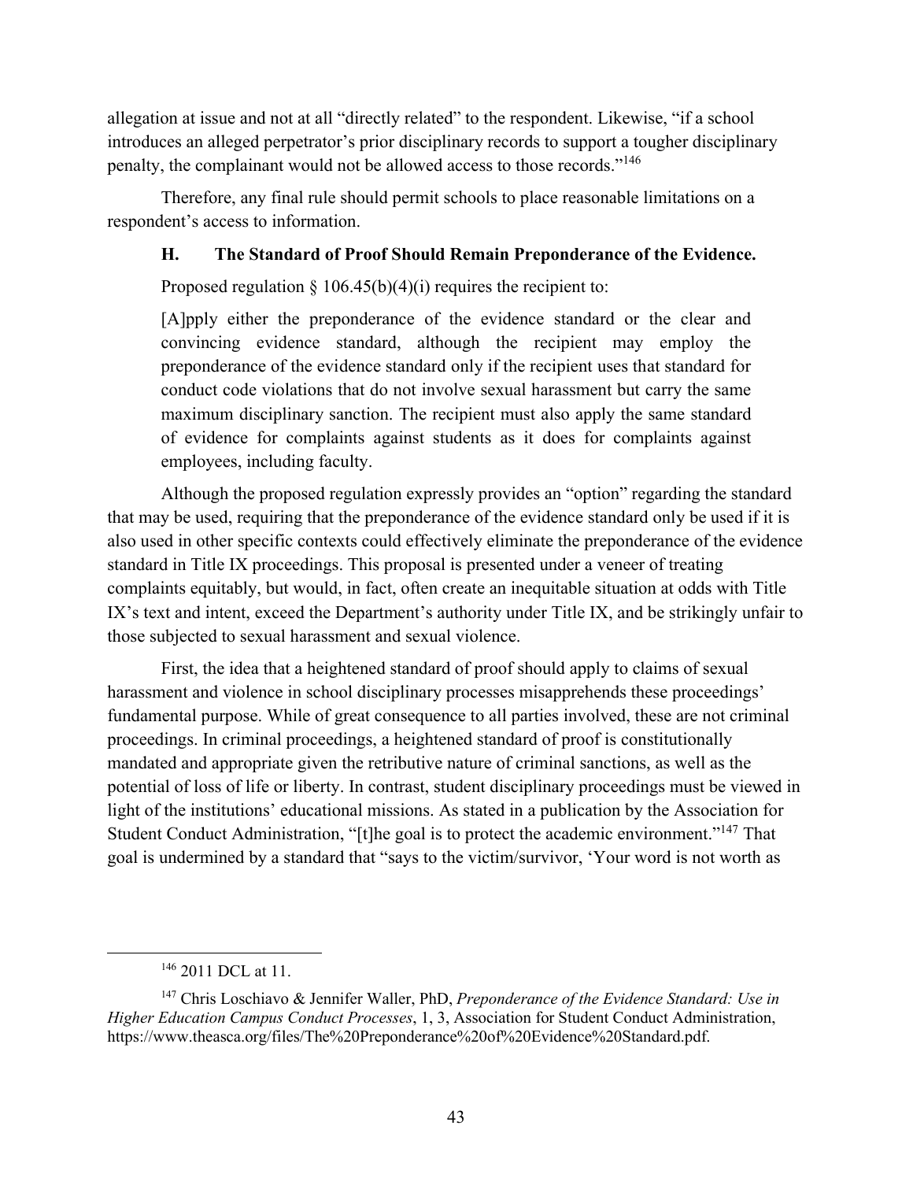allegation at issue and not at all "directly related" to the respondent. Likewise, "if a school introduces an alleged perpetrator's prior disciplinary records to support a tougher disciplinary penalty, the complainant would not be allowed access to those records."[146]

Therefore, any final rule should permit schools to place reasonable limitations on a respondent's access to information.

### H. The Standard of Proof Should Remain Preponderance of the Evidence.

Proposed regulation § 106.45(b)(4)(i) requires the recipient to:

> [A]pply either the preponderance of the evidence standard or the clear and convincing evidence standard, although the recipient may employ the preponderance of the evidence standard only if the recipient uses that standard for conduct code violations that do not involve sexual harassment but carry the same maximum disciplinary sanction. The recipient must also apply the same standard of evidence for complaints against students as it does for complaints against employees, including faculty.

Although the proposed regulation expressly provides an "option" regarding the standard that may be used, requiring that the preponderance of the evidence standard only be used if it is also used in other specific contexts could effectively eliminate the preponderance of the evidence standard in Title IX proceedings. This proposal is presented under a veneer of treating complaints equitably, but would, in fact, often create an inequitable situation at odds with Title IX's text and intent, exceed the Department's authority under Title IX, and be strikingly unfair to those subjected to sexual harassment and sexual violence.

First, the idea that a heightened standard of proof should apply to claims of sexual harassment and violence in school disciplinary processes misapprehends these proceedings' fundamental purpose. While of great consequence to all parties involved, these are not criminal proceedings. In criminal proceedings, a heightened standard of proof is constitutionally mandated and appropriate given the retributive nature of criminal sanctions, as well as the potential of loss of life or liberty. In contrast, student disciplinary proceedings must be viewed in light of the institutions' educational missions. As stated in a publication by the Association for Student Conduct Administration, "[t]he goal is to protect the academic environment."[147] That goal is undermined by a standard that "says to the victim/survivor, 'Your word is not worth as

---

[146] 2011 DCL at 11.

[147] Chris Loschiavo & Jennifer Waller, PhD, *Preponderance of the Evidence Standard: Use in Higher Education Campus Conduct Processes*, 1, 3, Association for Student Conduct Administration, https://www.theasca.org/files/The%20Preponderance%20of%20Evidence%20Standard.pdf.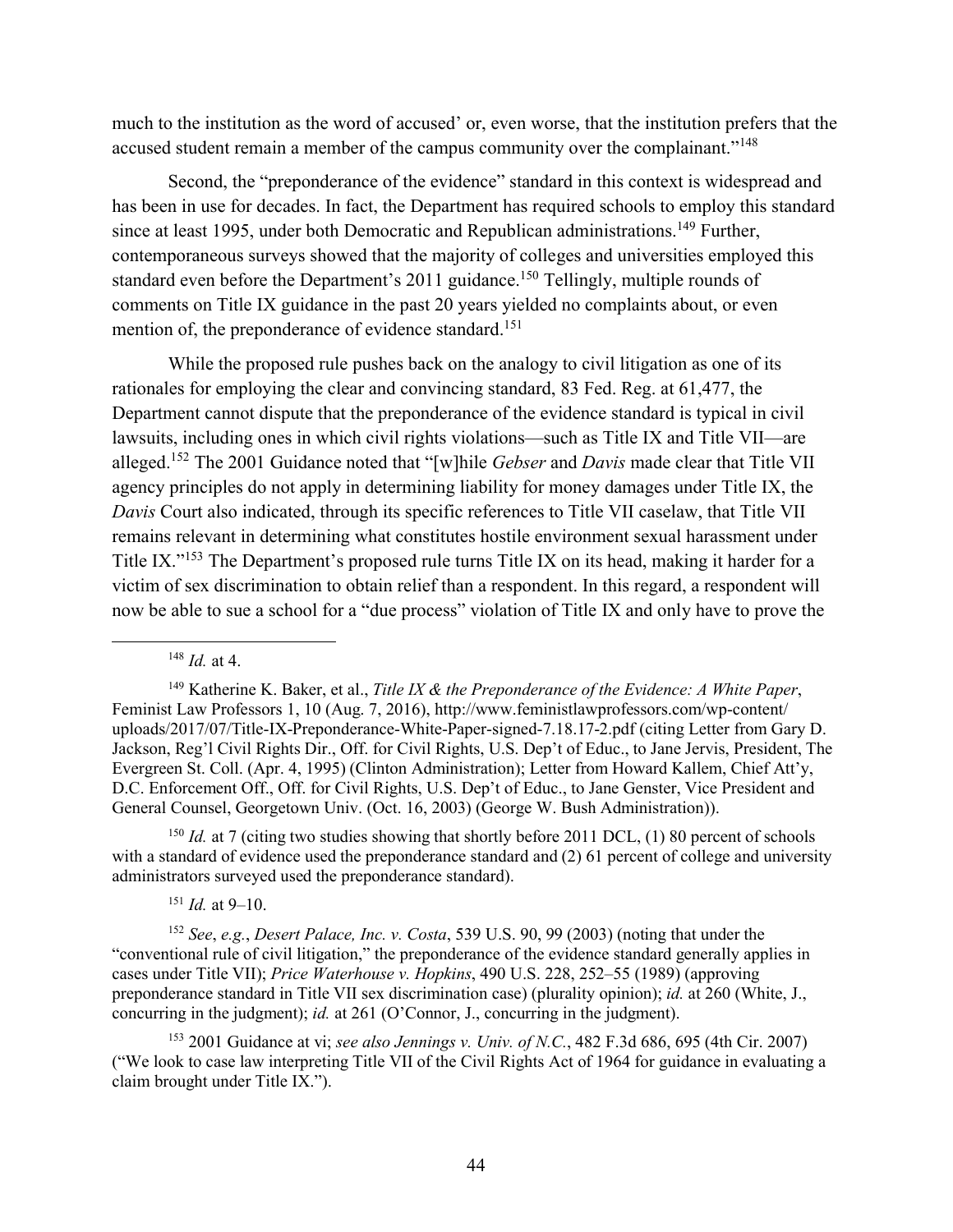much to the institution as the word of accused' or, even worse, that the institution prefers that the accused student remain a member of the campus community over the complainant."[148]

Second, the "preponderance of the evidence" standard in this context is widespread and has been in use for decades. In fact, the Department has required schools to employ this standard since at least 1995, under both Democratic and Republican administrations.[149] Further, contemporaneous surveys showed that the majority of colleges and universities employed this standard even before the Department's 2011 guidance.[150] Tellingly, multiple rounds of comments on Title IX guidance in the past 20 years yielded no complaints about, or even mention of, the preponderance of evidence standard.[151]

While the proposed rule pushes back on the analogy to civil litigation as one of its rationales for employing the clear and convincing standard, 83 Fed. Reg. at 61,477, the Department cannot dispute that the preponderance of the evidence standard is typical in civil lawsuits, including ones in which civil rights violations—such as Title IX and Title VII—are alleged.[152] The 2001 Guidance noted that "[w]hile *Gebser* and *Davis* made clear that Title VII agency principles do not apply in determining liability for money damages under Title IX, the *Davis* Court also indicated, through its specific references to Title VII caselaw, that Title VII remains relevant in determining what constitutes hostile environment sexual harassment under Title IX."[153] The Department's proposed rule turns Title IX on its head, making it harder for a victim of sex discrimination to obtain relief than a respondent. In this regard, a respondent will now be able to sue a school for a "due process" violation of Title IX and only have to prove the

---

[148] *Id.* at 4.

[149] Katherine K. Baker, et al., *Title IX & the Preponderance of the Evidence: A White Paper*, Feminist Law Professors 1, 10 (Aug. 7, 2016), http://www.feministlawprofessors.com/wp-content/uploads/2017/07/Title-IX-Preponderance-White-Paper-signed-7.18.17-2.pdf (citing Letter from Gary D. Jackson, Reg'l Civil Rights Dir., Off. for Civil Rights, U.S. Dep't of Educ., to Jane Jervis, President, The Evergreen St. Coll. (Apr. 4, 1995) (Clinton Administration); Letter from Howard Kallem, Chief Att'y, D.C. Enforcement Off., Off. for Civil Rights, U.S. Dep't of Educ., to Jane Genster, Vice President and General Counsel, Georgetown Univ. (Oct. 16, 2003) (George W. Bush Administration)).

[150] *Id.* at 7 (citing two studies showing that shortly before 2011 DCL, (1) 80 percent of schools with a standard of evidence used the preponderance standard and (2) 61 percent of college and university administrators surveyed used the preponderance standard).

[151] *Id.* at 9–10.

[152] *See*, *e.g.*, *Desert Palace, Inc. v. Costa*, 539 U.S. 90, 99 (2003) (noting that under the "conventional rule of civil litigation," the preponderance of the evidence standard generally applies in cases under Title VII); *Price Waterhouse v. Hopkins*, 490 U.S. 228, 252–55 (1989) (approving preponderance standard in Title VII sex discrimination case) (plurality opinion); *id.* at 260 (White, J., concurring in the judgment); *id.* at 261 (O'Connor, J., concurring in the judgment).

[153] 2001 Guidance at vi; *see also Jennings v. Univ. of N.C.*, 482 F.3d 686, 695 (4th Cir. 2007) ("We look to case law interpreting Title VII of the Civil Rights Act of 1964 for guidance in evaluating a claim brought under Title IX.").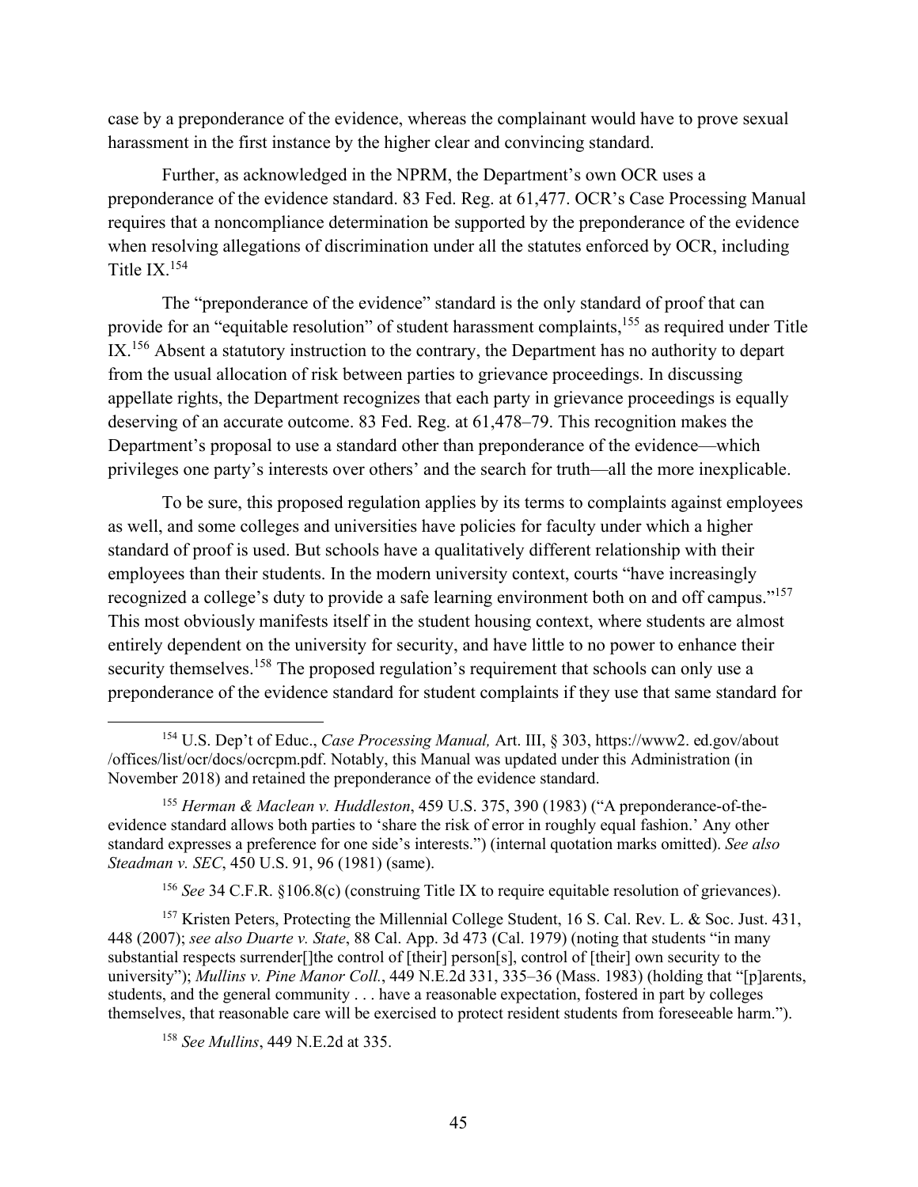case by a preponderance of the evidence, whereas the complainant would have to prove sexual harassment in the first instance by the higher clear and convincing standard.

Further, as acknowledged in the NPRM, the Department's own OCR uses a preponderance of the evidence standard. 83 Fed. Reg. at 61,477. OCR's Case Processing Manual requires that a noncompliance determination be supported by the preponderance of the evidence when resolving allegations of discrimination under all the statutes enforced by OCR, including Title IX.[154]

The "preponderance of the evidence" standard is the only standard of proof that can provide for an "equitable resolution" of student harassment complaints,[155] as required under Title IX.[156] Absent a statutory instruction to the contrary, the Department has no authority to depart from the usual allocation of risk between parties to grievance proceedings. In discussing appellate rights, the Department recognizes that each party in grievance proceedings is equally deserving of an accurate outcome. 83 Fed. Reg. at 61,478–79. This recognition makes the Department's proposal to use a standard other than preponderance of the evidence—which privileges one party's interests over others' and the search for truth—all the more inexplicable.

To be sure, this proposed regulation applies by its terms to complaints against employees as well, and some colleges and universities have policies for faculty under which a higher standard of proof is used. But schools have a qualitatively different relationship with their employees than their students. In the modern university context, courts "have increasingly recognized a college's duty to provide a safe learning environment both on and off campus."[157] This most obviously manifests itself in the student housing context, where students are almost entirely dependent on the university for security, and have little to no power to enhance their security themselves.[158] The proposed regulation's requirement that schools can only use a preponderance of the evidence standard for student complaints if they use that same standard for

---

[154] U.S. Dep't of Educ., *Case Processing Manual,* Art. III, § 303, https://www2. ed.gov/about /offices/list/ocr/docs/ocrcpm.pdf. Notably, this Manual was updated under this Administration (in November 2018) and retained the preponderance of the evidence standard.

[155] *Herman & Maclean v. Huddleston*, 459 U.S. 375, 390 (1983) ("A preponderance-of-the-evidence standard allows both parties to 'share the risk of error in roughly equal fashion.' Any other standard expresses a preference for one side's interests.") (internal quotation marks omitted). *See also Steadman v. SEC*, 450 U.S. 91, 96 (1981) (same).

[156] *See* 34 C.F.R. §106.8(c) (construing Title IX to require equitable resolution of grievances).

[157] Kristen Peters, Protecting the Millennial College Student, 16 S. Cal. Rev. L. & Soc. Just. 431, 448 (2007); *see also Duarte v. State*, 88 Cal. App. 3d 473 (Cal. 1979) (noting that students "in many substantial respects surrender[]the control of [their] person[s], control of [their] own security to the university"); *Mullins v. Pine Manor Coll.*, 449 N.E.2d 331, 335–36 (Mass. 1983) (holding that "[p]arents, students, and the general community . . . have a reasonable expectation, fostered in part by colleges themselves, that reasonable care will be exercised to protect resident students from foreseeable harm.").

[158] *See Mullins*, 449 N.E.2d at 335.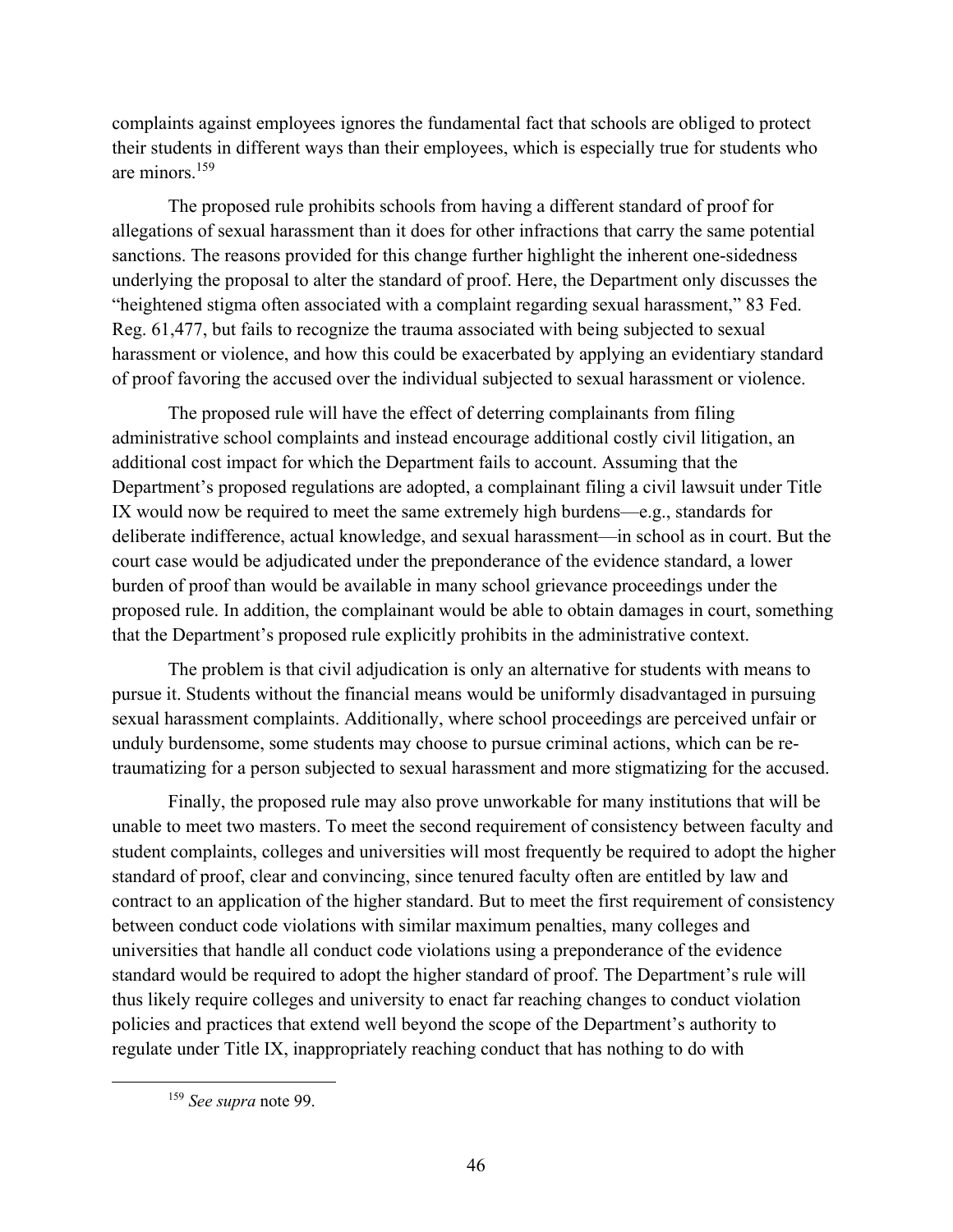complaints against employees ignores the fundamental fact that schools are obliged to protect their students in different ways than their employees, which is especially true for students who are minors.[159]

The proposed rule prohibits schools from having a different standard of proof for allegations of sexual harassment than it does for other infractions that carry the same potential sanctions. The reasons provided for this change further highlight the inherent one-sidedness underlying the proposal to alter the standard of proof. Here, the Department only discusses the "heightened stigma often associated with a complaint regarding sexual harassment," 83 Fed. Reg. 61,477, but fails to recognize the trauma associated with being subjected to sexual harassment or violence, and how this could be exacerbated by applying an evidentiary standard of proof favoring the accused over the individual subjected to sexual harassment or violence.

The proposed rule will have the effect of deterring complainants from filing administrative school complaints and instead encourage additional costly civil litigation, an additional cost impact for which the Department fails to account. Assuming that the Department's proposed regulations are adopted, a complainant filing a civil lawsuit under Title IX would now be required to meet the same extremely high burdens—e.g., standards for deliberate indifference, actual knowledge, and sexual harassment—in school as in court. But the court case would be adjudicated under the preponderance of the evidence standard, a lower burden of proof than would be available in many school grievance proceedings under the proposed rule. In addition, the complainant would be able to obtain damages in court, something that the Department's proposed rule explicitly prohibits in the administrative context.

The problem is that civil adjudication is only an alternative for students with means to pursue it. Students without the financial means would be uniformly disadvantaged in pursuing sexual harassment complaints. Additionally, where school proceedings are perceived unfair or unduly burdensome, some students may choose to pursue criminal actions, which can be re-traumatizing for a person subjected to sexual harassment and more stigmatizing for the accused.

Finally, the proposed rule may also prove unworkable for many institutions that will be unable to meet two masters. To meet the second requirement of consistency between faculty and student complaints, colleges and universities will most frequently be required to adopt the higher standard of proof, clear and convincing, since tenured faculty often are entitled by law and contract to an application of the higher standard. But to meet the first requirement of consistency between conduct code violations with similar maximum penalties, many colleges and universities that handle all conduct code violations using a preponderance of the evidence standard would be required to adopt the higher standard of proof. The Department's rule will thus likely require colleges and university to enact far reaching changes to conduct violation policies and practices that extend well beyond the scope of the Department's authority to regulate under Title IX, inappropriately reaching conduct that has nothing to do with

---

[159] *See supra* note 99.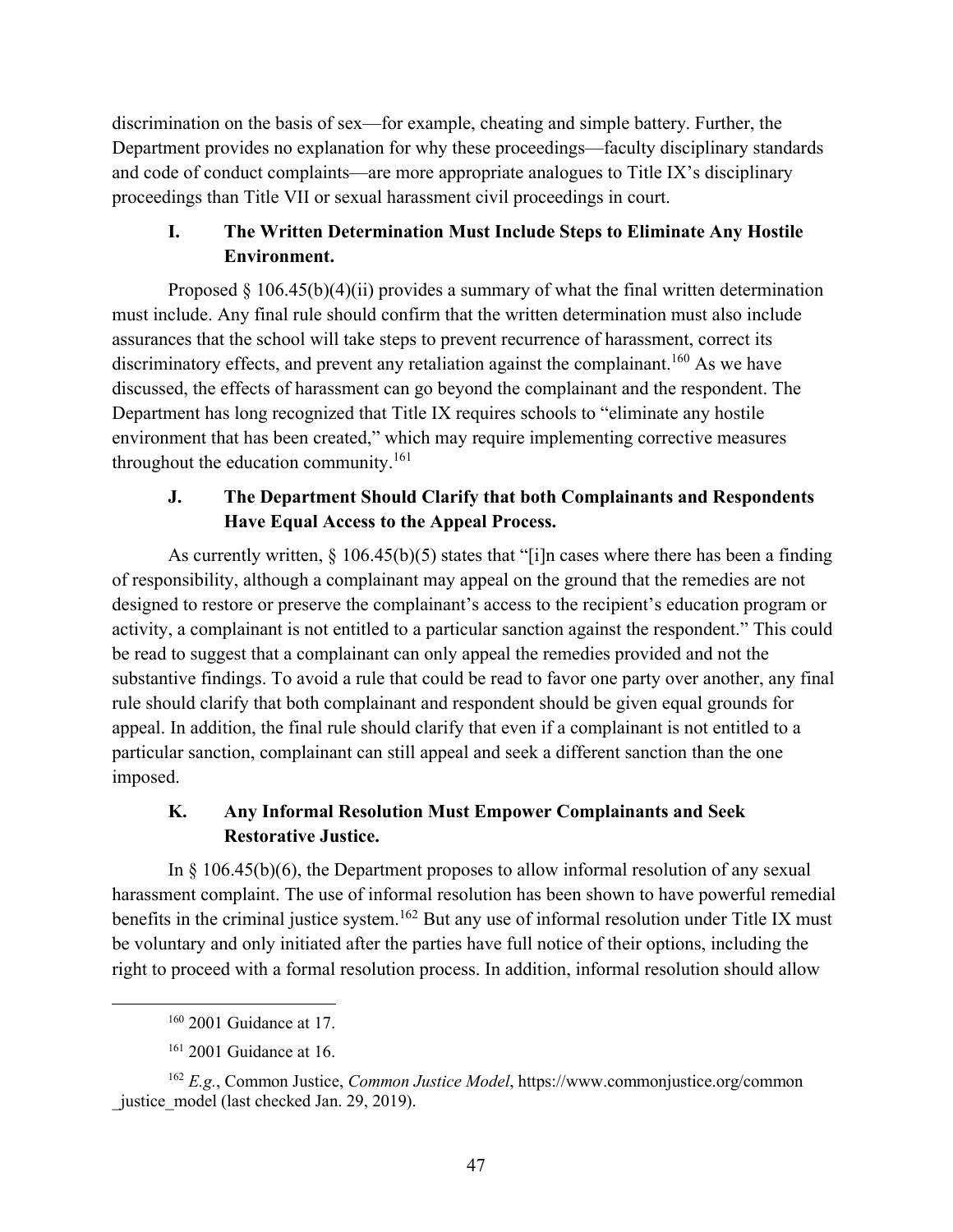discrimination on the basis of sex—for example, cheating and simple battery. Further, the Department provides no explanation for why these proceedings—faculty disciplinary standards and code of conduct complaints—are more appropriate analogues to Title IX's disciplinary proceedings than Title VII or sexual harassment civil proceedings in court.

### I. The Written Determination Must Include Steps to Eliminate Any Hostile Environment.

Proposed § 106.45(b)(4)(ii) provides a summary of what the final written determination must include. Any final rule should confirm that the written determination must also include assurances that the school will take steps to prevent recurrence of harassment, correct its discriminatory effects, and prevent any retaliation against the complainant.[160] As we have discussed, the effects of harassment can go beyond the complainant and the respondent. The Department has long recognized that Title IX requires schools to "eliminate any hostile environment that has been created," which may require implementing corrective measures throughout the education community.[161]

### J. The Department Should Clarify that both Complainants and Respondents Have Equal Access to the Appeal Process.

As currently written, § 106.45(b)(5) states that "[i]n cases where there has been a finding of responsibility, although a complainant may appeal on the ground that the remedies are not designed to restore or preserve the complainant's access to the recipient's education program or activity, a complainant is not entitled to a particular sanction against the respondent." This could be read to suggest that a complainant can only appeal the remedies provided and not the substantive findings. To avoid a rule that could be read to favor one party over another, any final rule should clarify that both complainant and respondent should be given equal grounds for appeal. In addition, the final rule should clarify that even if a complainant is not entitled to a particular sanction, complainant can still appeal and seek a different sanction than the one imposed.

### K. Any Informal Resolution Must Empower Complainants and Seek Restorative Justice.

In § 106.45(b)(6), the Department proposes to allow informal resolution of any sexual harassment complaint. The use of informal resolution has been shown to have powerful remedial benefits in the criminal justice system.[162] But any use of informal resolution under Title IX must be voluntary and only initiated after the parties have full notice of their options, including the right to proceed with a formal resolution process. In addition, informal resolution should allow

---

[160] 2001 Guidance at 17.

[161] 2001 Guidance at 16.

[162] *E.g.*, Common Justice, *Common Justice Model*, https://www.commonjustice.org/common_justice_model (last checked Jan. 29, 2019).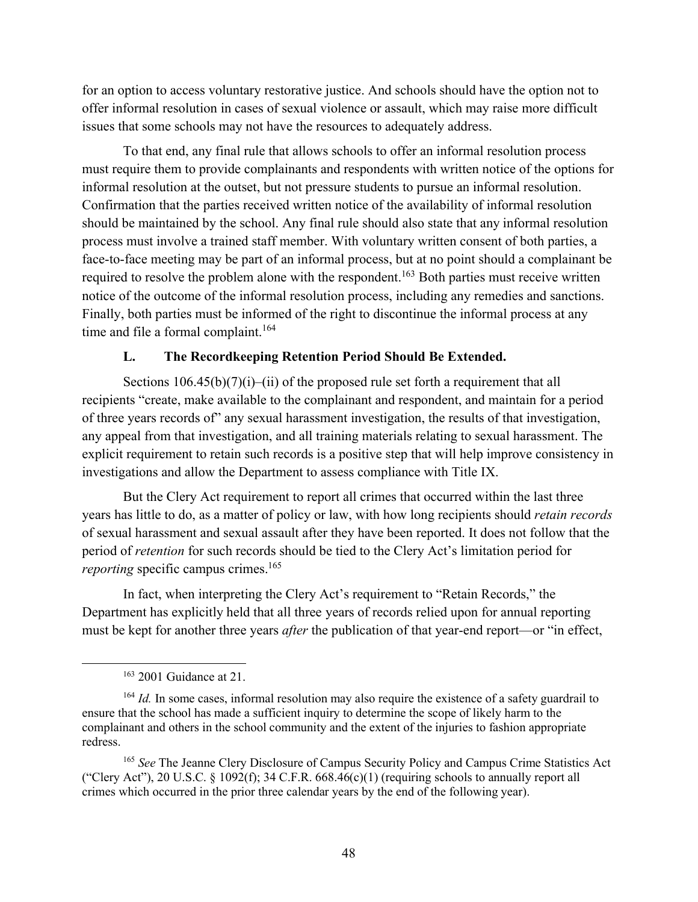for an option to access voluntary restorative justice. And schools should have the option not to offer informal resolution in cases of sexual violence or assault, which may raise more difficult issues that some schools may not have the resources to adequately address.

To that end, any final rule that allows schools to offer an informal resolution process must require them to provide complainants and respondents with written notice of the options for informal resolution at the outset, but not pressure students to pursue an informal resolution. Confirmation that the parties received written notice of the availability of informal resolution should be maintained by the school. Any final rule should also state that any informal resolution process must involve a trained staff member. With voluntary written consent of both parties, a face-to-face meeting may be part of an informal process, but at no point should a complainant be required to resolve the problem alone with the respondent.[163] Both parties must receive written notice of the outcome of the informal resolution process, including any remedies and sanctions. Finally, both parties must be informed of the right to discontinue the informal process at any time and file a formal complaint.[164]

### L. The Recordkeeping Retention Period Should Be Extended.

Sections 106.45(b)(7)(i)–(ii) of the proposed rule set forth a requirement that all recipients "create, make available to the complainant and respondent, and maintain for a period of three years records of" any sexual harassment investigation, the results of that investigation, any appeal from that investigation, and all training materials relating to sexual harassment. The explicit requirement to retain such records is a positive step that will help improve consistency in investigations and allow the Department to assess compliance with Title IX.

But the Clery Act requirement to report all crimes that occurred within the last three years has little to do, as a matter of policy or law, with how long recipients should *retain records* of sexual harassment and sexual assault after they have been reported. It does not follow that the period of *retention* for such records should be tied to the Clery Act's limitation period for *reporting* specific campus crimes.[165]

In fact, when interpreting the Clery Act's requirement to "Retain Records," the Department has explicitly held that all three years of records relied upon for annual reporting must be kept for another three years *after* the publication of that year-end report—or "in effect,

---

[163] 2001 Guidance at 21.

[164] *Id.* In some cases, informal resolution may also require the existence of a safety guardrail to ensure that the school has made a sufficient inquiry to determine the scope of likely harm to the complainant and others in the school community and the extent of the injuries to fashion appropriate redress.

[165] *See* The Jeanne Clery Disclosure of Campus Security Policy and Campus Crime Statistics Act ("Clery Act"), 20 U.S.C. § 1092(f); 34 C.F.R. 668.46(c)(1) (requiring schools to annually report all crimes which occurred in the prior three calendar years by the end of the following year).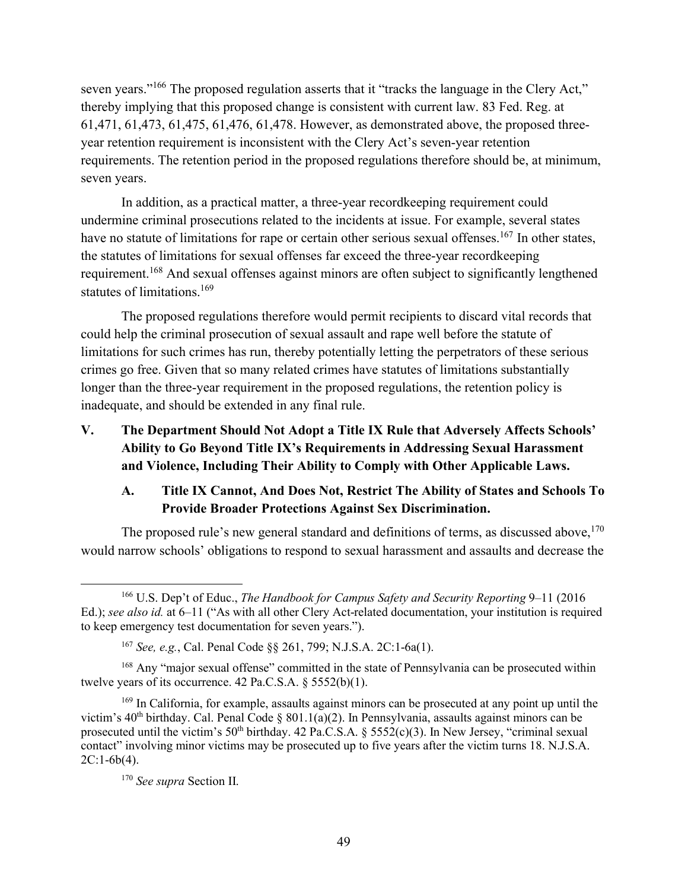seven years."[166] The proposed regulation asserts that it "tracks the language in the Clery Act," thereby implying that this proposed change is consistent with current law. 83 Fed. Reg. at 61,471, 61,473, 61,475, 61,476, 61,478. However, as demonstrated above, the proposed three-year retention requirement is inconsistent with the Clery Act's seven-year retention requirements. The retention period in the proposed regulations therefore should be, at minimum, seven years.

In addition, as a practical matter, a three-year recordkeeping requirement could undermine criminal prosecutions related to the incidents at issue. For example, several states have no statute of limitations for rape or certain other serious sexual offenses.[167] In other states, the statutes of limitations for sexual offenses far exceed the three-year recordkeeping requirement.[168] And sexual offenses against minors are often subject to significantly lengthened statutes of limitations.[169]

The proposed regulations therefore would permit recipients to discard vital records that could help the criminal prosecution of sexual assault and rape well before the statute of limitations for such crimes has run, thereby potentially letting the perpetrators of these serious crimes go free. Given that so many related crimes have statutes of limitations substantially longer than the three-year requirement in the proposed regulations, the retention policy is inadequate, and should be extended in any final rule.

## V. The Department Should Not Adopt a Title IX Rule that Adversely Affects Schools' Ability to Go Beyond Title IX's Requirements in Addressing Sexual Harassment and Violence, Including Their Ability to Comply with Other Applicable Laws.

### A. Title IX Cannot, And Does Not, Restrict The Ability of States and Schools To Provide Broader Protections Against Sex Discrimination.

The proposed rule's new general standard and definitions of terms, as discussed above,[170] would narrow schools' obligations to respond to sexual harassment and assaults and decrease the

---

[166] U.S. Dep't of Educ., *The Handbook for Campus Safety and Security Reporting* 9–11 (2016 Ed.); *see also id.* at 6–11 ("As with all other Clery Act-related documentation, your institution is required to keep emergency test documentation for seven years.").

[167] *See, e.g.*, Cal. Penal Code §§ 261, 799; N.J.S.A. 2C:1-6a(1).

[168] Any "major sexual offense" committed in the state of Pennsylvania can be prosecuted within twelve years of its occurrence. 42 Pa.C.S.A. § 5552(b)(1).

[169] In California, for example, assaults against minors can be prosecuted at any point up until the victim's 40th birthday. Cal. Penal Code § 801.1(a)(2). In Pennsylvania, assaults against minors can be prosecuted until the victim's 50th birthday. 42 Pa.C.S.A. § 5552(c)(3). In New Jersey, "criminal sexual contact" involving minor victims may be prosecuted up to five years after the victim turns 18. N.J.S.A. 2C:1-6b(4).

[170] *See supra* Section II.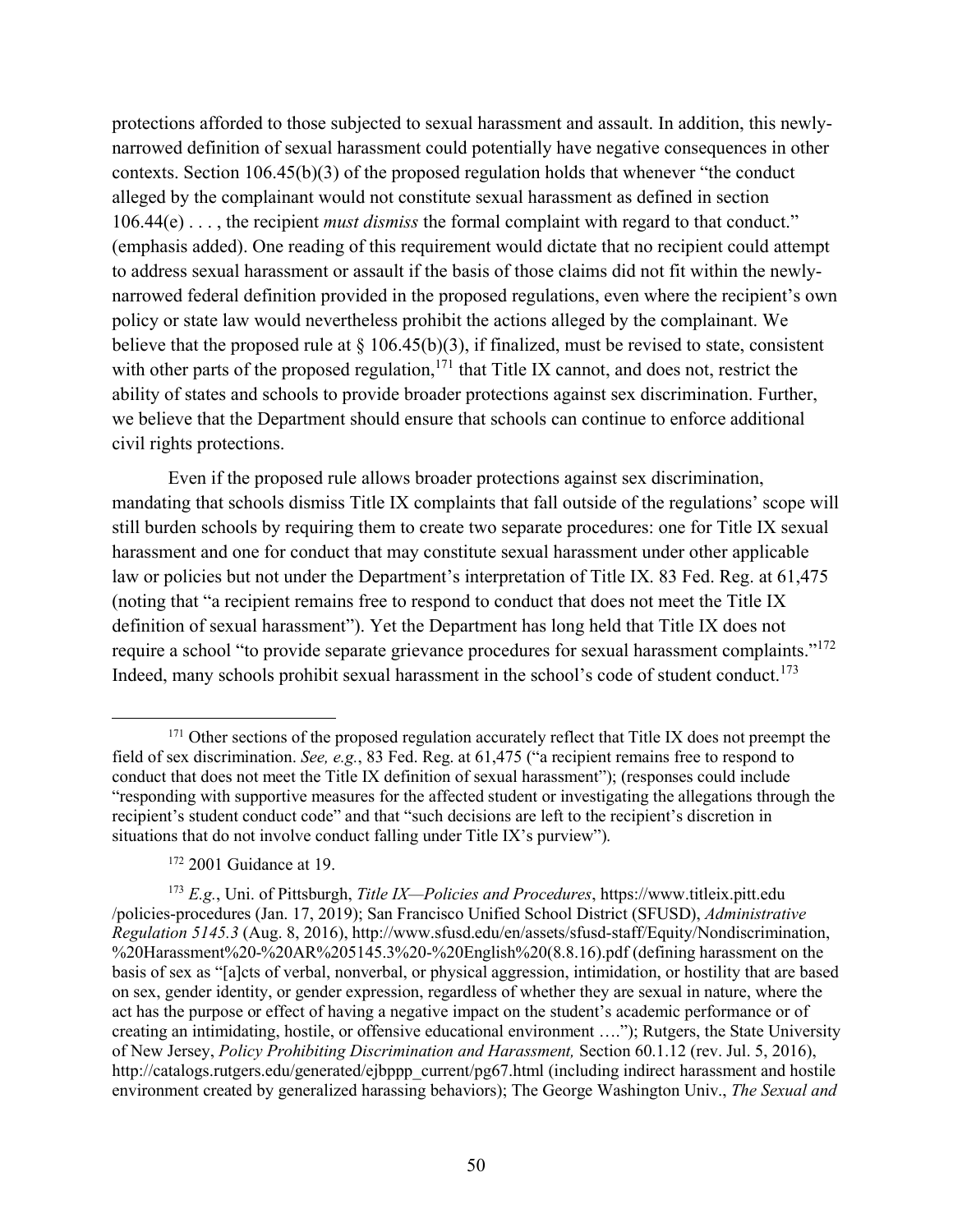protections afforded to those subjected to sexual harassment and assault. In addition, this newly-narrowed definition of sexual harassment could potentially have negative consequences in other contexts. Section 106.45(b)(3) of the proposed regulation holds that whenever "the conduct alleged by the complainant would not constitute sexual harassment as defined in section 106.44(e) . . . , the recipient *must dismiss* the formal complaint with regard to that conduct." (emphasis added). One reading of this requirement would dictate that no recipient could attempt to address sexual harassment or assault if the basis of those claims did not fit within the newly-narrowed federal definition provided in the proposed regulations, even where the recipient's own policy or state law would nevertheless prohibit the actions alleged by the complainant. We believe that the proposed rule at § 106.45(b)(3), if finalized, must be revised to state, consistent with other parts of the proposed regulation,[171] that Title IX cannot, and does not, restrict the ability of states and schools to provide broader protections against sex discrimination. Further, we believe that the Department should ensure that schools can continue to enforce additional civil rights protections.

Even if the proposed rule allows broader protections against sex discrimination, mandating that schools dismiss Title IX complaints that fall outside of the regulations' scope will still burden schools by requiring them to create two separate procedures: one for Title IX sexual harassment and one for conduct that may constitute sexual harassment under other applicable law or policies but not under the Department's interpretation of Title IX. 83 Fed. Reg. at 61,475 (noting that "a recipient remains free to respond to conduct that does not meet the Title IX definition of sexual harassment"). Yet the Department has long held that Title IX does not require a school "to provide separate grievance procedures for sexual harassment complaints."[172] Indeed, many schools prohibit sexual harassment in the school's code of student conduct.[173]

---

[171] Other sections of the proposed regulation accurately reflect that Title IX does not preempt the field of sex discrimination. *See, e.g.*, 83 Fed. Reg. at 61,475 ("a recipient remains free to respond to conduct that does not meet the Title IX definition of sexual harassment"); (responses could include "responding with supportive measures for the affected student or investigating the allegations through the recipient's student conduct code" and that "such decisions are left to the recipient's discretion in situations that do not involve conduct falling under Title IX's purview").

[172] 2001 Guidance at 19.

[173] *E.g.*, Uni. of Pittsburgh, *Title IX—Policies and Procedures*, https://www.titleix.pitt.edu /policies-procedures (Jan. 17, 2019); San Francisco Unified School District (SFUSD), *Administrative Regulation 5145.3* (Aug. 8, 2016), http://www.sfusd.edu/en/assets/sfusd-staff/Equity/Nondiscrimination, %20Harassment%20-%20AR%205145.3%20-%20English%20(8.8.16).pdf (defining harassment on the basis of sex as "[a]cts of verbal, nonverbal, or physical aggression, intimidation, or hostility that are based on sex, gender identity, or gender expression, regardless of whether they are sexual in nature, where the act has the purpose or effect of having a negative impact on the student's academic performance or of creating an intimidating, hostile, or offensive educational environment …."); Rutgers, the State University of New Jersey, *Policy Prohibiting Discrimination and Harassment,* Section 60.1.12 (rev. Jul. 5, 2016), http://catalogs.rutgers.edu/generated/ejbppp_current/pg67.html (including indirect harassment and hostile environment created by generalized harassing behaviors); The George Washington Univ., *The Sexual and*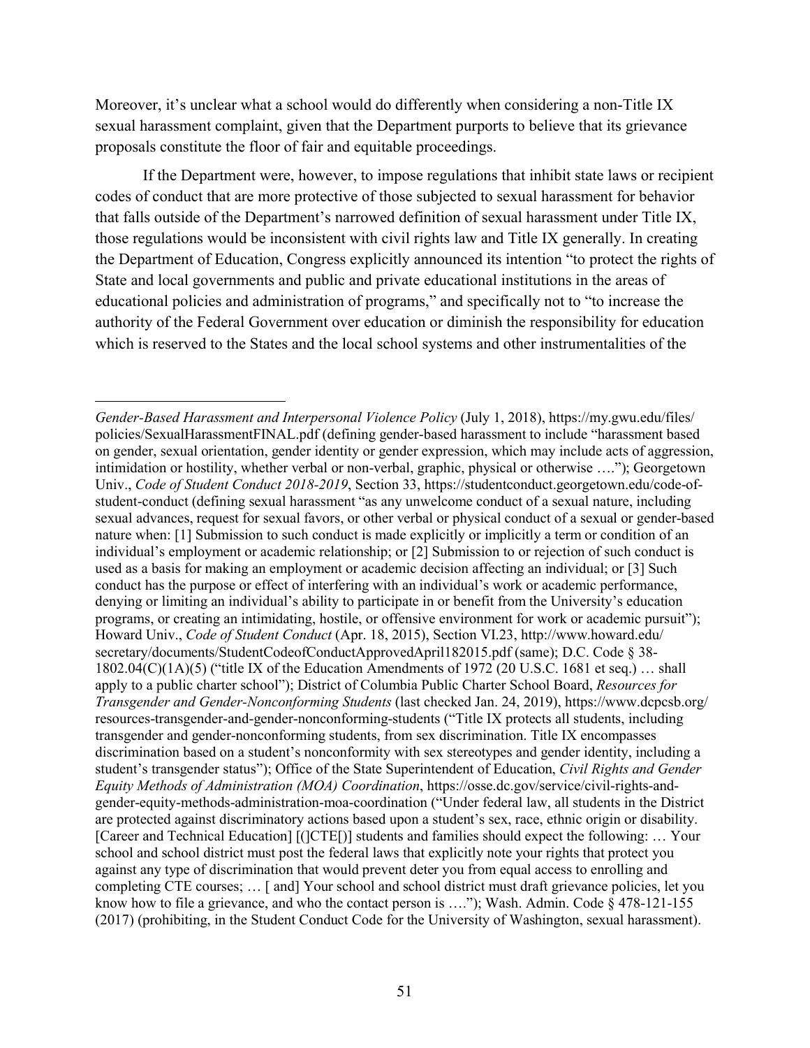Moreover, it's unclear what a school would do differently when considering a non-Title IX sexual harassment complaint, given that the Department purports to believe that its grievance proposals constitute the floor of fair and equitable proceedings.

If the Department were, however, to impose regulations that inhibit state laws or recipient codes of conduct that are more protective of those subjected to sexual harassment for behavior that falls outside of the Department's narrowed definition of sexual harassment under Title IX, those regulations would be inconsistent with civil rights law and Title IX generally. In creating the Department of Education, Congress explicitly announced its intention "to protect the rights of State and local governments and public and private educational institutions in the areas of educational policies and administration of programs," and specifically not to "to increase the authority of the Federal Government over education or diminish the responsibility for education which is reserved to the States and the local school systems and other instrumentalities of the

---

*Gender-Based Harassment and Interpersonal Violence Policy* (July 1, 2018), https://my.gwu.edu/files/policies/SexualHarassmentFINAL.pdf (defining gender-based harassment to include "harassment based on gender, sexual orientation, gender identity or gender expression, which may include acts of aggression, intimidation or hostility, whether verbal or non-verbal, graphic, physical or otherwise …."); Georgetown Univ., *Code of Student Conduct 2018-2019*, Section 33, https://studentconduct.georgetown.edu/code-of-student-conduct (defining sexual harassment "as any unwelcome conduct of a sexual nature, including sexual advances, request for sexual favors, or other verbal or physical conduct of a sexual or gender-based nature when: [1] Submission to such conduct is made explicitly or implicitly a term or condition of an individual's employment or academic relationship; or [2] Submission to or rejection of such conduct is used as a basis for making an employment or academic decision affecting an individual; or [3] Such conduct has the purpose or effect of interfering with an individual's work or academic performance, denying or limiting an individual's ability to participate in or benefit from the University's education programs, or creating an intimidating, hostile, or offensive environment for work or academic pursuit"); Howard Univ., *Code of Student Conduct* (Apr. 18, 2015), Section VI.23, http://www.howard.edu/secretary/documents/StudentCodeofConductApprovedApril182015.pdf (same); D.C. Code § 38-1802.04(C)(1A)(5) ("title IX of the Education Amendments of 1972 (20 U.S.C. 1681 et seq.) … shall apply to a public charter school"); District of Columbia Public Charter School Board, *Resources for Transgender and Gender-Nonconforming Students* (last checked Jan. 24, 2019), https://www.dcpcsb.org/resources-transgender-and-gender-nonconforming-students ("Title IX protects all students, including transgender and gender-nonconforming students, from sex discrimination. Title IX encompasses discrimination based on a student's nonconformity with sex stereotypes and gender identity, including a student's transgender status"); Office of the State Superintendent of Education, *Civil Rights and Gender Equity Methods of Administration (MOA) Coordination*, https://osse.dc.gov/service/civil-rights-and-gender-equity-methods-administration-moa-coordination ("Under federal law, all students in the District are protected against discriminatory actions based upon a student's sex, race, ethnic origin or disability. [Career and Technical Education] [(]CTE[)] students and families should expect the following: … Your school and school district must post the federal laws that explicitly note your rights that protect you against any type of discrimination that would prevent deter you from equal access to enrolling and completing CTE courses; … [ and] Your school and school district must draft grievance policies, let you know how to file a grievance, and who the contact person is …."); Wash. Admin. Code § 478-121-155 (2017) (prohibiting, in the Student Conduct Code for the University of Washington, sexual harassment).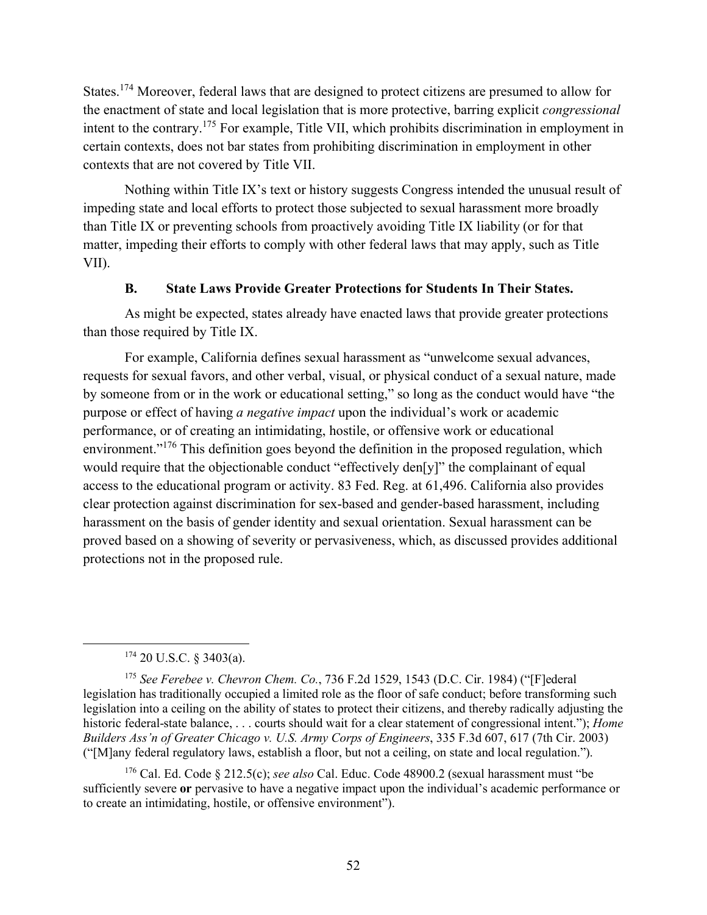States.[174] Moreover, federal laws that are designed to protect citizens are presumed to allow for the enactment of state and local legislation that is more protective, barring explicit *congressional* intent to the contrary.[175] For example, Title VII, which prohibits discrimination in employment in certain contexts, does not bar states from prohibiting discrimination in employment in other contexts that are not covered by Title VII.

Nothing within Title IX's text or history suggests Congress intended the unusual result of impeding state and local efforts to protect those subjected to sexual harassment more broadly than Title IX or preventing schools from proactively avoiding Title IX liability (or for that matter, impeding their efforts to comply with other federal laws that may apply, such as Title VII).

### B. State Laws Provide Greater Protections for Students In Their States.

As might be expected, states already have enacted laws that provide greater protections than those required by Title IX.

For example, California defines sexual harassment as "unwelcome sexual advances, requests for sexual favors, and other verbal, visual, or physical conduct of a sexual nature, made by someone from or in the work or educational setting," so long as the conduct would have "the purpose or effect of having *a negative impact* upon the individual's work or academic performance, or of creating an intimidating, hostile, or offensive work or educational environment."[176] This definition goes beyond the definition in the proposed regulation, which would require that the objectionable conduct "effectively den[y]" the complainant of equal access to the educational program or activity. 83 Fed. Reg. at 61,496. California also provides clear protection against discrimination for sex-based and gender-based harassment, including harassment on the basis of gender identity and sexual orientation. Sexual harassment can be proved based on a showing of severity or pervasiveness, which, as discussed provides additional protections not in the proposed rule.

---

[174] 20 U.S.C. § 3403(a).

[175] *See Ferebee v. Chevron Chem. Co.*, 736 F.2d 1529, 1543 (D.C. Cir. 1984) ("[F]ederal legislation has traditionally occupied a limited role as the floor of safe conduct; before transforming such legislation into a ceiling on the ability of states to protect their citizens, and thereby radically adjusting the historic federal-state balance, . . . courts should wait for a clear statement of congressional intent."); *Home Builders Ass'n of Greater Chicago v. U.S. Army Corps of Engineers*, 335 F.3d 607, 617 (7th Cir. 2003) ("[M]any federal regulatory laws, establish a floor, but not a ceiling, on state and local regulation.").

[176] Cal. Ed. Code § 212.5(c); *see also* Cal. Educ. Code 48900.2 (sexual harassment must "be sufficiently severe **or** pervasive to have a negative impact upon the individual's academic performance or to create an intimidating, hostile, or offensive environment").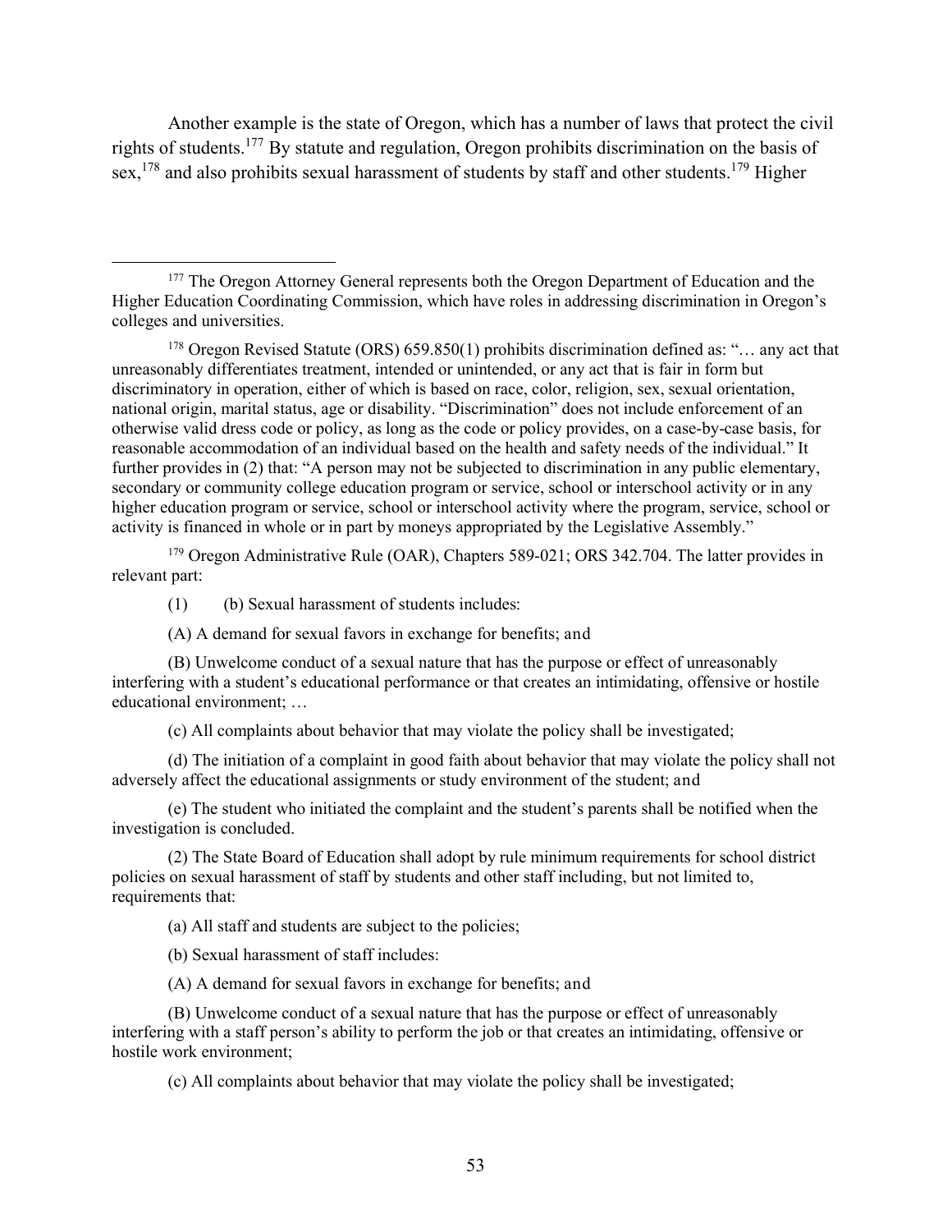Another example is the state of Oregon, which has a number of laws that protect the civil rights of students.[177] By statute and regulation, Oregon prohibits discrimination on the basis of sex,[178] and also prohibits sexual harassment of students by staff and other students.[179] Higher

---

[177] The Oregon Attorney General represents both the Oregon Department of Education and the Higher Education Coordinating Commission, which have roles in addressing discrimination in Oregon's colleges and universities.

[178] Oregon Revised Statute (ORS) 659.850(1) prohibits discrimination defined as: "… any act that unreasonably differentiates treatment, intended or unintended, or any act that is fair in form but discriminatory in operation, either of which is based on race, color, religion, sex, sexual orientation, national origin, marital status, age or disability. "Discrimination" does not include enforcement of an otherwise valid dress code or policy, as long as the code or policy provides, on a case-by-case basis, for reasonable accommodation of an individual based on the health and safety needs of the individual." It further provides in (2) that: "A person may not be subjected to discrimination in any public elementary, secondary or community college education program or service, school or interschool activity or in any higher education program or service, school or interschool activity where the program, service, school or activity is financed in whole or in part by moneys appropriated by the Legislative Assembly."

[179] Oregon Administrative Rule (OAR), Chapters 589-021; ORS 342.704. The latter provides in relevant part:

(1) (b) Sexual harassment of students includes:

(A) A demand for sexual favors in exchange for benefits; and

(B) Unwelcome conduct of a sexual nature that has the purpose or effect of unreasonably interfering with a student's educational performance or that creates an intimidating, offensive or hostile educational environment; …

(c) All complaints about behavior that may violate the policy shall be investigated;

(d) The initiation of a complaint in good faith about behavior that may violate the policy shall not adversely affect the educational assignments or study environment of the student; and

(e) The student who initiated the complaint and the student's parents shall be notified when the investigation is concluded.

(2) The State Board of Education shall adopt by rule minimum requirements for school district policies on sexual harassment of staff by students and other staff including, but not limited to, requirements that:

(a) All staff and students are subject to the policies;

(b) Sexual harassment of staff includes:

(A) A demand for sexual favors in exchange for benefits; and

(B) Unwelcome conduct of a sexual nature that has the purpose or effect of unreasonably interfering with a staff person's ability to perform the job or that creates an intimidating, offensive or hostile work environment;

(c) All complaints about behavior that may violate the policy shall be investigated;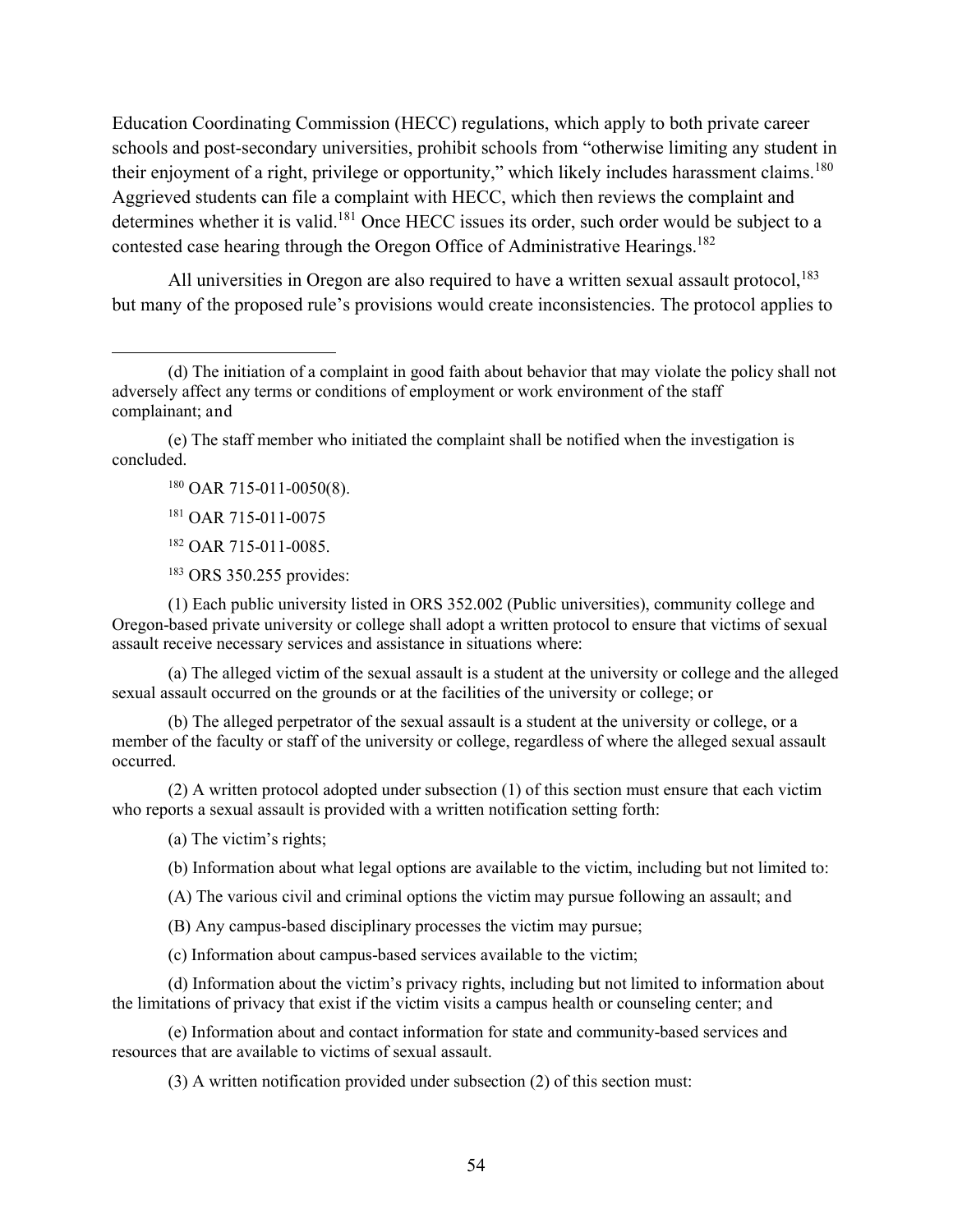Education Coordinating Commission (HECC) regulations, which apply to both private career schools and post-secondary universities, prohibit schools from "otherwise limiting any student in their enjoyment of a right, privilege or opportunity," which likely includes harassment claims.[180] Aggrieved students can file a complaint with HECC, which then reviews the complaint and determines whether it is valid.[181] Once HECC issues its order, such order would be subject to a contested case hearing through the Oregon Office of Administrative Hearings.[182]

All universities in Oregon are also required to have a written sexual assault protocol,[183] but many of the proposed rule's provisions would create inconsistencies. The protocol applies to

---

(d) The initiation of a complaint in good faith about behavior that may violate the policy shall not adversely affect any terms or conditions of employment or work environment of the staff complainant; and

(e) The staff member who initiated the complaint shall be notified when the investigation is concluded.

[180] OAR 715-011-0050(8).

[181] OAR 715-011-0075

[182] OAR 715-011-0085.

[183] ORS 350.255 provides:

(1) Each public university listed in ORS 352.002 (Public universities), community college and Oregon-based private university or college shall adopt a written protocol to ensure that victims of sexual assault receive necessary services and assistance in situations where:

(a) The alleged victim of the sexual assault is a student at the university or college and the alleged sexual assault occurred on the grounds or at the facilities of the university or college; or

(b) The alleged perpetrator of the sexual assault is a student at the university or college, or a member of the faculty or staff of the university or college, regardless of where the alleged sexual assault occurred.

(2) A written protocol adopted under subsection (1) of this section must ensure that each victim who reports a sexual assault is provided with a written notification setting forth:

(a) The victim's rights;

(b) Information about what legal options are available to the victim, including but not limited to:

(A) The various civil and criminal options the victim may pursue following an assault; and

(B) Any campus-based disciplinary processes the victim may pursue;

(c) Information about campus-based services available to the victim;

(d) Information about the victim's privacy rights, including but not limited to information about the limitations of privacy that exist if the victim visits a campus health or counseling center; and

(e) Information about and contact information for state and community-based services and resources that are available to victims of sexual assault.

(3) A written notification provided under subsection (2) of this section must: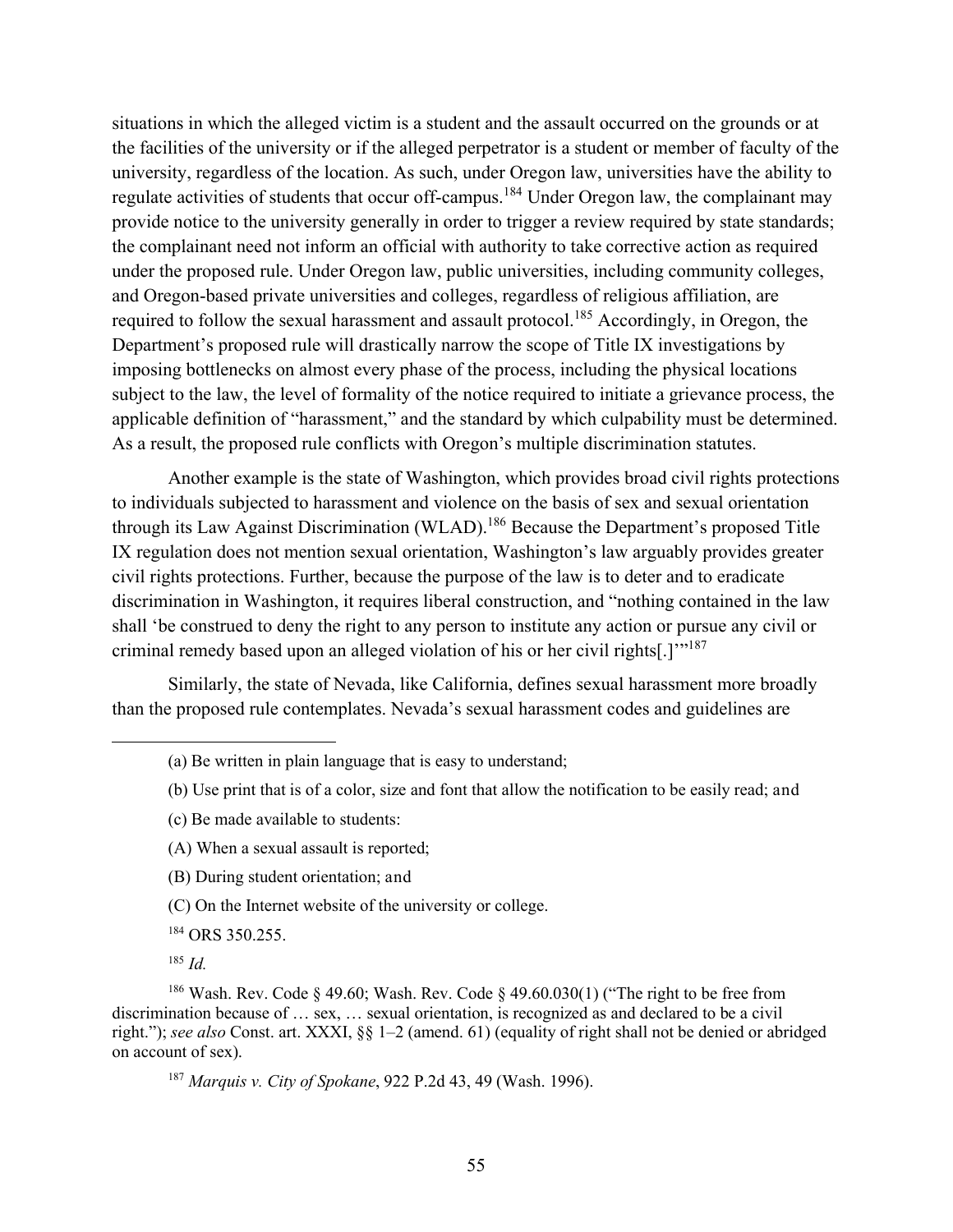situations in which the alleged victim is a student and the assault occurred on the grounds or at the facilities of the university or if the alleged perpetrator is a student or member of faculty of the university, regardless of the location. As such, under Oregon law, universities have the ability to regulate activities of students that occur off-campus.[184] Under Oregon law, the complainant may provide notice to the university generally in order to trigger a review required by state standards; the complainant need not inform an official with authority to take corrective action as required under the proposed rule. Under Oregon law, public universities, including community colleges, and Oregon-based private universities and colleges, regardless of religious affiliation, are required to follow the sexual harassment and assault protocol.[185] Accordingly, in Oregon, the Department's proposed rule will drastically narrow the scope of Title IX investigations by imposing bottlenecks on almost every phase of the process, including the physical locations subject to the law, the level of formality of the notice required to initiate a grievance process, the applicable definition of "harassment," and the standard by which culpability must be determined. As a result, the proposed rule conflicts with Oregon's multiple discrimination statutes.

Another example is the state of Washington, which provides broad civil rights protections to individuals subjected to harassment and violence on the basis of sex and sexual orientation through its Law Against Discrimination (WLAD).[186] Because the Department's proposed Title IX regulation does not mention sexual orientation, Washington's law arguably provides greater civil rights protections. Further, because the purpose of the law is to deter and to eradicate discrimination in Washington, it requires liberal construction, and "nothing contained in the law shall 'be construed to deny the right to any person to institute any action or pursue any civil or criminal remedy based upon an alleged violation of his or her civil rights[.]'"[187]

Similarly, the state of Nevada, like California, defines sexual harassment more broadly than the proposed rule contemplates. Nevada's sexual harassment codes and guidelines are

---

(a) Be written in plain language that is easy to understand;

(b) Use print that is of a color, size and font that allow the notification to be easily read; and

(c) Be made available to students:

(A) When a sexual assault is reported;

(B) During student orientation; and

(C) On the Internet website of the university or college.

[184] ORS 350.255.

[185] *Id.*

[186] Wash. Rev. Code § 49.60; Wash. Rev. Code § 49.60.030(1) ("The right to be free from discrimination because of … sex, … sexual orientation, is recognized as and declared to be a civil right."); *see also* Const. art. XXXI, §§ 1–2 (amend. 61) (equality of right shall not be denied or abridged on account of sex).

[187] *Marquis v. City of Spokane*, 922 P.2d 43, 49 (Wash. 1996).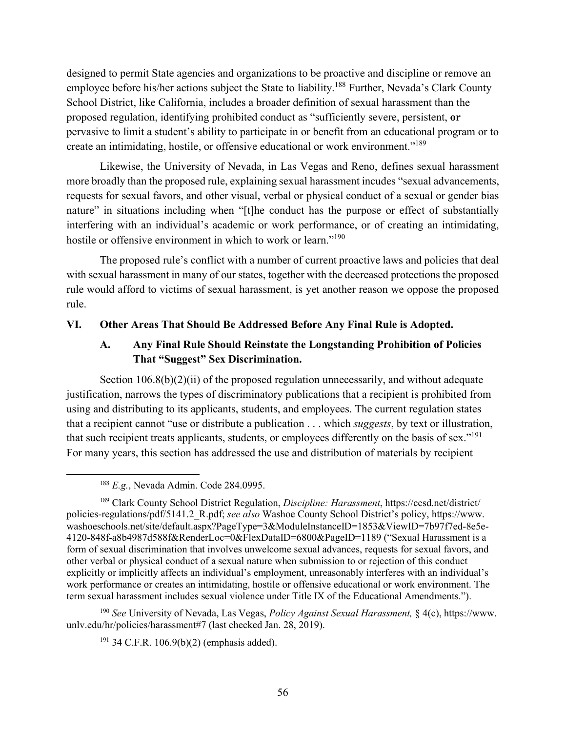designed to permit State agencies and organizations to be proactive and discipline or remove an employee before his/her actions subject the State to liability.[188] Further, Nevada's Clark County School District, like California, includes a broader definition of sexual harassment than the proposed regulation, identifying prohibited conduct as "sufficiently severe, persistent, **or** pervasive to limit a student's ability to participate in or benefit from an educational program or to create an intimidating, hostile, or offensive educational or work environment."[189]

Likewise, the University of Nevada, in Las Vegas and Reno, defines sexual harassment more broadly than the proposed rule, explaining sexual harassment incudes "sexual advancements, requests for sexual favors, and other visual, verbal or physical conduct of a sexual or gender bias nature" in situations including when "[t]he conduct has the purpose or effect of substantially interfering with an individual's academic or work performance, or of creating an intimidating, hostile or offensive environment in which to work or learn."[190]

The proposed rule's conflict with a number of current proactive laws and policies that deal with sexual harassment in many of our states, together with the decreased protections the proposed rule would afford to victims of sexual harassment, is yet another reason we oppose the proposed rule.

## VI. Other Areas That Should Be Addressed Before Any Final Rule is Adopted.

### A. Any Final Rule Should Reinstate the Longstanding Prohibition of Policies That "Suggest" Sex Discrimination.

Section 106.8(b)(2)(ii) of the proposed regulation unnecessarily, and without adequate justification, narrows the types of discriminatory publications that a recipient is prohibited from using and distributing to its applicants, students, and employees. The current regulation states that a recipient cannot "use or distribute a publication . . . which *suggests*, by text or illustration, that such recipient treats applicants, students, or employees differently on the basis of sex."[191] For many years, this section has addressed the use and distribution of materials by recipient

---

[188] *E.g.*, Nevada Admin. Code 284.0995.

[189] Clark County School District Regulation, *Discipline: Harassment*, https://ccsd.net/district/policies-regulations/pdf/5141.2_R.pdf; *see also* Washoe County School District's policy, https://www.washoeschools.net/site/default.aspx?PageType=3&ModuleInstanceID=1853&ViewID=7b97f7ed-8e5e-4120-848f-a8b4987d588f&RenderLoc=0&FlexDataID=6800&PageID=1189 ("Sexual Harassment is a form of sexual discrimination that involves unwelcome sexual advances, requests for sexual favors, and other verbal or physical conduct of a sexual nature when submission to or rejection of this conduct explicitly or implicitly affects an individual's employment, unreasonably interferes with an individual's work performance or creates an intimidating, hostile or offensive educational or work environment. The term sexual harassment includes sexual violence under Title IX of the Educational Amendments.").

[190] *See* University of Nevada, Las Vegas, *Policy Against Sexual Harassment,* § 4(c), https://www.unlv.edu/hr/policies/harassment#7 (last checked Jan. 28, 2019).

[191] 34 C.F.R. 106.9(b)(2) (emphasis added).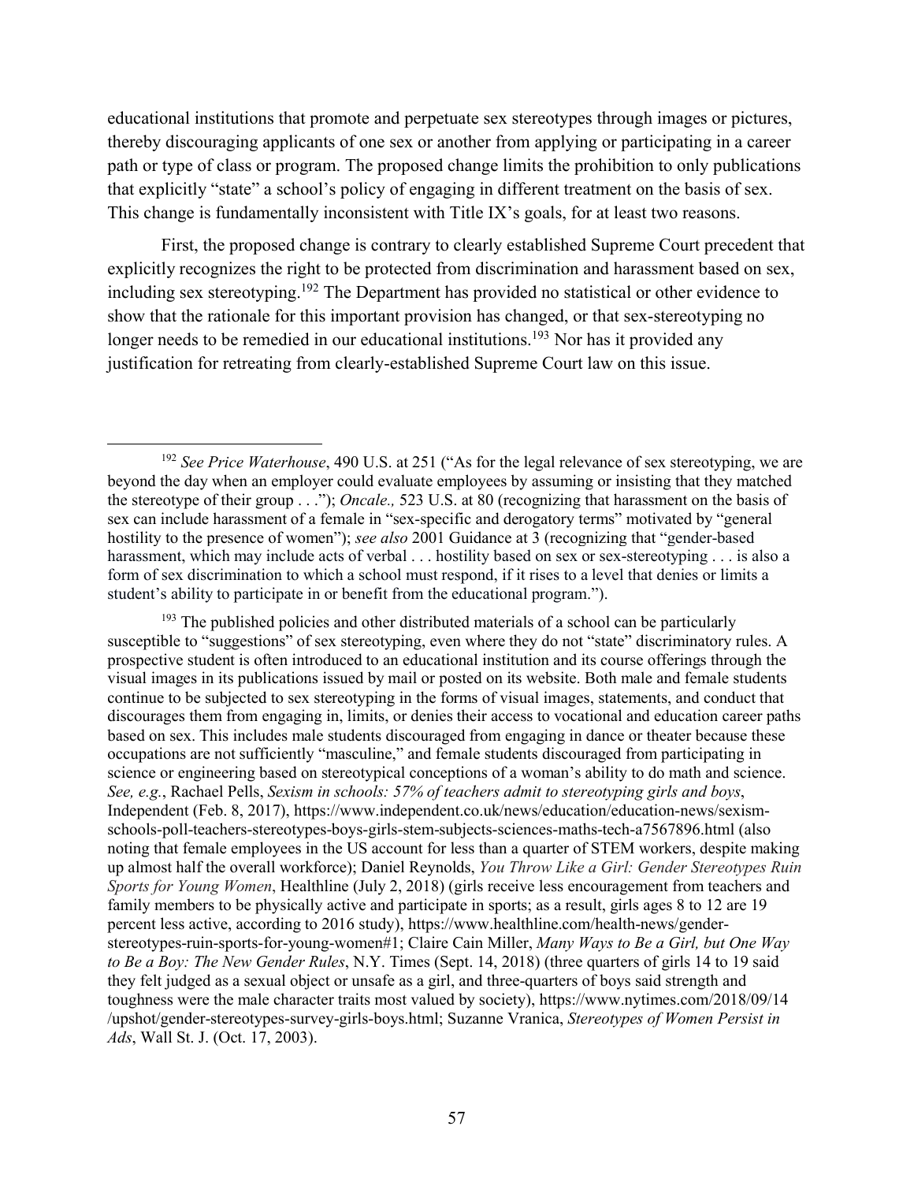educational institutions that promote and perpetuate sex stereotypes through images or pictures, thereby discouraging applicants of one sex or another from applying or participating in a career path or type of class or program. The proposed change limits the prohibition to only publications that explicitly "state" a school's policy of engaging in different treatment on the basis of sex. This change is fundamentally inconsistent with Title IX's goals, for at least two reasons.

First, the proposed change is contrary to clearly established Supreme Court precedent that explicitly recognizes the right to be protected from discrimination and harassment based on sex, including sex stereotyping.[192] The Department has provided no statistical or other evidence to show that the rationale for this important provision has changed, or that sex-stereotyping no longer needs to be remedied in our educational institutions.[193] Nor has it provided any justification for retreating from clearly-established Supreme Court law on this issue.

---

[192] *See Price Waterhouse*, 490 U.S. at 251 ("As for the legal relevance of sex stereotyping, we are beyond the day when an employer could evaluate employees by assuming or insisting that they matched the stereotype of their group . . ."); *Oncale.,* 523 U.S. at 80 (recognizing that harassment on the basis of sex can include harassment of a female in "sex-specific and derogatory terms" motivated by "general hostility to the presence of women"); *see also* 2001 Guidance at 3 (recognizing that "gender-based harassment, which may include acts of verbal . . . hostility based on sex or sex-stereotyping . . . is also a form of sex discrimination to which a school must respond, if it rises to a level that denies or limits a student's ability to participate in or benefit from the educational program.").

[193] The published policies and other distributed materials of a school can be particularly susceptible to "suggestions" of sex stereotyping, even where they do not "state" discriminatory rules. A prospective student is often introduced to an educational institution and its course offerings through the visual images in its publications issued by mail or posted on its website. Both male and female students continue to be subjected to sex stereotyping in the forms of visual images, statements, and conduct that discourages them from engaging in, limits, or denies their access to vocational and education career paths based on sex. This includes male students discouraged from engaging in dance or theater because these occupations are not sufficiently "masculine," and female students discouraged from participating in science or engineering based on stereotypical conceptions of a woman's ability to do math and science. *See, e.g.*, Rachael Pells, *Sexism in schools: 57% of teachers admit to stereotyping girls and boys*, Independent (Feb. 8, 2017), https://www.independent.co.uk/news/education/education-news/sexism-schools-poll-teachers-stereotypes-boys-girls-stem-subjects-sciences-maths-tech-a7567896.html (also noting that female employees in the US account for less than a quarter of STEM workers, despite making up almost half the overall workforce); Daniel Reynolds, *You Throw Like a Girl: Gender Stereotypes Ruin Sports for Young Women*, Healthline (July 2, 2018) (girls receive less encouragement from teachers and family members to be physically active and participate in sports; as a result, girls ages 8 to 12 are 19 percent less active, according to 2016 study), https://www.healthline.com/health-news/gender-stereotypes-ruin-sports-for-young-women#1; Claire Cain Miller, *Many Ways to Be a Girl, but One Way to Be a Boy: The New Gender Rules*, N.Y. Times (Sept. 14, 2018) (three quarters of girls 14 to 19 said they felt judged as a sexual object or unsafe as a girl, and three-quarters of boys said strength and toughness were the male character traits most valued by society), https://www.nytimes.com/2018/09/14/upshot/gender-stereotypes-survey-girls-boys.html; Suzanne Vranica, *Stereotypes of Women Persist in Ads*, Wall St. J. (Oct. 17, 2003).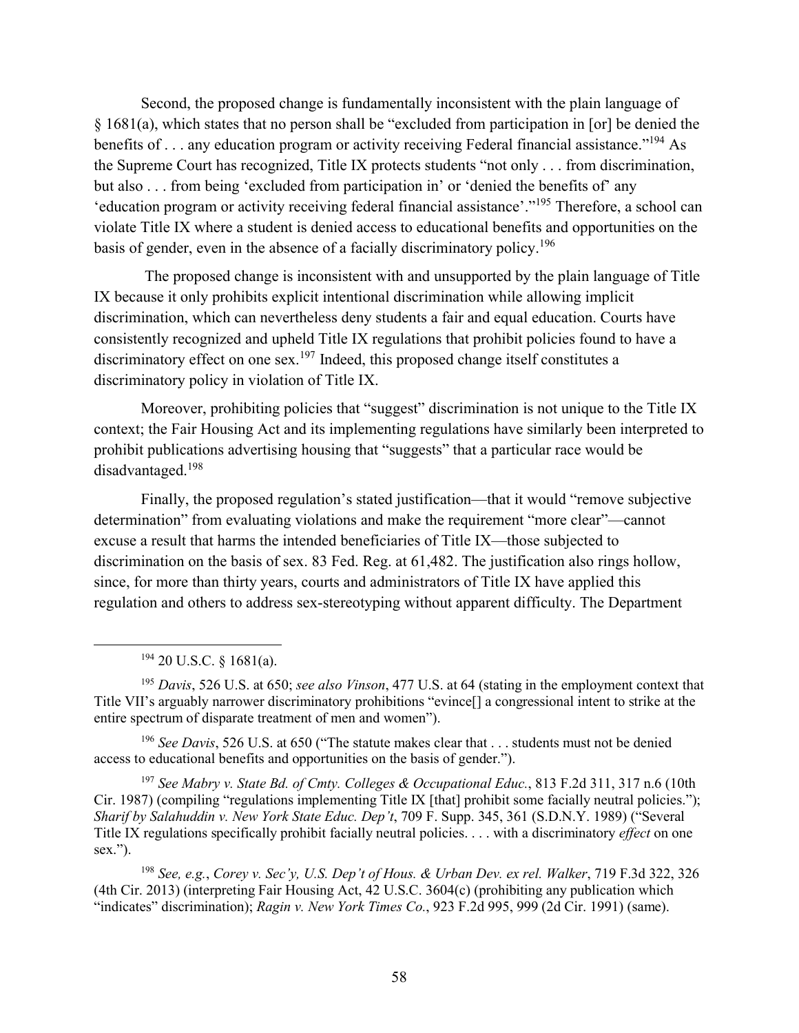Second, the proposed change is fundamentally inconsistent with the plain language of § 1681(a), which states that no person shall be "excluded from participation in [or] be denied the benefits of . . . any education program or activity receiving Federal financial assistance."[194] As the Supreme Court has recognized, Title IX protects students "not only . . . from discrimination, but also . . . from being 'excluded from participation in' or 'denied the benefits of' any 'education program or activity receiving federal financial assistance'."[195] Therefore, a school can violate Title IX where a student is denied access to educational benefits and opportunities on the basis of gender, even in the absence of a facially discriminatory policy.[196]

The proposed change is inconsistent with and unsupported by the plain language of Title IX because it only prohibits explicit intentional discrimination while allowing implicit discrimination, which can nevertheless deny students a fair and equal education. Courts have consistently recognized and upheld Title IX regulations that prohibit policies found to have a discriminatory effect on one sex.[197] Indeed, this proposed change itself constitutes a discriminatory policy in violation of Title IX.

Moreover, prohibiting policies that "suggest" discrimination is not unique to the Title IX context; the Fair Housing Act and its implementing regulations have similarly been interpreted to prohibit publications advertising housing that "suggests" that a particular race would be disadvantaged.[198]

Finally, the proposed regulation's stated justification—that it would "remove subjective determination" from evaluating violations and make the requirement "more clear"—cannot excuse a result that harms the intended beneficiaries of Title IX—those subjected to discrimination on the basis of sex. 83 Fed. Reg. at 61,482. The justification also rings hollow, since, for more than thirty years, courts and administrators of Title IX have applied this regulation and others to address sex-stereotyping without apparent difficulty. The Department

---

[194] 20 U.S.C. § 1681(a).

[195] *Davis*, 526 U.S. at 650; *see also Vinson*, 477 U.S. at 64 (stating in the employment context that Title VII's arguably narrower discriminatory prohibitions "evince[] a congressional intent to strike at the entire spectrum of disparate treatment of men and women").

[196] *See Davis*, 526 U.S. at 650 ("The statute makes clear that . . . students must not be denied access to educational benefits and opportunities on the basis of gender.").

[197] *See Mabry v. State Bd. of Cmty. Colleges & Occupational Educ.*, 813 F.2d 311, 317 n.6 (10th Cir. 1987) (compiling "regulations implementing Title IX [that] prohibit some facially neutral policies."); *Sharif by Salahuddin v. New York State Educ. Dep't*, 709 F. Supp. 345, 361 (S.D.N.Y. 1989) ("Several Title IX regulations specifically prohibit facially neutral policies. . . . with a discriminatory *effect* on one sex.").

[198] *See, e.g.*, *Corey v. Sec'y, U.S. Dep't of Hous. & Urban Dev. ex rel. Walker*, 719 F.3d 322, 326 (4th Cir. 2013) (interpreting Fair Housing Act, 42 U.S.C. 3604(c) (prohibiting any publication which "indicates" discrimination); *Ragin v. New York Times Co.*, 923 F.2d 995, 999 (2d Cir. 1991) (same).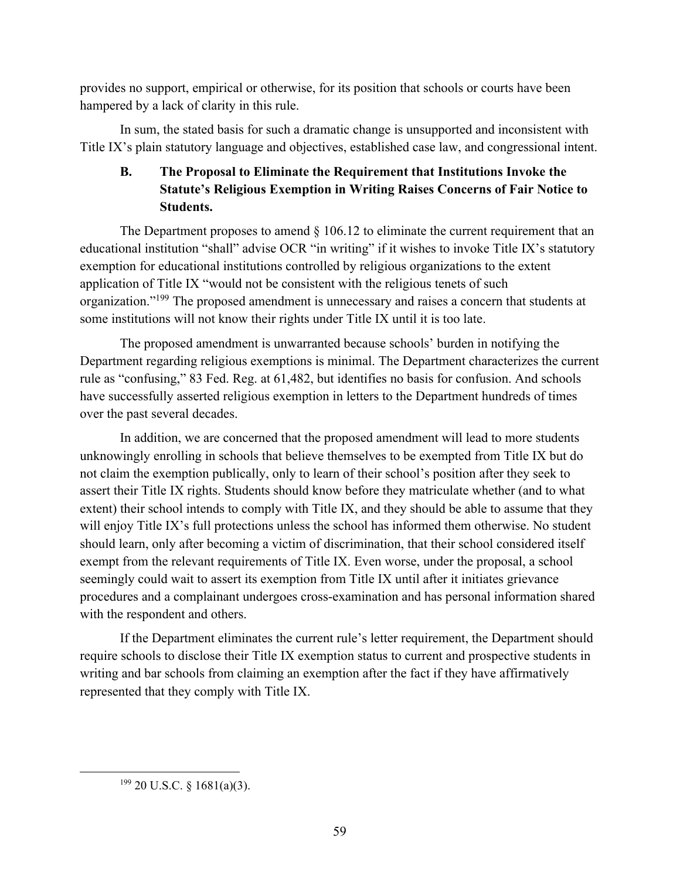provides no support, empirical or otherwise, for its position that schools or courts have been hampered by a lack of clarity in this rule.

In sum, the stated basis for such a dramatic change is unsupported and inconsistent with Title IX's plain statutory language and objectives, established case law, and congressional intent.

### B. The Proposal to Eliminate the Requirement that Institutions Invoke the Statute's Religious Exemption in Writing Raises Concerns of Fair Notice to Students.

The Department proposes to amend § 106.12 to eliminate the current requirement that an educational institution "shall" advise OCR "in writing" if it wishes to invoke Title IX's statutory exemption for educational institutions controlled by religious organizations to the extent application of Title IX "would not be consistent with the religious tenets of such organization."[199] The proposed amendment is unnecessary and raises a concern that students at some institutions will not know their rights under Title IX until it is too late.

The proposed amendment is unwarranted because schools' burden in notifying the Department regarding religious exemptions is minimal. The Department characterizes the current rule as "confusing," 83 Fed. Reg. at 61,482, but identifies no basis for confusion. And schools have successfully asserted religious exemption in letters to the Department hundreds of times over the past several decades.

In addition, we are concerned that the proposed amendment will lead to more students unknowingly enrolling in schools that believe themselves to be exempted from Title IX but do not claim the exemption publically, only to learn of their school's position after they seek to assert their Title IX rights. Students should know before they matriculate whether (and to what extent) their school intends to comply with Title IX, and they should be able to assume that they will enjoy Title IX's full protections unless the school has informed them otherwise. No student should learn, only after becoming a victim of discrimination, that their school considered itself exempt from the relevant requirements of Title IX. Even worse, under the proposal, a school seemingly could wait to assert its exemption from Title IX until after it initiates grievance procedures and a complainant undergoes cross-examination and has personal information shared with the respondent and others.

If the Department eliminates the current rule's letter requirement, the Department should require schools to disclose their Title IX exemption status to current and prospective students in writing and bar schools from claiming an exemption after the fact if they have affirmatively represented that they comply with Title IX.

---

[199] 20 U.S.C. § 1681(a)(3).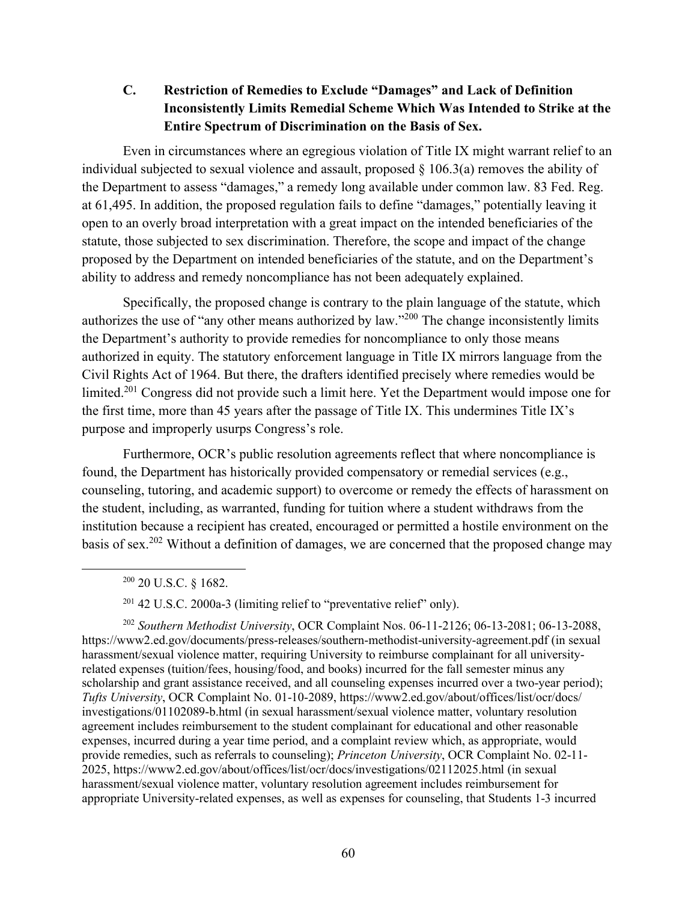### C. Restriction of Remedies to Exclude "Damages" and Lack of Definition Inconsistently Limits Remedial Scheme Which Was Intended to Strike at the Entire Spectrum of Discrimination on the Basis of Sex.

Even in circumstances where an egregious violation of Title IX might warrant relief to an individual subjected to sexual violence and assault, proposed § 106.3(a) removes the ability of the Department to assess "damages," a remedy long available under common law. 83 Fed. Reg. at 61,495. In addition, the proposed regulation fails to define "damages," potentially leaving it open to an overly broad interpretation with a great impact on the intended beneficiaries of the statute, those subjected to sex discrimination. Therefore, the scope and impact of the change proposed by the Department on intended beneficiaries of the statute, and on the Department's ability to address and remedy noncompliance has not been adequately explained.

Specifically, the proposed change is contrary to the plain language of the statute, which authorizes the use of "any other means authorized by law."[200] The change inconsistently limits the Department's authority to provide remedies for noncompliance to only those means authorized in equity. The statutory enforcement language in Title IX mirrors language from the Civil Rights Act of 1964. But there, the drafters identified precisely where remedies would be limited.[201] Congress did not provide such a limit here. Yet the Department would impose one for the first time, more than 45 years after the passage of Title IX. This undermines Title IX's purpose and improperly usurps Congress's role.

Furthermore, OCR's public resolution agreements reflect that where noncompliance is found, the Department has historically provided compensatory or remedial services (e.g., counseling, tutoring, and academic support) to overcome or remedy the effects of harassment on the student, including, as warranted, funding for tuition where a student withdraws from the institution because a recipient has created, encouraged or permitted a hostile environment on the basis of sex.[202] Without a definition of damages, we are concerned that the proposed change may

---

[200] 20 U.S.C. § 1682.

[201] 42 U.S.C. 2000a-3 (limiting relief to "preventative relief" only).

[202] *Southern Methodist University*, OCR Complaint Nos. 06-11-2126; 06-13-2081; 06-13-2088, https://www2.ed.gov/documents/press-releases/southern-methodist-university-agreement.pdf (in sexual harassment/sexual violence matter, requiring University to reimburse complainant for all university-related expenses (tuition/fees, housing/food, and books) incurred for the fall semester minus any scholarship and grant assistance received, and all counseling expenses incurred over a two-year period); *Tufts University*, OCR Complaint No. 01-10-2089, https://www2.ed.gov/about/offices/list/ocr/docs/investigations/01102089-b.html (in sexual harassment/sexual violence matter, voluntary resolution agreement includes reimbursement to the student complainant for educational and other reasonable expenses, incurred during a year time period, and a complaint review which, as appropriate, would provide remedies, such as referrals to counseling); *Princeton University*, OCR Complaint No. 02-11-2025, https://www2.ed.gov/about/offices/list/ocr/docs/investigations/02112025.html (in sexual harassment/sexual violence matter, voluntary resolution agreement includes reimbursement for appropriate University-related expenses, as well as expenses for counseling, that Students 1-3 incurred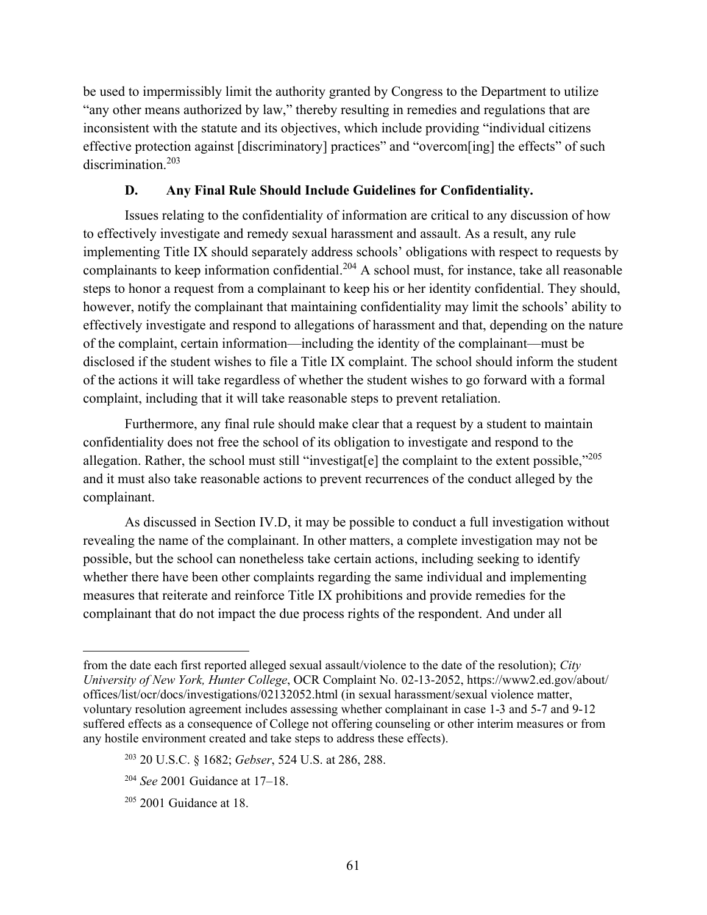be used to impermissibly limit the authority granted by Congress to the Department to utilize "any other means authorized by law," thereby resulting in remedies and regulations that are inconsistent with the statute and its objectives, which include providing "individual citizens effective protection against [discriminatory] practices" and "overcom[ing] the effects" of such discrimination.[203]

### D. Any Final Rule Should Include Guidelines for Confidentiality.

Issues relating to the confidentiality of information are critical to any discussion of how to effectively investigate and remedy sexual harassment and assault. As a result, any rule implementing Title IX should separately address schools' obligations with respect to requests by complainants to keep information confidential.[204] A school must, for instance, take all reasonable steps to honor a request from a complainant to keep his or her identity confidential. They should, however, notify the complainant that maintaining confidentiality may limit the schools' ability to effectively investigate and respond to allegations of harassment and that, depending on the nature of the complaint, certain information—including the identity of the complainant—must be disclosed if the student wishes to file a Title IX complaint. The school should inform the student of the actions it will take regardless of whether the student wishes to go forward with a formal complaint, including that it will take reasonable steps to prevent retaliation.

Furthermore, any final rule should make clear that a request by a student to maintain confidentiality does not free the school of its obligation to investigate and respond to the allegation. Rather, the school must still "investigat[e] the complaint to the extent possible,"[205] and it must also take reasonable actions to prevent recurrences of the conduct alleged by the complainant.

As discussed in Section IV.D, it may be possible to conduct a full investigation without revealing the name of the complainant. In other matters, a complete investigation may not be possible, but the school can nonetheless take certain actions, including seeking to identify whether there have been other complaints regarding the same individual and implementing measures that reiterate and reinforce Title IX prohibitions and provide remedies for the complainant that do not impact the due process rights of the respondent. And under all

---

from the date each first reported alleged sexual assault/violence to the date of the resolution); *City University of New York, Hunter College*, OCR Complaint No. 02-13-2052, https://www2.ed.gov/about/offices/list/ocr/docs/investigations/02132052.html (in sexual harassment/sexual violence matter, voluntary resolution agreement includes assessing whether complainant in case 1-3 and 5-7 and 9-12 suffered effects as a consequence of College not offering counseling or other interim measures or from any hostile environment created and take steps to address these effects).

[203] 20 U.S.C. § 1682; *Gebser*, 524 U.S. at 286, 288.

[204] *See* 2001 Guidance at 17–18.

[205] 2001 Guidance at 18.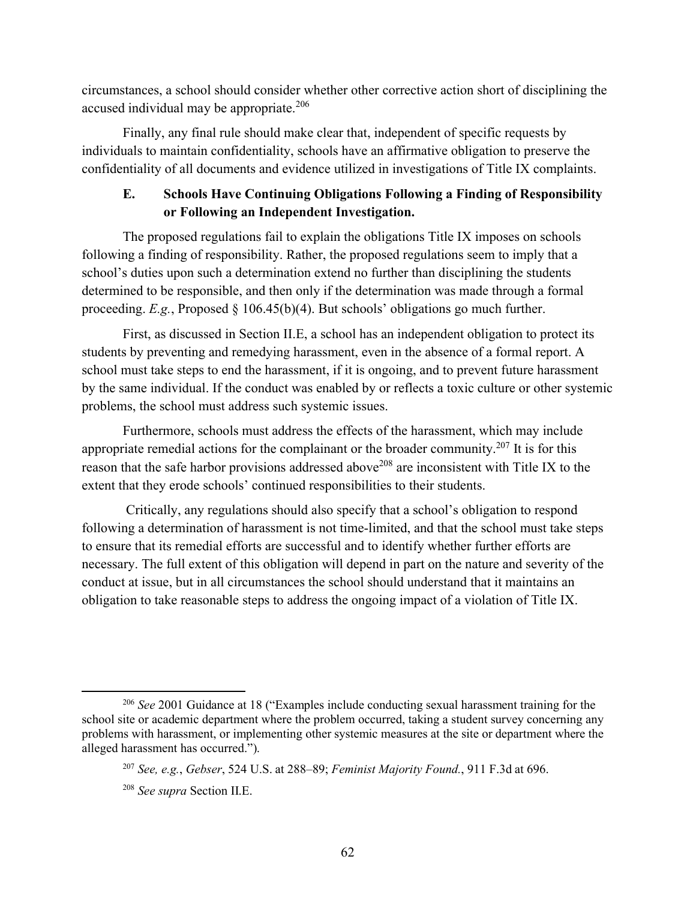circumstances, a school should consider whether other corrective action short of disciplining the accused individual may be appropriate.[206]

Finally, any final rule should make clear that, independent of specific requests by individuals to maintain confidentiality, schools have an affirmative obligation to preserve the confidentiality of all documents and evidence utilized in investigations of Title IX complaints.

### E. Schools Have Continuing Obligations Following a Finding of Responsibility or Following an Independent Investigation.

The proposed regulations fail to explain the obligations Title IX imposes on schools following a finding of responsibility. Rather, the proposed regulations seem to imply that a school's duties upon such a determination extend no further than disciplining the students determined to be responsible, and then only if the determination was made through a formal proceeding. *E.g.*, Proposed § 106.45(b)(4). But schools' obligations go much further.

First, as discussed in Section II.E, a school has an independent obligation to protect its students by preventing and remedying harassment, even in the absence of a formal report. A school must take steps to end the harassment, if it is ongoing, and to prevent future harassment by the same individual. If the conduct was enabled by or reflects a toxic culture or other systemic problems, the school must address such systemic issues.

Furthermore, schools must address the effects of the harassment, which may include appropriate remedial actions for the complainant or the broader community.[207] It is for this reason that the safe harbor provisions addressed above[208] are inconsistent with Title IX to the extent that they erode schools' continued responsibilities to their students.

Critically, any regulations should also specify that a school's obligation to respond following a determination of harassment is not time-limited, and that the school must take steps to ensure that its remedial efforts are successful and to identify whether further efforts are necessary. The full extent of this obligation will depend in part on the nature and severity of the conduct at issue, but in all circumstances the school should understand that it maintains an obligation to take reasonable steps to address the ongoing impact of a violation of Title IX.

---

[206] *See* 2001 Guidance at 18 ("Examples include conducting sexual harassment training for the school site or academic department where the problem occurred, taking a student survey concerning any problems with harassment, or implementing other systemic measures at the site or department where the alleged harassment has occurred.").

[207] *See, e.g.*, *Gebser*, 524 U.S. at 288–89; *Feminist Majority Found.*, 911 F.3d at 696.

[208] *See supra* Section II.E.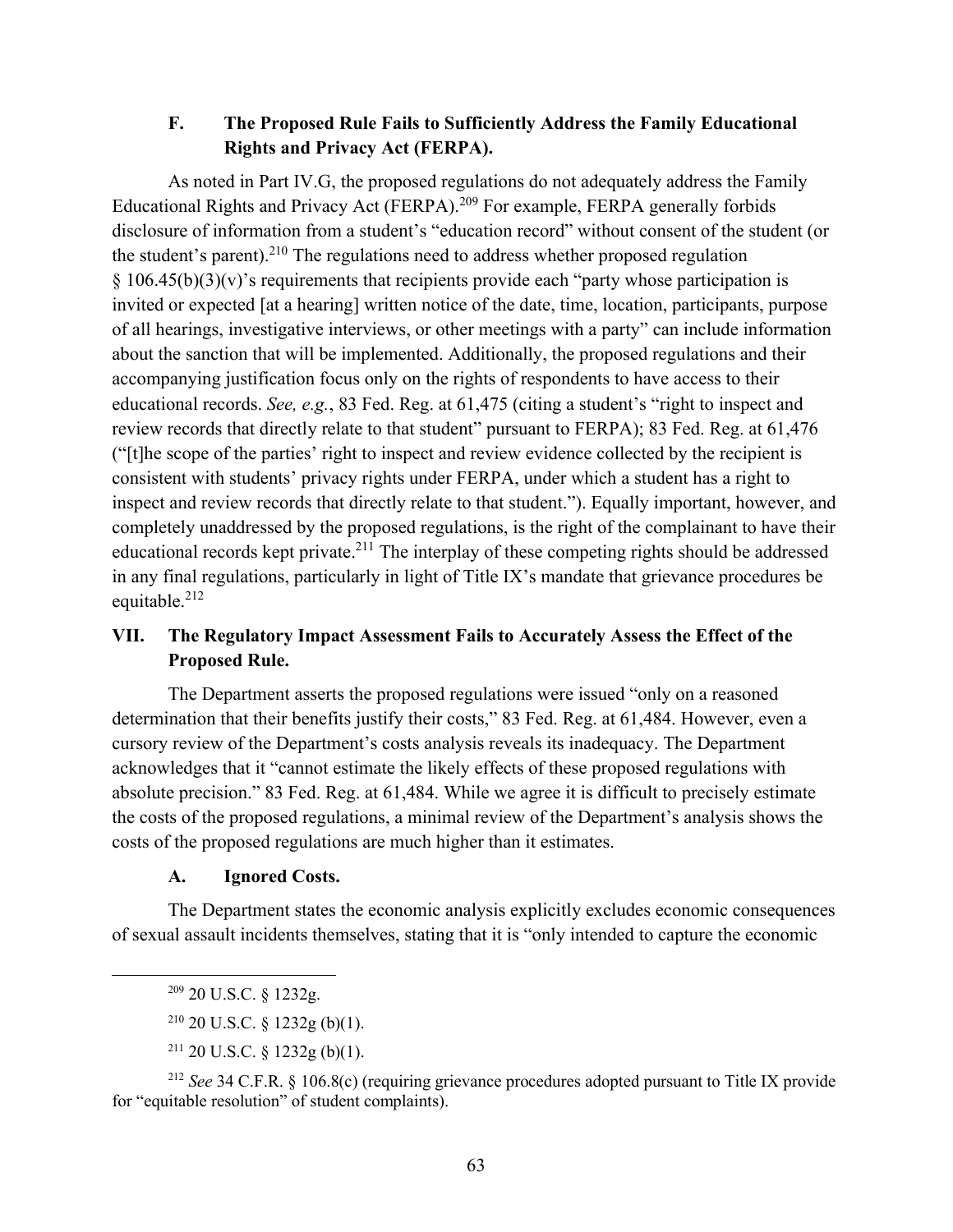### F. The Proposed Rule Fails to Sufficiently Address the Family Educational Rights and Privacy Act (FERPA).

As noted in Part IV.G, the proposed regulations do not adequately address the Family Educational Rights and Privacy Act (FERPA).[209] For example, FERPA generally forbids disclosure of information from a student's "education record" without consent of the student (or the student's parent).[210] The regulations need to address whether proposed regulation § 106.45(b)(3)(v)'s requirements that recipients provide each "party whose participation is invited or expected [at a hearing] written notice of the date, time, location, participants, purpose of all hearings, investigative interviews, or other meetings with a party" can include information about the sanction that will be implemented. Additionally, the proposed regulations and their accompanying justification focus only on the rights of respondents to have access to their educational records. *See, e.g.*, 83 Fed. Reg. at 61,475 (citing a student's "right to inspect and review records that directly relate to that student" pursuant to FERPA); 83 Fed. Reg. at 61,476 ("[t]he scope of the parties' right to inspect and review evidence collected by the recipient is consistent with students' privacy rights under FERPA, under which a student has a right to inspect and review records that directly relate to that student."). Equally important, however, and completely unaddressed by the proposed regulations, is the right of the complainant to have their educational records kept private.[211] The interplay of these competing rights should be addressed in any final regulations, particularly in light of Title IX's mandate that grievance procedures be equitable.[212]

## VII. The Regulatory Impact Assessment Fails to Accurately Assess the Effect of the Proposed Rule.

The Department asserts the proposed regulations were issued "only on a reasoned determination that their benefits justify their costs," 83 Fed. Reg. at 61,484. However, even a cursory review of the Department's costs analysis reveals its inadequacy. The Department acknowledges that it "cannot estimate the likely effects of these proposed regulations with absolute precision." 83 Fed. Reg. at 61,484. While we agree it is difficult to precisely estimate the costs of the proposed regulations, a minimal review of the Department's analysis shows the costs of the proposed regulations are much higher than it estimates.

### A. Ignored Costs.

The Department states the economic analysis explicitly excludes economic consequences of sexual assault incidents themselves, stating that it is "only intended to capture the economic

---

[209] 20 U.S.C. § 1232g.

[210] 20 U.S.C. § 1232g (b)(1).

[211] 20 U.S.C. § 1232g (b)(1).

[212] *See* 34 C.F.R. § 106.8(c) (requiring grievance procedures adopted pursuant to Title IX provide for "equitable resolution" of student complaints).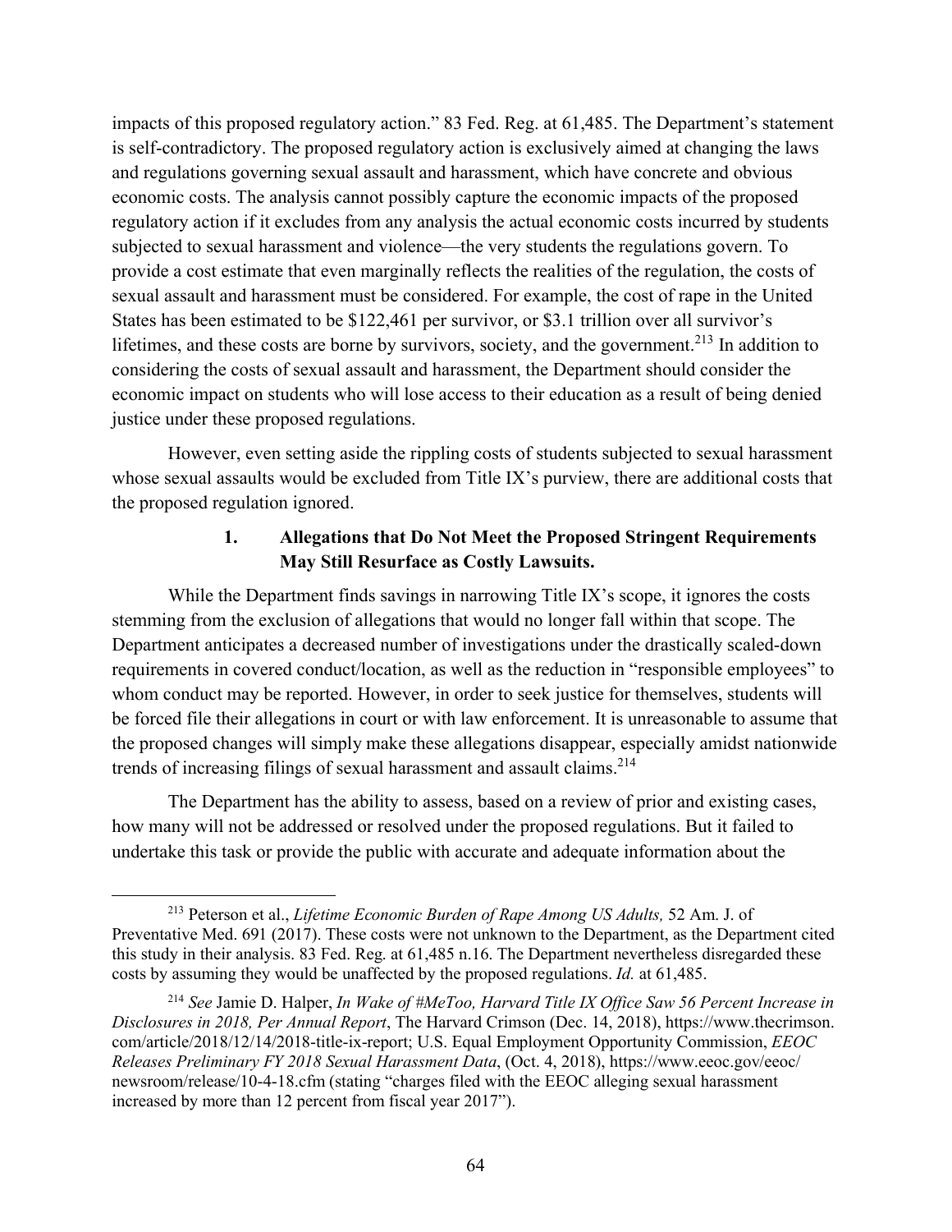impacts of this proposed regulatory action." 83 Fed. Reg. at 61,485. The Department's statement is self-contradictory. The proposed regulatory action is exclusively aimed at changing the laws and regulations governing sexual assault and harassment, which have concrete and obvious economic costs. The analysis cannot possibly capture the economic impacts of the proposed regulatory action if it excludes from any analysis the actual economic costs incurred by students subjected to sexual harassment and violence—the very students the regulations govern. To provide a cost estimate that even marginally reflects the realities of the regulation, the costs of sexual assault and harassment must be considered. For example, the cost of rape in the United States has been estimated to be $122,461 per survivor, or $3.1 trillion over all survivor's lifetimes, and these costs are borne by survivors, society, and the government.[213] In addition to considering the costs of sexual assault and harassment, the Department should consider the economic impact on students who will lose access to their education as a result of being denied justice under these proposed regulations.

However, even setting aside the rippling costs of students subjected to sexual harassment whose sexual assaults would be excluded from Title IX's purview, there are additional costs that the proposed regulation ignored.

#### 1. Allegations that Do Not Meet the Proposed Stringent Requirements May Still Resurface as Costly Lawsuits.

While the Department finds savings in narrowing Title IX's scope, it ignores the costs stemming from the exclusion of allegations that would no longer fall within that scope. The Department anticipates a decreased number of investigations under the drastically scaled-down requirements in covered conduct/location, as well as the reduction in "responsible employees" to whom conduct may be reported. However, in order to seek justice for themselves, students will be forced file their allegations in court or with law enforcement. It is unreasonable to assume that the proposed changes will simply make these allegations disappear, especially amidst nationwide trends of increasing filings of sexual harassment and assault claims.[214]

The Department has the ability to assess, based on a review of prior and existing cases, how many will not be addressed or resolved under the proposed regulations. But it failed to undertake this task or provide the public with accurate and adequate information about the

---

[213] Peterson et al., *Lifetime Economic Burden of Rape Among US Adults,* 52 Am. J. of Preventative Med. 691 (2017). These costs were not unknown to the Department, as the Department cited this study in their analysis. 83 Fed. Reg. at 61,485 n.16. The Department nevertheless disregarded these costs by assuming they would be unaffected by the proposed regulations. *Id.* at 61,485.

[214] *See* Jamie D. Halper, *In Wake of #MeToo, Harvard Title IX Office Saw 56 Percent Increase in Disclosures in 2018, Per Annual Report*, The Harvard Crimson (Dec. 14, 2018), https://www.thecrimson.com/article/2018/12/14/2018-title-ix-report; U.S. Equal Employment Opportunity Commission, *EEOC Releases Preliminary FY 2018 Sexual Harassment Data*, (Oct. 4, 2018), https://www.eeoc.gov/eeoc/newsroom/release/10-4-18.cfm (stating "charges filed with the EEOC alleging sexual harassment increased by more than 12 percent from fiscal year 2017").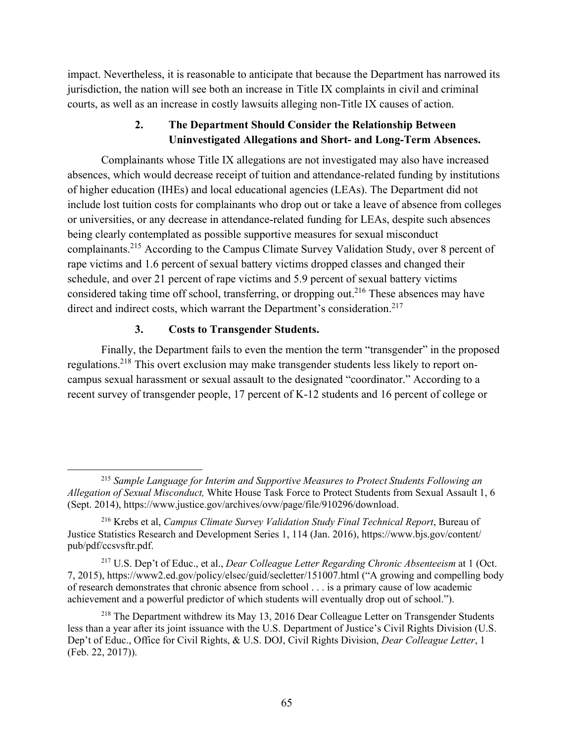impact. Nevertheless, it is reasonable to anticipate that because the Department has narrowed its jurisdiction, the nation will see both an increase in Title IX complaints in civil and criminal courts, as well as an increase in costly lawsuits alleging non-Title IX causes of action.

### 2. The Department Should Consider the Relationship Between Uninvestigated Allegations and Short- and Long-Term Absences.

Complainants whose Title IX allegations are not investigated may also have increased absences, which would decrease receipt of tuition and attendance-related funding by institutions of higher education (IHEs) and local educational agencies (LEAs). The Department did not include lost tuition costs for complainants who drop out or take a leave of absence from colleges or universities, or any decrease in attendance-related funding for LEAs, despite such absences being clearly contemplated as possible supportive measures for sexual misconduct complainants.[215] According to the Campus Climate Survey Validation Study, over 8 percent of rape victims and 1.6 percent of sexual battery victims dropped classes and changed their schedule, and over 21 percent of rape victims and 5.9 percent of sexual battery victims considered taking time off school, transferring, or dropping out.[216] These absences may have direct and indirect costs, which warrant the Department's consideration.[217]

### 3. Costs to Transgender Students.

Finally, the Department fails to even the mention the term "transgender" in the proposed regulations.[218] This overt exclusion may make transgender students less likely to report on-campus sexual harassment or sexual assault to the designated "coordinator." According to a recent survey of transgender people, 17 percent of K-12 students and 16 percent of college or

---

[215] *Sample Language for Interim and Supportive Measures to Protect Students Following an Allegation of Sexual Misconduct,* White House Task Force to Protect Students from Sexual Assault 1, 6 (Sept. 2014), https://www.justice.gov/archives/ovw/page/file/910296/download.

[216] Krebs et al, *Campus Climate Survey Validation Study Final Technical Report*, Bureau of Justice Statistics Research and Development Series 1, 114 (Jan. 2016), https://www.bjs.gov/content/pub/pdf/ccsvsftr.pdf.

[217] U.S. Dep't of Educ., et al., *Dear Colleague Letter Regarding Chronic Absenteeism* at 1 (Oct. 7, 2015), https://www2.ed.gov/policy/elsec/guid/secletter/151007.html ("A growing and compelling body of research demonstrates that chronic absence from school . . . is a primary cause of low academic achievement and a powerful predictor of which students will eventually drop out of school.").

[218] The Department withdrew its May 13, 2016 Dear Colleague Letter on Transgender Students less than a year after its joint issuance with the U.S. Department of Justice's Civil Rights Division (U.S. Dep't of Educ., Office for Civil Rights, & U.S. DOJ, Civil Rights Division, *Dear Colleague Letter*, 1 (Feb. 22, 2017)).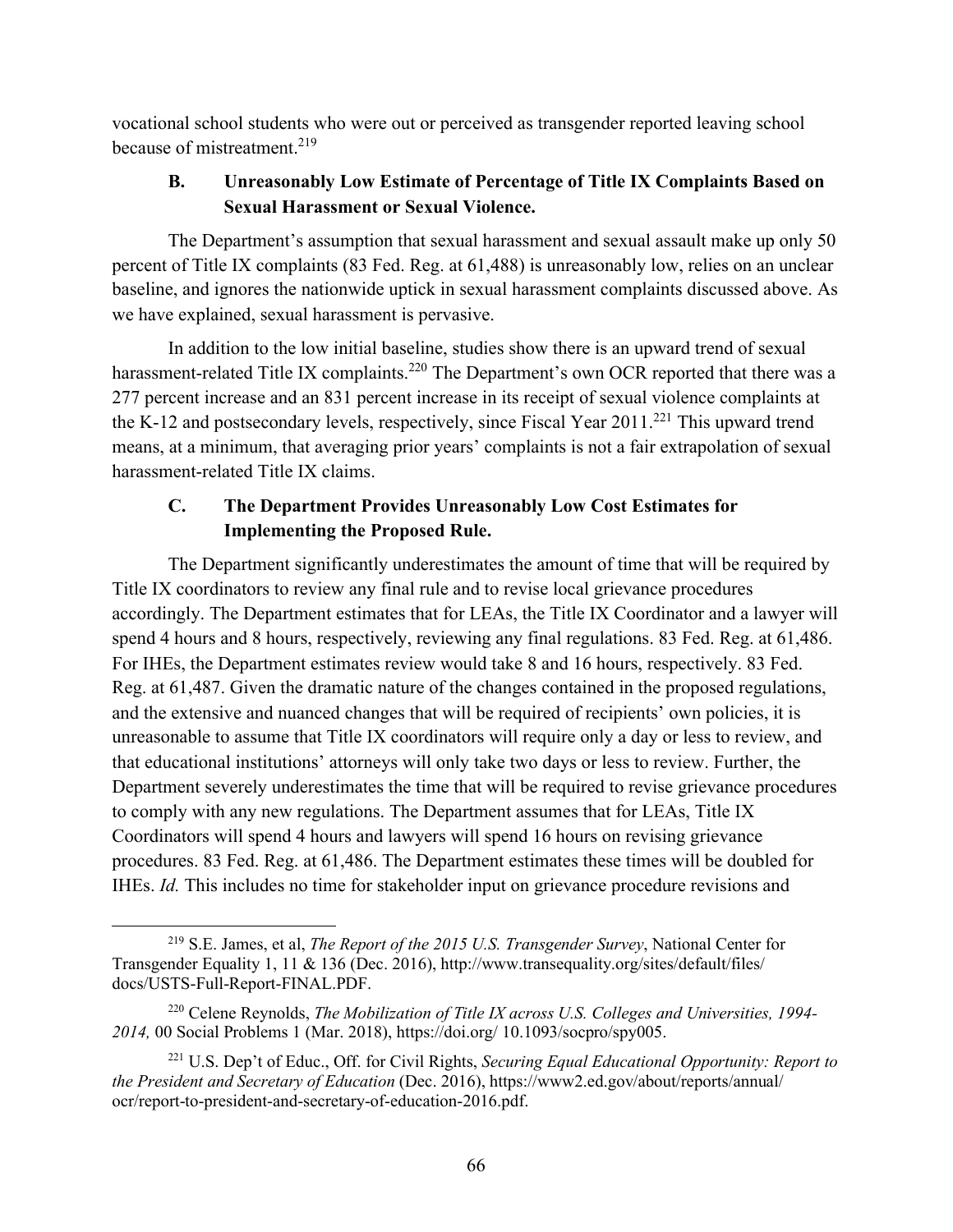vocational school students who were out or perceived as transgender reported leaving school because of mistreatment.[219]

### B. Unreasonably Low Estimate of Percentage of Title IX Complaints Based on Sexual Harassment or Sexual Violence.

The Department's assumption that sexual harassment and sexual assault make up only 50 percent of Title IX complaints (83 Fed. Reg. at 61,488) is unreasonably low, relies on an unclear baseline, and ignores the nationwide uptick in sexual harassment complaints discussed above. As we have explained, sexual harassment is pervasive.

In addition to the low initial baseline, studies show there is an upward trend of sexual harassment-related Title IX complaints.[220] The Department's own OCR reported that there was a 277 percent increase and an 831 percent increase in its receipt of sexual violence complaints at the K-12 and postsecondary levels, respectively, since Fiscal Year 2011.[221] This upward trend means, at a minimum, that averaging prior years' complaints is not a fair extrapolation of sexual harassment-related Title IX claims.

### C. The Department Provides Unreasonably Low Cost Estimates for Implementing the Proposed Rule.

The Department significantly underestimates the amount of time that will be required by Title IX coordinators to review any final rule and to revise local grievance procedures accordingly. The Department estimates that for LEAs, the Title IX Coordinator and a lawyer will spend 4 hours and 8 hours, respectively, reviewing any final regulations. 83 Fed. Reg. at 61,486. For IHEs, the Department estimates review would take 8 and 16 hours, respectively. 83 Fed. Reg. at 61,487. Given the dramatic nature of the changes contained in the proposed regulations, and the extensive and nuanced changes that will be required of recipients' own policies, it is unreasonable to assume that Title IX coordinators will require only a day or less to review, and that educational institutions' attorneys will only take two days or less to review. Further, the Department severely underestimates the time that will be required to revise grievance procedures to comply with any new regulations. The Department assumes that for LEAs, Title IX Coordinators will spend 4 hours and lawyers will spend 16 hours on revising grievance procedures. 83 Fed. Reg. at 61,486. The Department estimates these times will be doubled for IHEs. *Id.* This includes no time for stakeholder input on grievance procedure revisions and

---

[219] S.E. James, et al, *The Report of the 2015 U.S. Transgender Survey*, National Center for Transgender Equality 1, 11 & 136 (Dec. 2016), http://www.transequality.org/sites/default/files/docs/USTS-Full-Report-FINAL.PDF.

[220] Celene Reynolds, *The Mobilization of Title IX across U.S. Colleges and Universities, 1994-2014,* 00 Social Problems 1 (Mar. 2018), https://doi.org/ 10.1093/socpro/spy005.

[221] U.S. Dep't of Educ., Off. for Civil Rights, *Securing Equal Educational Opportunity: Report to the President and Secretary of Education* (Dec. 2016), https://www2.ed.gov/about/reports/annual/ocr/report-to-president-and-secretary-of-education-2016.pdf.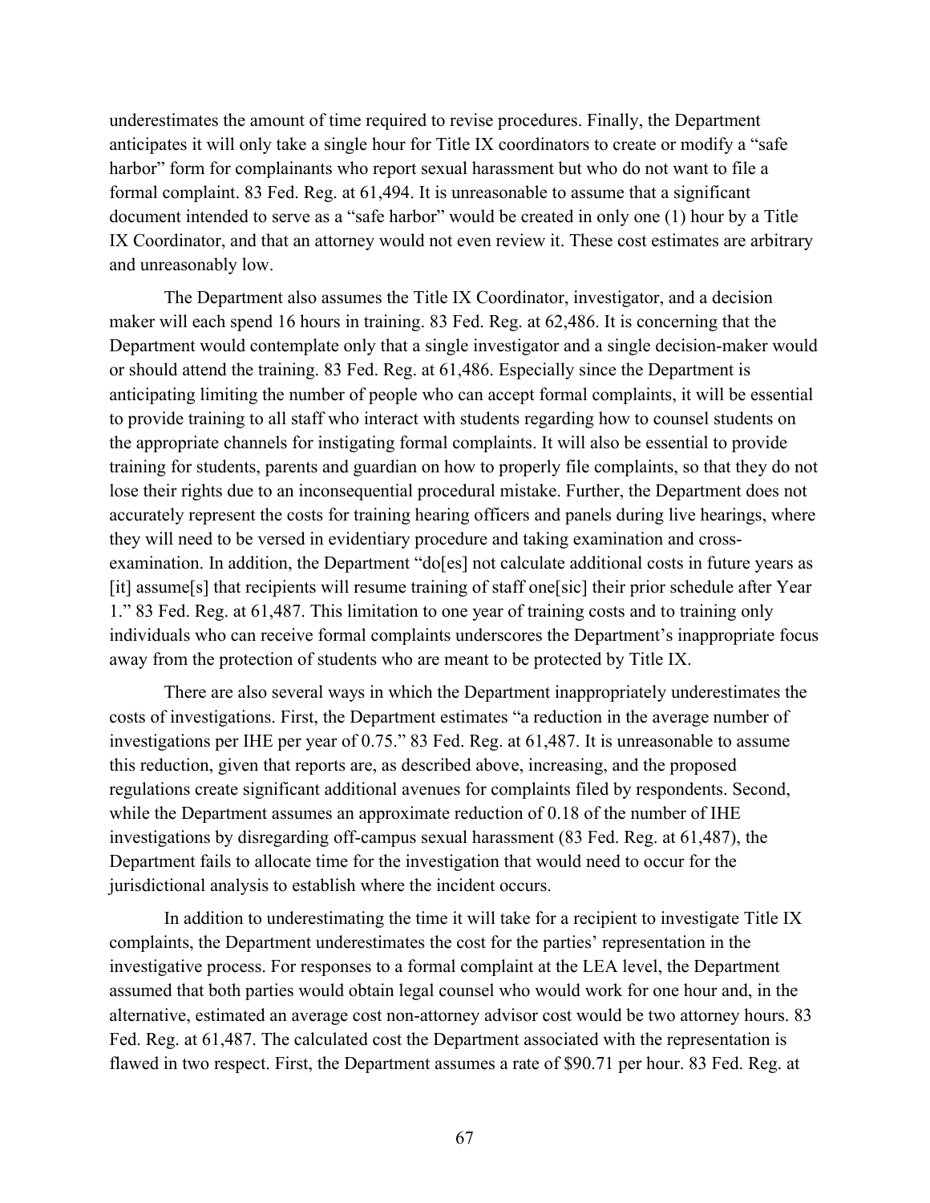underestimates the amount of time required to revise procedures. Finally, the Department anticipates it will only take a single hour for Title IX coordinators to create or modify a "safe harbor" form for complainants who report sexual harassment but who do not want to file a formal complaint. 83 Fed. Reg. at 61,494. It is unreasonable to assume that a significant document intended to serve as a "safe harbor" would be created in only one (1) hour by a Title IX Coordinator, and that an attorney would not even review it. These cost estimates are arbitrary and unreasonably low.

The Department also assumes the Title IX Coordinator, investigator, and a decision maker will each spend 16 hours in training. 83 Fed. Reg. at 62,486. It is concerning that the Department would contemplate only that a single investigator and a single decision-maker would or should attend the training. 83 Fed. Reg. at 61,486. Especially since the Department is anticipating limiting the number of people who can accept formal complaints, it will be essential to provide training to all staff who interact with students regarding how to counsel students on the appropriate channels for instigating formal complaints. It will also be essential to provide training for students, parents and guardian on how to properly file complaints, so that they do not lose their rights due to an inconsequential procedural mistake. Further, the Department does not accurately represent the costs for training hearing officers and panels during live hearings, where they will need to be versed in evidentiary procedure and taking examination and cross-examination. In addition, the Department "do[es] not calculate additional costs in future years as [it] assume[s] that recipients will resume training of staff one[sic] their prior schedule after Year 1." 83 Fed. Reg. at 61,487. This limitation to one year of training costs and to training only individuals who can receive formal complaints underscores the Department's inappropriate focus away from the protection of students who are meant to be protected by Title IX.

There are also several ways in which the Department inappropriately underestimates the costs of investigations. First, the Department estimates "a reduction in the average number of investigations per IHE per year of 0.75." 83 Fed. Reg. at 61,487. It is unreasonable to assume this reduction, given that reports are, as described above, increasing, and the proposed regulations create significant additional avenues for complaints filed by respondents. Second, while the Department assumes an approximate reduction of 0.18 of the number of IHE investigations by disregarding off-campus sexual harassment (83 Fed. Reg. at 61,487), the Department fails to allocate time for the investigation that would need to occur for the jurisdictional analysis to establish where the incident occurs.

In addition to underestimating the time it will take for a recipient to investigate Title IX complaints, the Department underestimates the cost for the parties' representation in the investigative process. For responses to a formal complaint at the LEA level, the Department assumed that both parties would obtain legal counsel who would work for one hour and, in the alternative, estimated an average cost non-attorney advisor cost would be two attorney hours. 83 Fed. Reg. at 61,487. The calculated cost the Department associated with the representation is flawed in two respect. First, the Department assumes a rate of $90.71 per hour. 83 Fed. Reg. at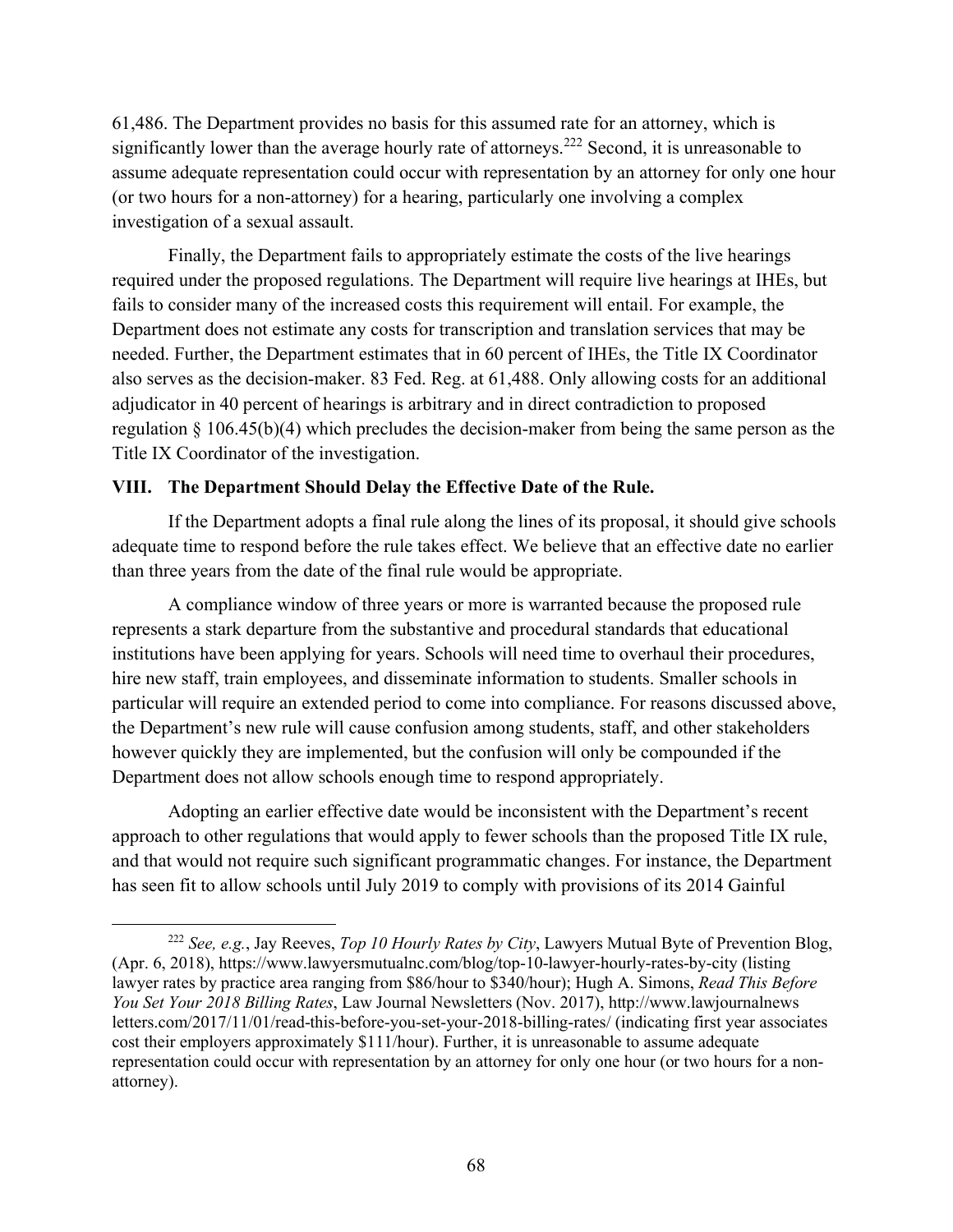61,486. The Department provides no basis for this assumed rate for an attorney, which is significantly lower than the average hourly rate of attorneys.[222] Second, it is unreasonable to assume adequate representation could occur with representation by an attorney for only one hour (or two hours for a non-attorney) for a hearing, particularly one involving a complex investigation of a sexual assault.

Finally, the Department fails to appropriately estimate the costs of the live hearings required under the proposed regulations. The Department will require live hearings at IHEs, but fails to consider many of the increased costs this requirement will entail. For example, the Department does not estimate any costs for transcription and translation services that may be needed. Further, the Department estimates that in 60 percent of IHEs, the Title IX Coordinator also serves as the decision-maker. 83 Fed. Reg. at 61,488. Only allowing costs for an additional adjudicator in 40 percent of hearings is arbitrary and in direct contradiction to proposed regulation § 106.45(b)(4) which precludes the decision-maker from being the same person as the Title IX Coordinator of the investigation.

## VIII. The Department Should Delay the Effective Date of the Rule.

If the Department adopts a final rule along the lines of its proposal, it should give schools adequate time to respond before the rule takes effect. We believe that an effective date no earlier than three years from the date of the final rule would be appropriate.

A compliance window of three years or more is warranted because the proposed rule represents a stark departure from the substantive and procedural standards that educational institutions have been applying for years. Schools will need time to overhaul their procedures, hire new staff, train employees, and disseminate information to students. Smaller schools in particular will require an extended period to come into compliance. For reasons discussed above, the Department's new rule will cause confusion among students, staff, and other stakeholders however quickly they are implemented, but the confusion will only be compounded if the Department does not allow schools enough time to respond appropriately.

Adopting an earlier effective date would be inconsistent with the Department's recent approach to other regulations that would apply to fewer schools than the proposed Title IX rule, and that would not require such significant programmatic changes. For instance, the Department has seen fit to allow schools until July 2019 to comply with provisions of its 2014 Gainful

---

[222] *See, e.g.*, Jay Reeves, *Top 10 Hourly Rates by City*, Lawyers Mutual Byte of Prevention Blog, (Apr. 6, 2018), https://www.lawyersmutualnc.com/blog/top-10-lawyer-hourly-rates-by-city (listing lawyer rates by practice area ranging from $86/hour to $340/hour); Hugh A. Simons, *Read This Before You Set Your 2018 Billing Rates*, Law Journal Newsletters (Nov. 2017), http://www.lawjournalnewsletters.com/2017/11/01/read-this-before-you-set-your-2018-billing-rates/ (indicating first year associates cost their employers approximately $111/hour). Further, it is unreasonable to assume adequate representation could occur with representation by an attorney for only one hour (or two hours for a non-attorney).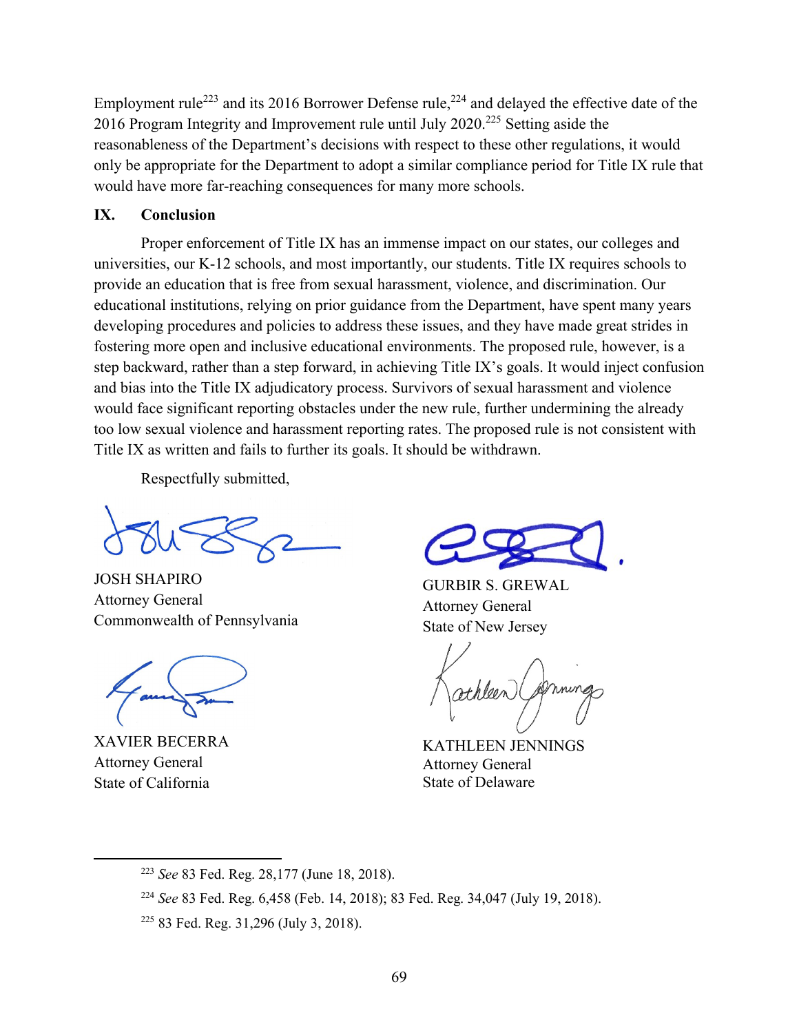Employment rule[223] and its 2016 Borrower Defense rule,[224] and delayed the effective date of the 2016 Program Integrity and Improvement rule until July 2020.[225] Setting aside the reasonableness of the Department's decisions with respect to these other regulations, it would only be appropriate for the Department to adopt a similar compliance period for Title IX rule that would have more far-reaching consequences for many more schools.

## IX. Conclusion

Proper enforcement of Title IX has an immense impact on our states, our colleges and universities, our K-12 schools, and most importantly, our students. Title IX requires schools to provide an education that is free from sexual harassment, violence, and discrimination. Our educational institutions, relying on prior guidance from the Department, have spent many years developing procedures and policies to address these issues, and they have made great strides in fostering more open and inclusive educational environments. The proposed rule, however, is a step backward, rather than a step forward, in achieving Title IX's goals. It would inject confusion and bias into the Title IX adjudicatory process. Survivors of sexual harassment and violence would face significant reporting obstacles under the new rule, further undermining the already too low sexual violence and harassment reporting rates. The proposed rule is not consistent with Title IX as written and fails to further its goals. It should be withdrawn.

Respectfully submitted,

JOSH SHAPIRO
Attorney General
Commonwealth of Pennsylvania

GURBIR S. GREWAL
Attorney General
State of New Jersey

XAVIER BECERRA
Attorney General
State of California

KATHLEEN JENNINGS
Attorney General
State of Delaware

---

[223] *See* 83 Fed. Reg. 28,177 (June 18, 2018).

[224] *See* 83 Fed. Reg. 6,458 (Feb. 14, 2018); 83 Fed. Reg. 34,047 (July 19, 2018).

[225] 83 Fed. Reg. 31,296 (July 3, 2018).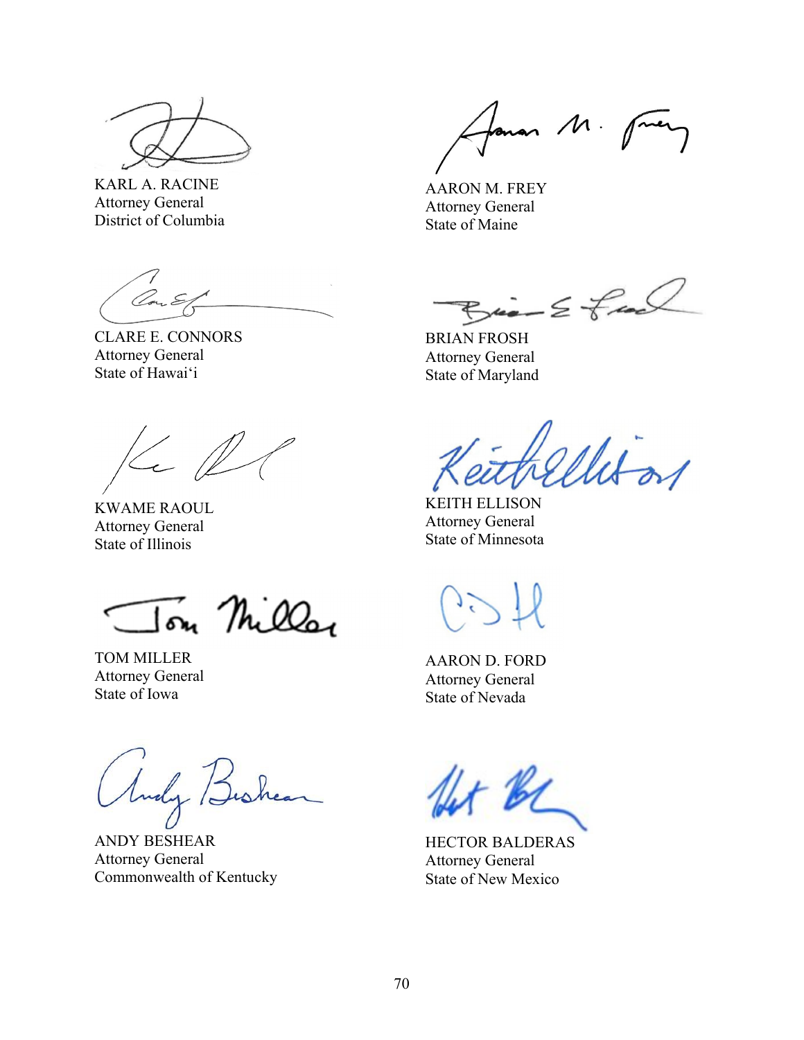KARL A. RACINE
Attorney General
District of Columbia

AARON M. FREY
Attorney General
State of Maine

CLARE E. CONNORS
Attorney General
State of Hawai'i

BRIAN FROSH
Attorney General
State of Maryland

KWAME RAOUL
Attorney General
State of Illinois

KEITH ELLISON
Attorney General
State of Minnesota

TOM MILLER
Attorney General
State of Iowa

AARON D. FORD
Attorney General
State of Nevada

ANDY BESHEAR
Attorney General
Commonwealth of Kentucky

HECTOR BALDERAS
Attorney General
State of New Mexico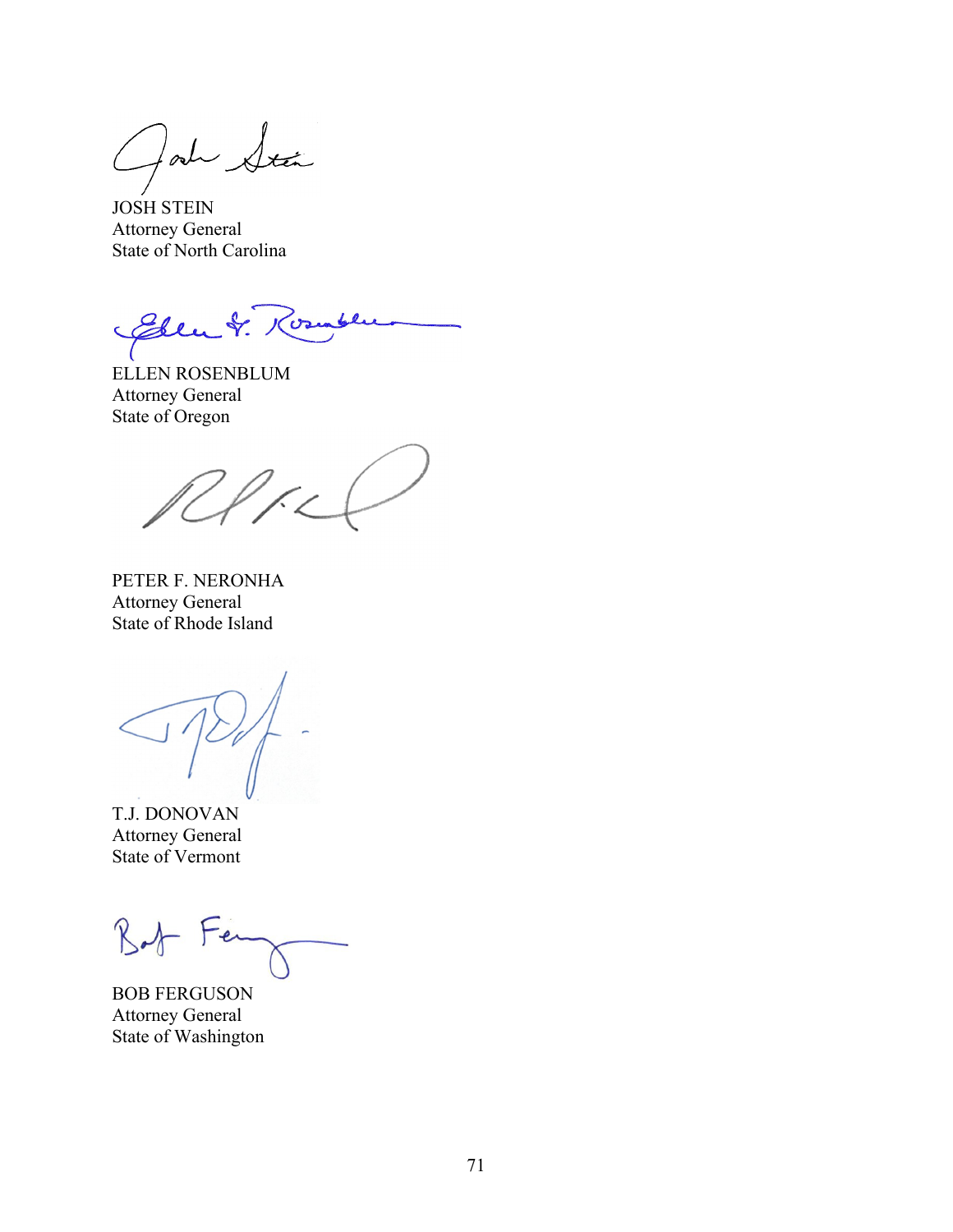JOSH STEIN
Attorney General
State of North Carolina

ELLEN ROSENBLUM
Attorney General
State of Oregon

PETER F. NERONHA
Attorney General
State of Rhode Island

T.J. DONOVAN
Attorney General
State of Vermont

BOB FERGUSON
Attorney General
State of Washington